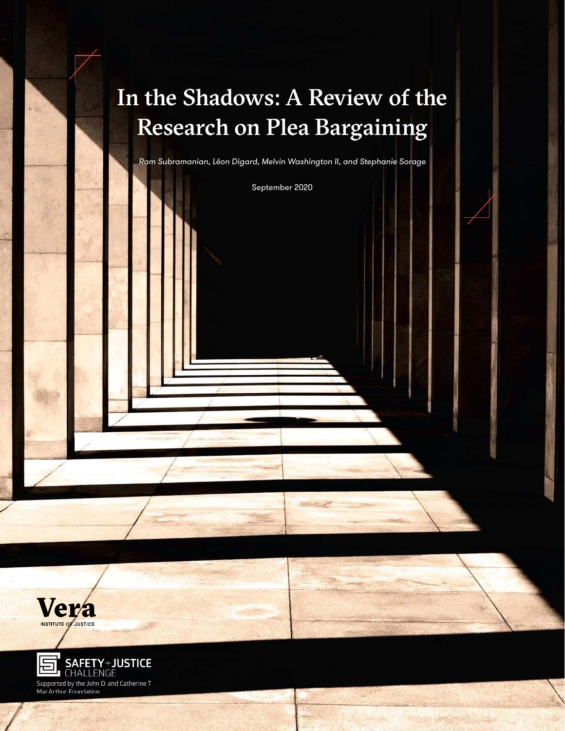# In the Shadows: A Review of the Research on Plea Bargaining

*Ram Subramanian, Léon Digard, Melvin Washington II, and Stephanie Sorage*

September 2020

Vera INSTITUTE OF JUSTICE

SAFETY+JUSTICE CHALLENGE

Supported by the John D. and Catherine T. MacArthur Foundation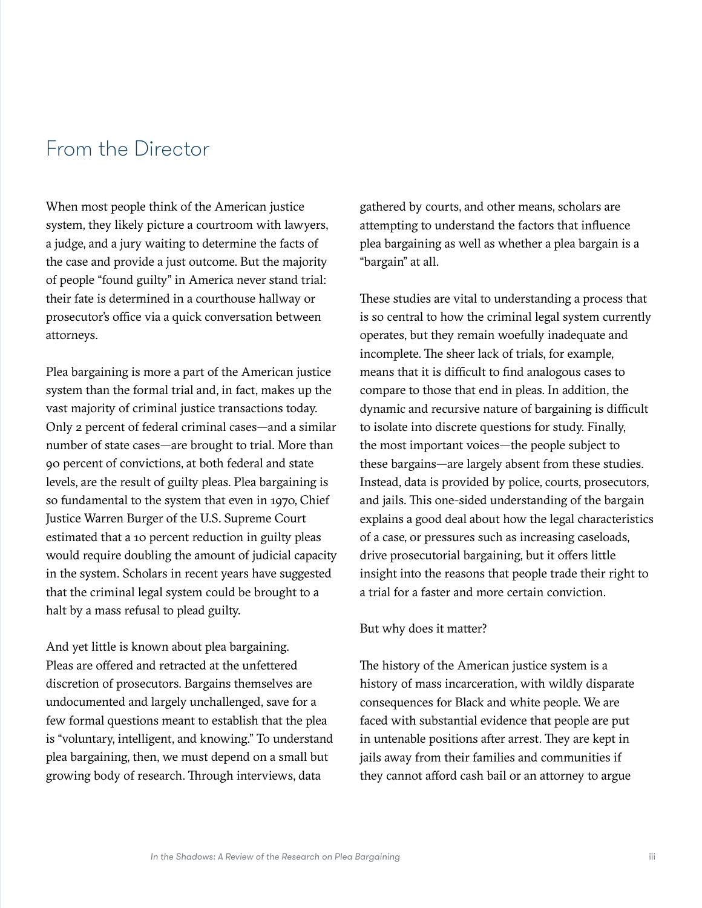## From the Director

When most people think of the American justice system, they likely picture a courtroom with lawyers, a judge, and a jury waiting to determine the facts of the case and provide a just outcome. But the majority of people "found guilty" in America never stand trial: their fate is determined in a courthouse hallway or prosecutor's office via a quick conversation between attorneys.

Plea bargaining is more a part of the American justice system than the formal trial and, in fact, makes up the vast majority of criminal justice transactions today. Only 2 percent of federal criminal cases—and a similar number of state cases—are brought to trial. More than 90 percent of convictions, at both federal and state levels, are the result of guilty pleas. Plea bargaining is so fundamental to the system that even in 1970, Chief Justice Warren Burger of the U.S. Supreme Court estimated that a 10 percent reduction in guilty pleas would require doubling the amount of judicial capacity in the system. Scholars in recent years have suggested that the criminal legal system could be brought to a halt by a mass refusal to plead guilty.

And yet little is known about plea bargaining. Pleas are offered and retracted at the unfettered discretion of prosecutors. Bargains themselves are undocumented and largely unchallenged, save for a few formal questions meant to establish that the plea is "voluntary, intelligent, and knowing." To understand plea bargaining, then, we must depend on a small but growing body of research. Through interviews, data gathered by courts, and other means, scholars are attempting to understand the factors that influence plea bargaining as well as whether a plea bargain is a "bargain" at all.

These studies are vital to understanding a process that is so central to how the criminal legal system currently operates, but they remain woefully inadequate and incomplete. The sheer lack of trials, for example, means that it is difficult to find analogous cases to compare to those that end in pleas. In addition, the dynamic and recursive nature of bargaining is difficult to isolate into discrete questions for study. Finally, the most important voices—the people subject to these bargains—are largely absent from these studies. Instead, data is provided by police, courts, prosecutors, and jails. This one-sided understanding of the bargain explains a good deal about how the legal characteristics of a case, or pressures such as increasing caseloads, drive prosecutorial bargaining, but it offers little insight into the reasons that people trade their right to a trial for a faster and more certain conviction.

But why does it matter?

The history of the American justice system is a history of mass incarceration, with wildly disparate consequences for Black and white people. We are faced with substantial evidence that people are put in untenable positions after arrest. They are kept in jails away from their families and communities if they cannot afford cash bail or an attorney to argue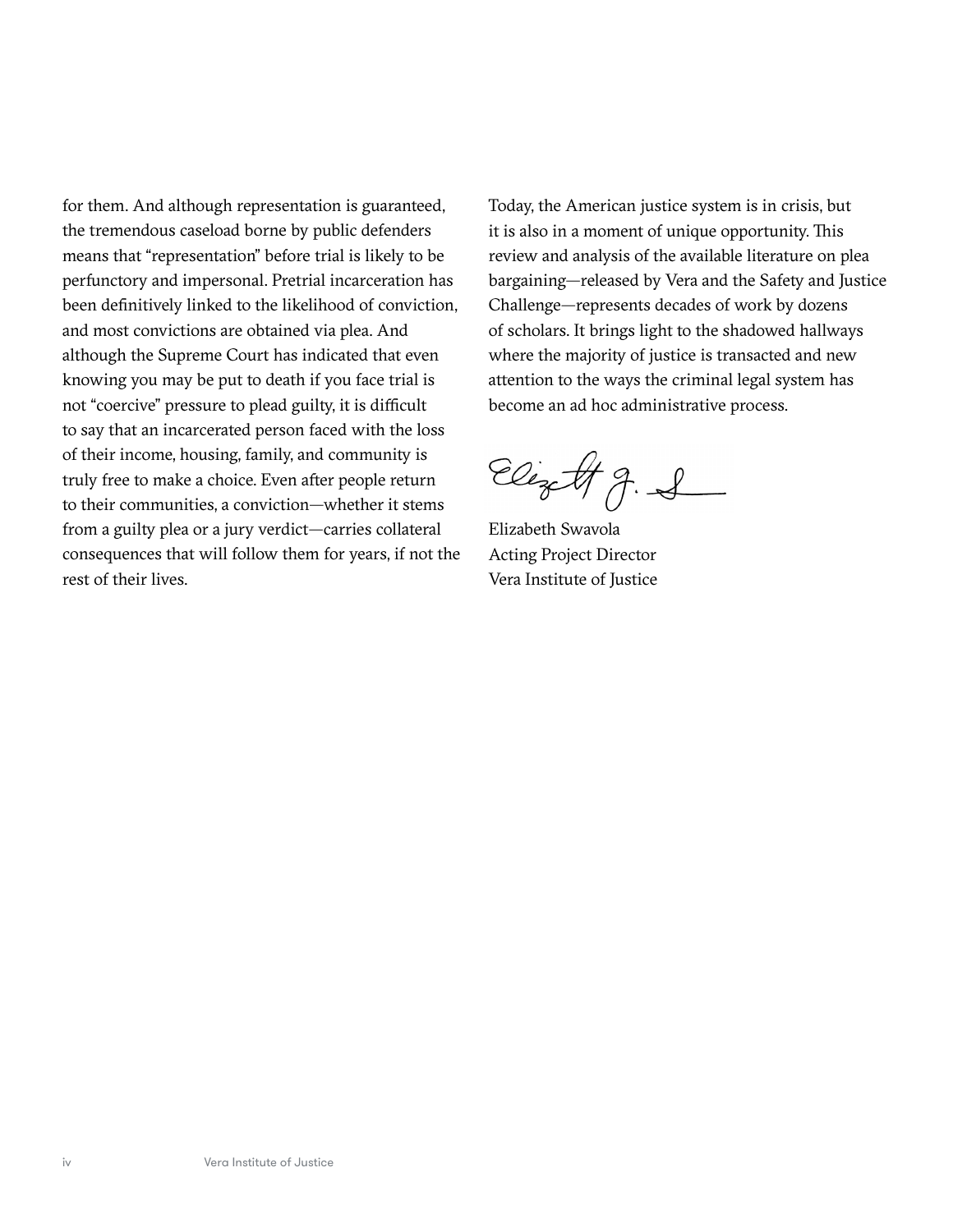for them. And although representation is guaranteed, the tremendous caseload borne by public defenders means that "representation" before trial is likely to be perfunctory and impersonal. Pretrial incarceration has been definitively linked to the likelihood of conviction, and most convictions are obtained via plea. And although the Supreme Court has indicated that even knowing you may be put to death if you face trial is not "coercive" pressure to plead guilty, it is difficult to say that an incarcerated person faced with the loss of their income, housing, family, and community is truly free to make a choice. Even after people return to their communities, a conviction—whether it stems from a guilty plea or a jury verdict—carries collateral consequences that will follow them for years, if not the rest of their lives.

Today, the American justice system is in crisis, but it is also in a moment of unique opportunity. This review and analysis of the available literature on plea bargaining—released by Vera and the Safety and Justice Challenge—represents decades of work by dozens of scholars. It brings light to the shadowed hallways where the majority of justice is transacted and new attention to the ways the criminal legal system has become an ad hoc administrative process.

Elizabeth Swavola
Acting Project Director
Vera Institute of Justice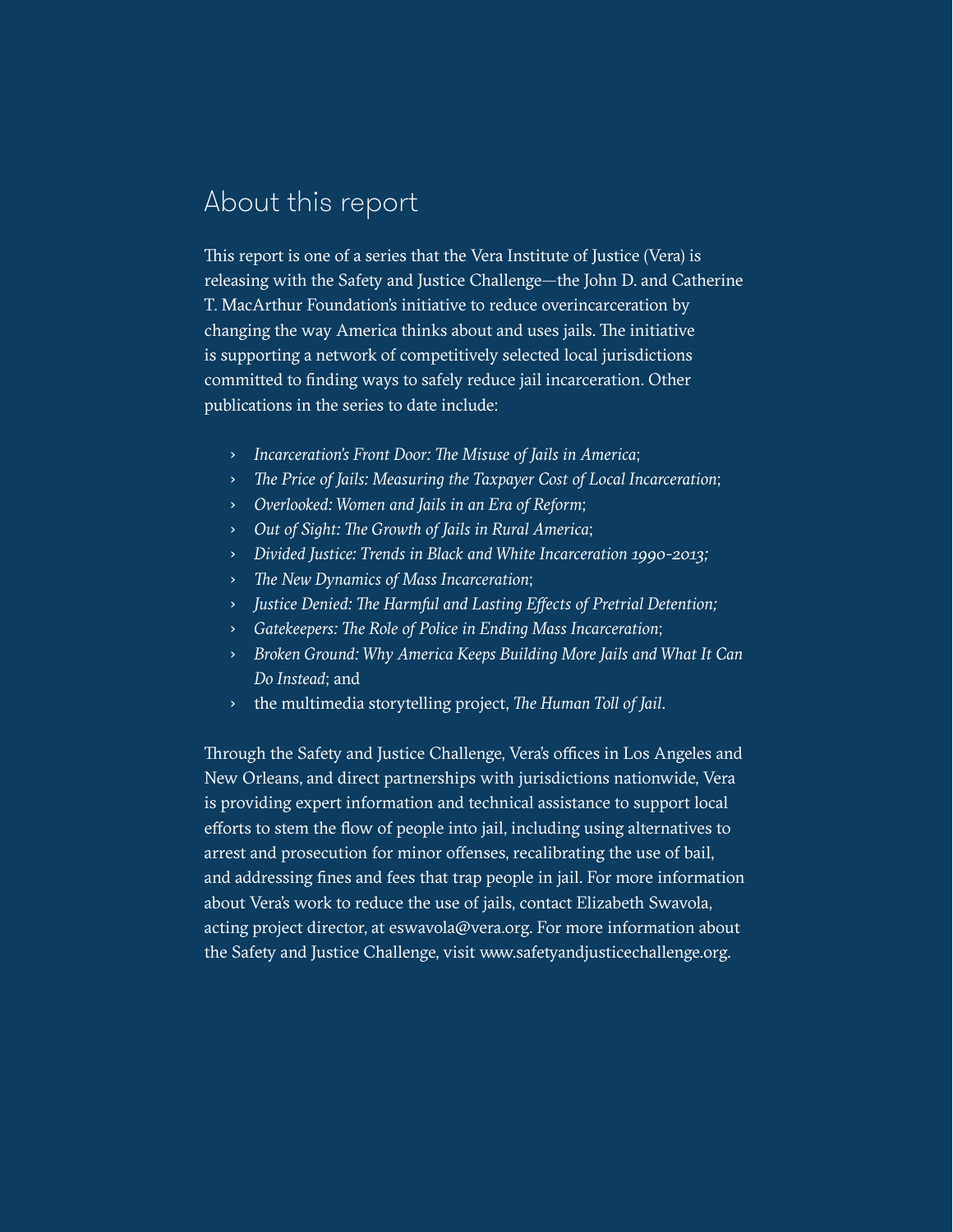## About this report

This report is one of a series that the Vera Institute of Justice (Vera) is releasing with the Safety and Justice Challenge—the John D. and Catherine T. MacArthur Foundation's initiative to reduce overincarceration by changing the way America thinks about and uses jails. The initiative is supporting a network of competitively selected local jurisdictions committed to finding ways to safely reduce jail incarceration. Other publications in the series to date include:

- *Incarceration's Front Door: The Misuse of Jails in America*;
- *The Price of Jails: Measuring the Taxpayer Cost of Local Incarceration*;
- *Overlooked: Women and Jails in an Era of Reform*;
- *Out of Sight: The Growth of Jails in Rural America*;
- *Divided Justice: Trends in Black and White Incarceration 1990-2013;*
- *The New Dynamics of Mass Incarceration*;
- *Justice Denied: The Harmful and Lasting Effects of Pretrial Detention;*
- *Gatekeepers: The Role of Police in Ending Mass Incarceration*;
- *Broken Ground: Why America Keeps Building More Jails and What It Can Do Instead*; and
- the multimedia storytelling project, *The Human Toll of Jail*.

Through the Safety and Justice Challenge, Vera's offices in Los Angeles and New Orleans, and direct partnerships with jurisdictions nationwide, Vera is providing expert information and technical assistance to support local efforts to stem the flow of people into jail, including using alternatives to arrest and prosecution for minor offenses, recalibrating the use of bail, and addressing fines and fees that trap people in jail. For more information about Vera's work to reduce the use of jails, contact Elizabeth Swavola, acting project director, at eswavola@vera.org. For more information about the Safety and Justice Challenge, visit www.safetyandjusticechallenge.org.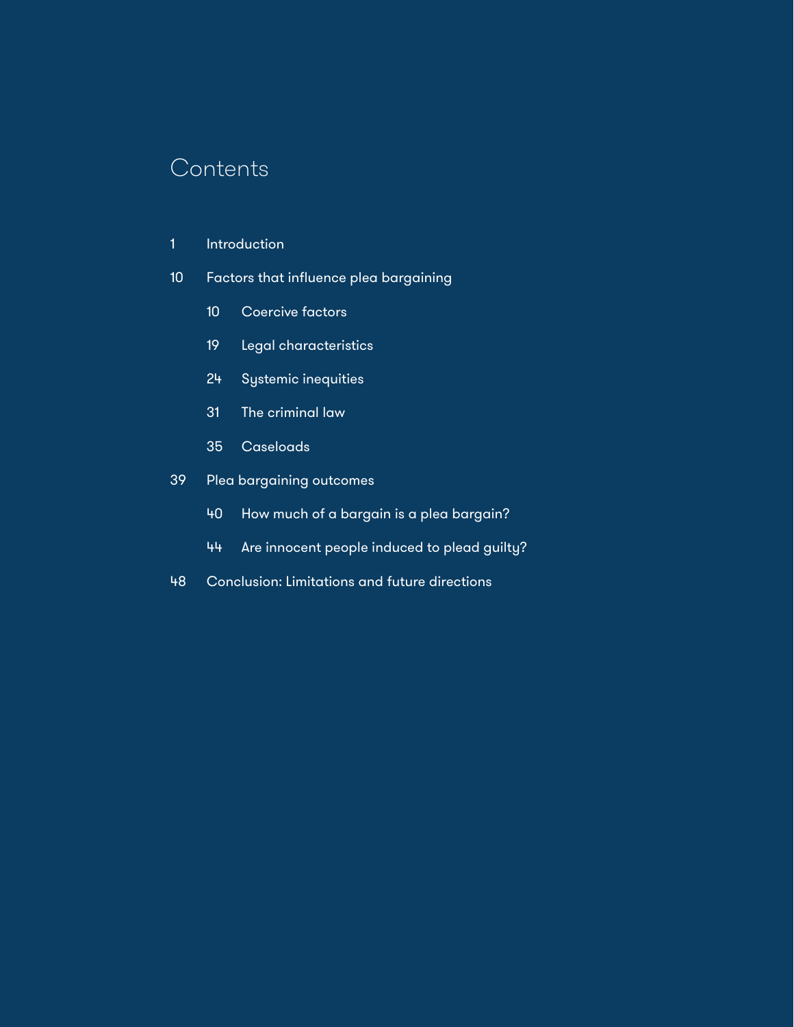# Contents

1 Introduction

10 Factors that influence plea bargaining

- 10 Coercive factors
- 19 Legal characteristics
- 24 Systemic inequities
- 31 The criminal law
- 35 Caseloads

39 Plea bargaining outcomes

- 40 How much of a bargain is a plea bargain?
- 44 Are innocent people induced to plead guilty?

48 Conclusion: Limitations and future directions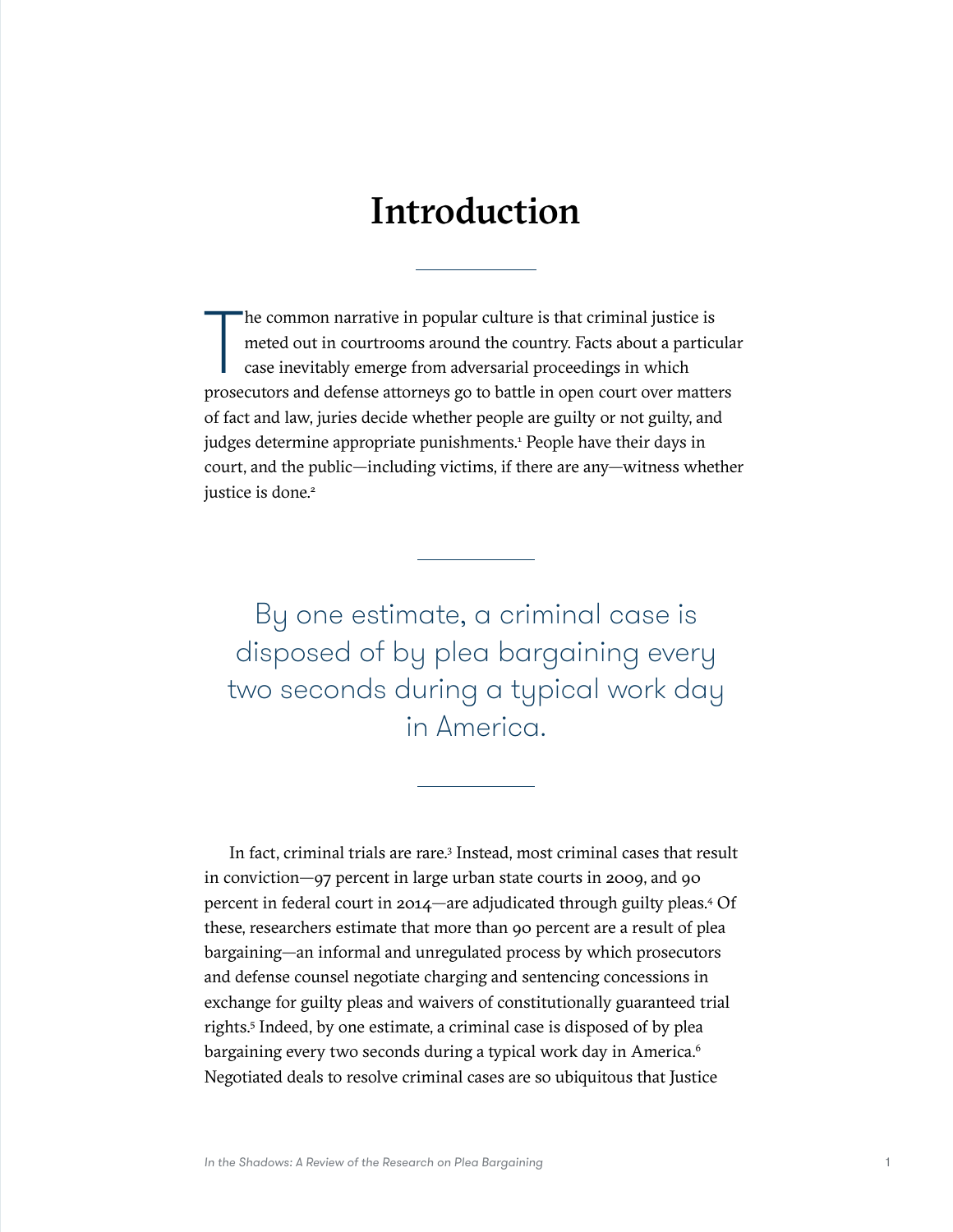# Introduction

The common narrative in popular culture is that criminal justice is meted out in courtrooms around the country. Facts about a particular case inevitably emerge from adversarial proceedings in which prosecutors and defense attorneys go to battle in open court over matters of fact and law, juries decide whether people are guilty or not guilty, and judges determine appropriate punishments.[1] People have their days in court, and the public—including victims, if there are any—witness whether justice is done.[2]

> By one estimate, a criminal case is disposed of by plea bargaining every two seconds during a typical work day in America.

In fact, criminal trials are rare.[3] Instead, most criminal cases that result in conviction—97 percent in large urban state courts in 2009, and 90 percent in federal court in 2014—are adjudicated through guilty pleas.[4] Of these, researchers estimate that more than 90 percent are a result of plea bargaining—an informal and unregulated process by which prosecutors and defense counsel negotiate charging and sentencing concessions in exchange for guilty pleas and waivers of constitutionally guaranteed trial rights.[5] Indeed, by one estimate, a criminal case is disposed of by plea bargaining every two seconds during a typical work day in America.[6] Negotiated deals to resolve criminal cases are so ubiquitous that Justice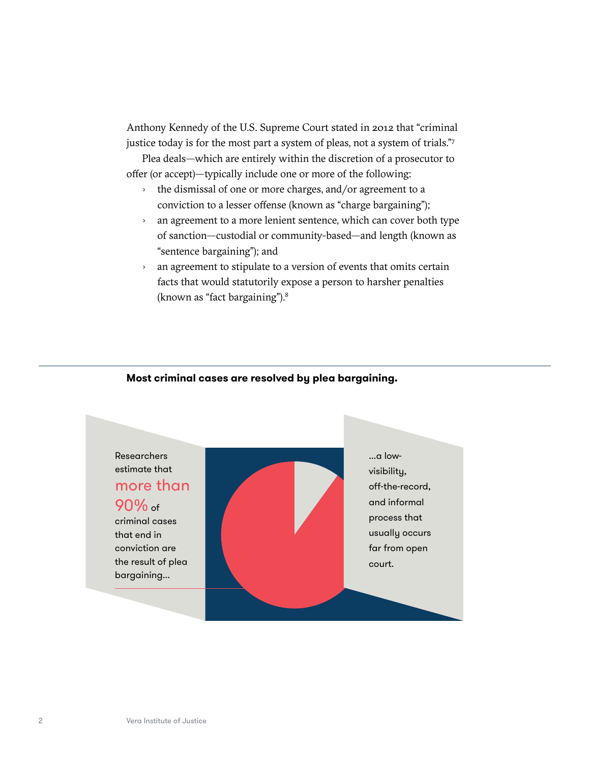Anthony Kennedy of the U.S. Supreme Court stated in 2012 that "criminal justice today is for the most part a system of pleas, not a system of trials."[7]

Plea deals—which are entirely within the discretion of a prosecutor to offer (or accept)—typically include one or more of the following:

- the dismissal of one or more charges, and/or agreement to a conviction to a lesser offense (known as "charge bargaining");
- an agreement to a more lenient sentence, which can cover both type of sanction—custodial or community-based—and length (known as "sentence bargaining"); and
- an agreement to stipulate to a version of events that omits certain facts that would statutorily expose a person to harsher penalties (known as "fact bargaining").[8]

**Most criminal cases are resolved by plea bargaining.**

Researchers estimate that more than 90% of criminal cases that end in conviction are the result of plea bargaining...

...a low-visibility, off-the-record, and informal process that usually occurs far from open court.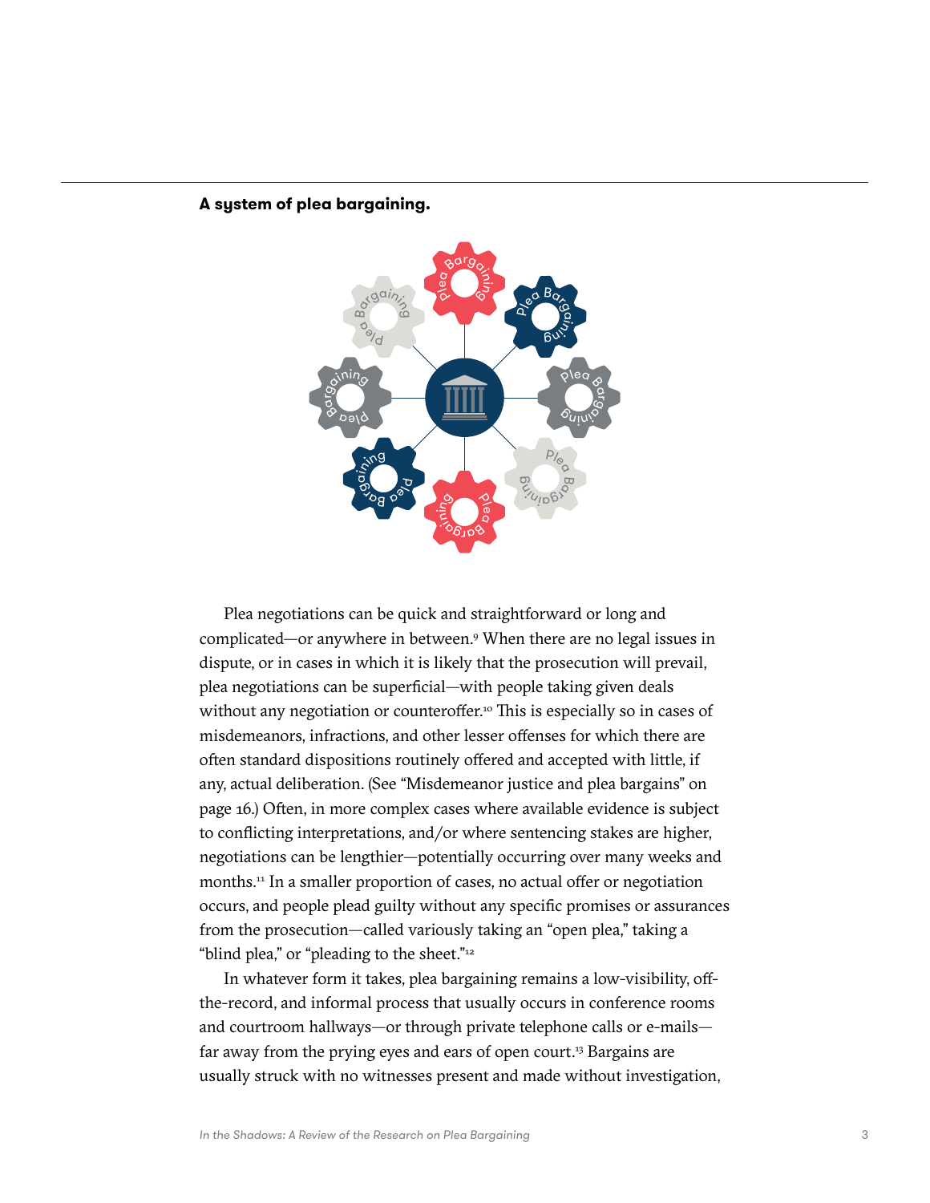**A system of plea bargaining.**

Plea negotiations can be quick and straightforward or long and complicated—or anywhere in between.[9] When there are no legal issues in dispute, or in cases in which it is likely that the prosecution will prevail, plea negotiations can be superficial—with people taking given deals without any negotiation or counteroffer.[10] This is especially so in cases of misdemeanors, infractions, and other lesser offenses for which there are often standard dispositions routinely offered and accepted with little, if any, actual deliberation. (See "Misdemeanor justice and plea bargains" on page 16.) Often, in more complex cases where available evidence is subject to conflicting interpretations, and/or where sentencing stakes are higher, negotiations can be lengthier—potentially occurring over many weeks and months.[11] In a smaller proportion of cases, no actual offer or negotiation occurs, and people plead guilty without any specific promises or assurances from the prosecution—called variously taking an "open plea," taking a "blind plea," or "pleading to the sheet."[12]

In whatever form it takes, plea bargaining remains a low-visibility, off-the-record, and informal process that usually occurs in conference rooms and courtroom hallways—or through private telephone calls or e-mails—far away from the prying eyes and ears of open court.[13] Bargains are usually struck with no witnesses present and made without investigation,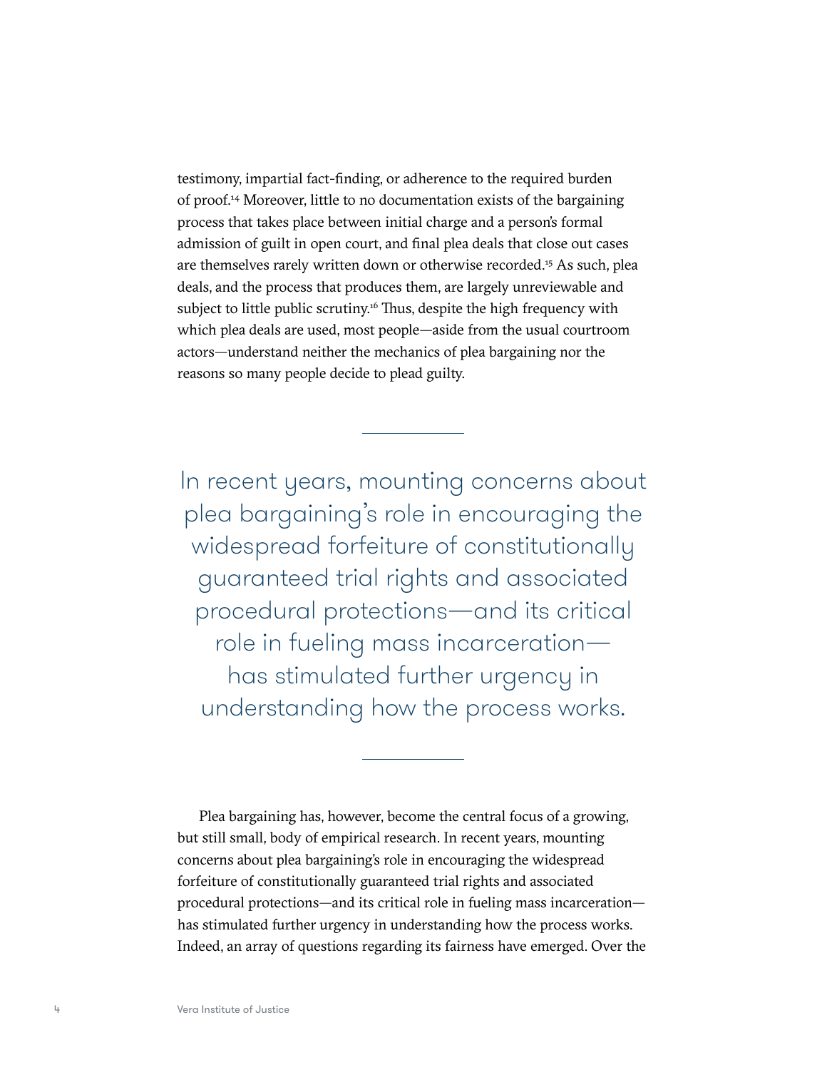testimony, impartial fact-finding, or adherence to the required burden of proof.[14] Moreover, little to no documentation exists of the bargaining process that takes place between initial charge and a person's formal admission of guilt in open court, and final plea deals that close out cases are themselves rarely written down or otherwise recorded.[15] As such, plea deals, and the process that produces them, are largely unreviewable and subject to little public scrutiny.[16] Thus, despite the high frequency with which plea deals are used, most people—aside from the usual courtroom actors—understand neither the mechanics of plea bargaining nor the reasons so many people decide to plead guilty.

---

> In recent years, mounting concerns about plea bargaining's role in encouraging the widespread forfeiture of constitutionally guaranteed trial rights and associated procedural protections—and its critical role in fueling mass incarceration—has stimulated further urgency in understanding how the process works.

---

Plea bargaining has, however, become the central focus of a growing, but still small, body of empirical research. In recent years, mounting concerns about plea bargaining's role in encouraging the widespread forfeiture of constitutionally guaranteed trial rights and associated procedural protections—and its critical role in fueling mass incarceration—has stimulated further urgency in understanding how the process works. Indeed, an array of questions regarding its fairness have emerged. Over the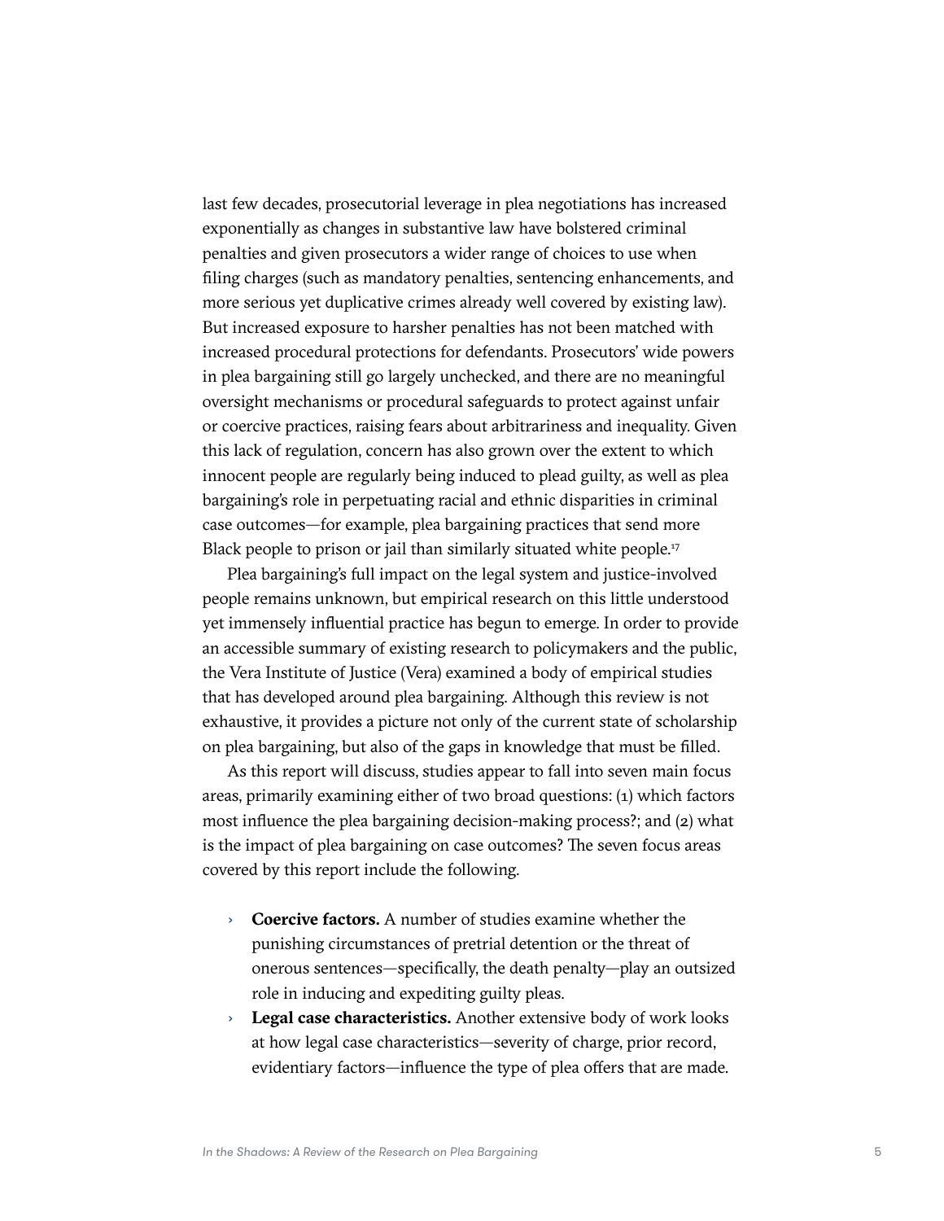last few decades, prosecutorial leverage in plea negotiations has increased exponentially as changes in substantive law have bolstered criminal penalties and given prosecutors a wider range of choices to use when filing charges (such as mandatory penalties, sentencing enhancements, and more serious yet duplicative crimes already well covered by existing law). But increased exposure to harsher penalties has not been matched with increased procedural protections for defendants. Prosecutors' wide powers in plea bargaining still go largely unchecked, and there are no meaningful oversight mechanisms or procedural safeguards to protect against unfair or coercive practices, raising fears about arbitrariness and inequality. Given this lack of regulation, concern has also grown over the extent to which innocent people are regularly being induced to plead guilty, as well as plea bargaining's role in perpetuating racial and ethnic disparities in criminal case outcomes—for example, plea bargaining practices that send more Black people to prison or jail than similarly situated white people.[17]

Plea bargaining's full impact on the legal system and justice-involved people remains unknown, but empirical research on this little understood yet immensely influential practice has begun to emerge. In order to provide an accessible summary of existing research to policymakers and the public, the Vera Institute of Justice (Vera) examined a body of empirical studies that has developed around plea bargaining. Although this review is not exhaustive, it provides a picture not only of the current state of scholarship on plea bargaining, but also of the gaps in knowledge that must be filled.

As this report will discuss, studies appear to fall into seven main focus areas, primarily examining either of two broad questions: (1) which factors most influence the plea bargaining decision-making process?; and (2) what is the impact of plea bargaining on case outcomes? The seven focus areas covered by this report include the following.

- **Coercive factors.** A number of studies examine whether the punishing circumstances of pretrial detention or the threat of onerous sentences—specifically, the death penalty—play an outsized role in inducing and expediting guilty pleas.
- **Legal case characteristics.** Another extensive body of work looks at how legal case characteristics—severity of charge, prior record, evidentiary factors—influence the type of plea offers that are made.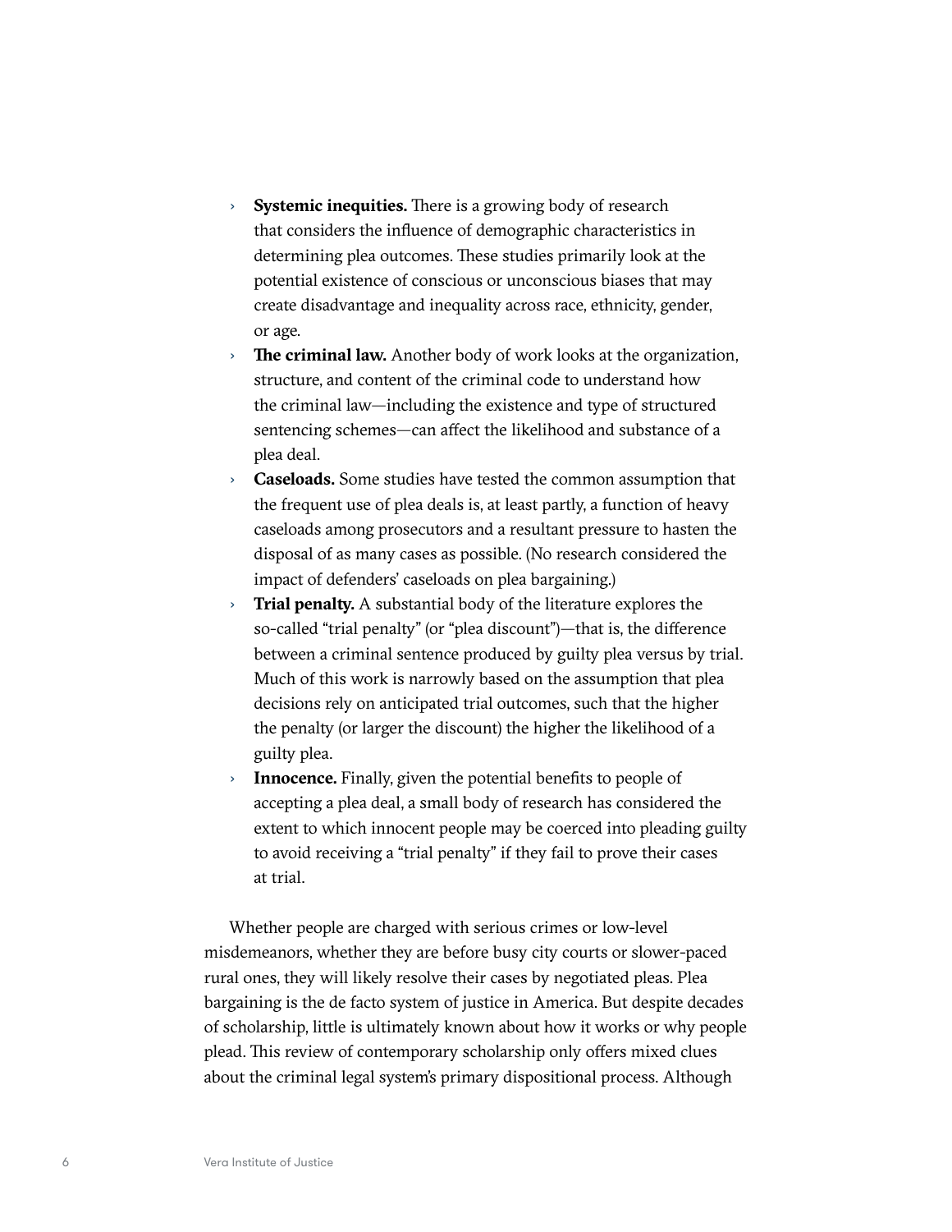- **Systemic inequities.** There is a growing body of research that considers the influence of demographic characteristics in determining plea outcomes. These studies primarily look at the potential existence of conscious or unconscious biases that may create disadvantage and inequality across race, ethnicity, gender, or age.
- **The criminal law.** Another body of work looks at the organization, structure, and content of the criminal code to understand how the criminal law—including the existence and type of structured sentencing schemes—can affect the likelihood and substance of a plea deal.
- **Caseloads.** Some studies have tested the common assumption that the frequent use of plea deals is, at least partly, a function of heavy caseloads among prosecutors and a resultant pressure to hasten the disposal of as many cases as possible. (No research considered the impact of defenders' caseloads on plea bargaining.)
- **Trial penalty.** A substantial body of the literature explores the so-called "trial penalty" (or "plea discount")—that is, the difference between a criminal sentence produced by guilty plea versus by trial. Much of this work is narrowly based on the assumption that plea decisions rely on anticipated trial outcomes, such that the higher the penalty (or larger the discount) the higher the likelihood of a guilty plea.
- **Innocence.** Finally, given the potential benefits to people of accepting a plea deal, a small body of research has considered the extent to which innocent people may be coerced into pleading guilty to avoid receiving a "trial penalty" if they fail to prove their cases at trial.

Whether people are charged with serious crimes or low-level misdemeanors, whether they are before busy city courts or slower-paced rural ones, they will likely resolve their cases by negotiated pleas. Plea bargaining is the de facto system of justice in America. But despite decades of scholarship, little is ultimately known about how it works or why people plead. This review of contemporary scholarship only offers mixed clues about the criminal legal system's primary dispositional process. Although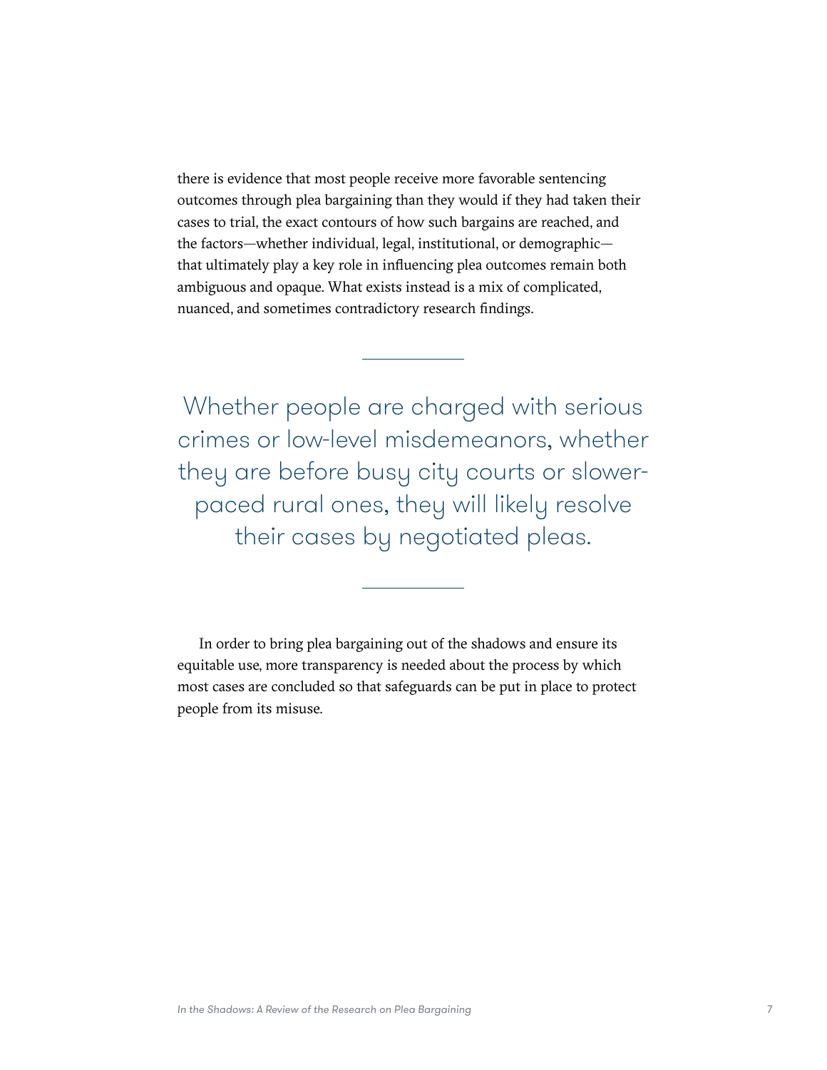there is evidence that most people receive more favorable sentencing outcomes through plea bargaining than they would if they had taken their cases to trial, the exact contours of how such bargains are reached, and the factors—whether individual, legal, institutional, or demographic—that ultimately play a key role in influencing plea outcomes remain both ambiguous and opaque. What exists instead is a mix of complicated, nuanced, and sometimes contradictory research findings.

---

> Whether people are charged with serious crimes or low-level misdemeanors, whether they are before busy city courts or slower-paced rural ones, they will likely resolve their cases by negotiated pleas.

---

In order to bring plea bargaining out of the shadows and ensure its equitable use, more transparency is needed about the process by which most cases are concluded so that safeguards can be put in place to protect people from its misuse.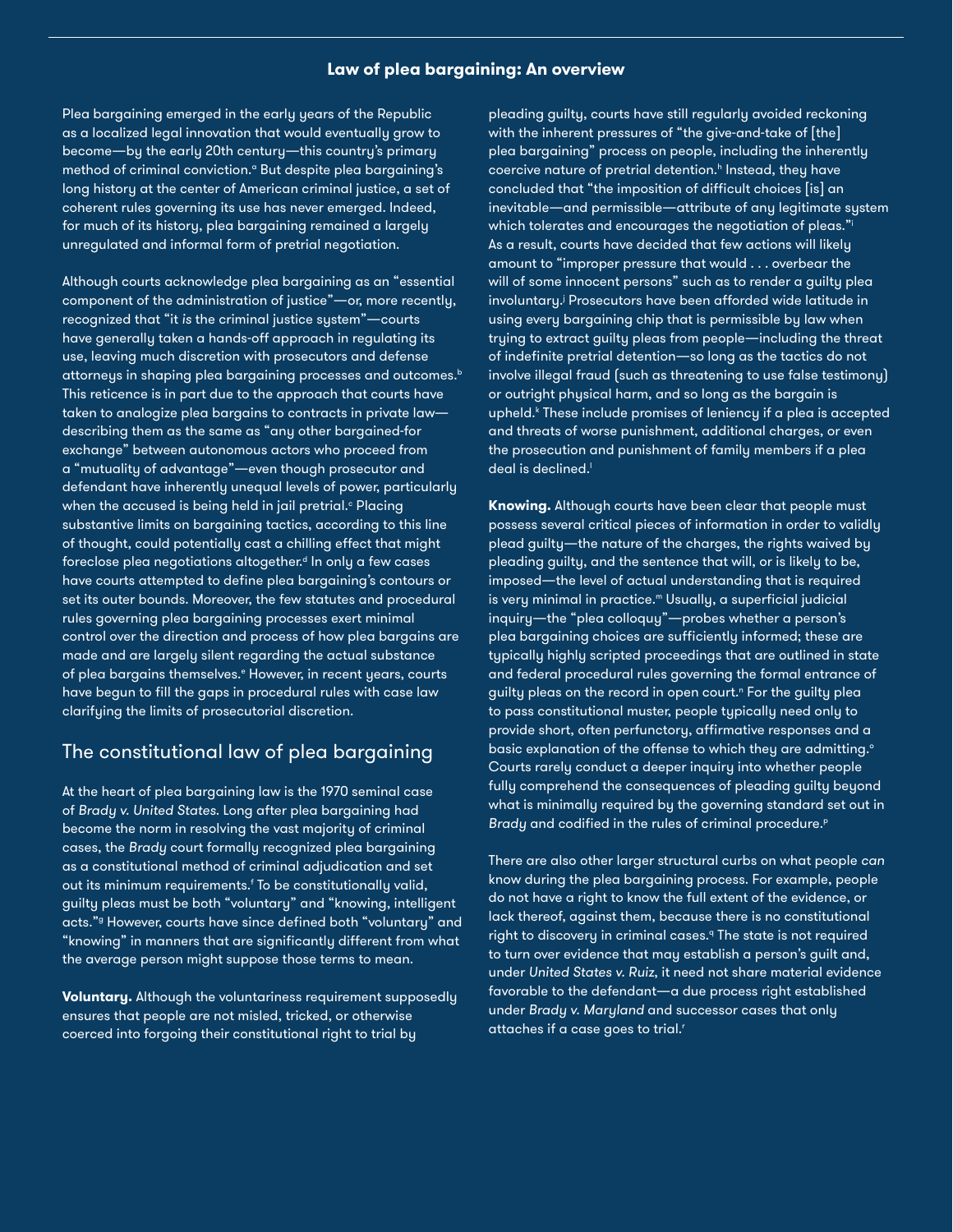### Law of plea bargaining: An overview

Plea bargaining emerged in the early years of the Republic as a localized legal innovation that would eventually grow to become—by the early 20th century—this country's primary method of criminal conviction.[a] But despite plea bargaining's long history at the center of American criminal justice, a set of coherent rules governing its use has never emerged. Indeed, for much of its history, plea bargaining remained a largely unregulated and informal form of pretrial negotiation.

Although courts acknowledge plea bargaining as an "essential component of the administration of justice"—or, more recently, recognized that "it *is* the criminal justice system"—courts have generally taken a hands-off approach in regulating its use, leaving much discretion with prosecutors and defense attorneys in shaping plea bargaining processes and outcomes.[b] This reticence is in part due to the approach that courts have taken to analogize plea bargains to contracts in private law—describing them as the same as "any other bargained-for exchange" between autonomous actors who proceed from a "mutuality of advantage"—even though prosecutor and defendant have inherently unequal levels of power, particularly when the accused is being held in jail pretrial.[c] Placing substantive limits on bargaining tactics, according to this line of thought, could potentially cast a chilling effect that might foreclose plea negotiations altogether.[d] In only a few cases have courts attempted to define plea bargaining's contours or set its outer bounds. Moreover, the few statutes and procedural rules governing plea bargaining processes exert minimal control over the direction and process of how plea bargains are made and are largely silent regarding the actual substance of plea bargains themselves.[e] However, in recent years, courts have begun to fill the gaps in procedural rules with case law clarifying the limits of prosecutorial discretion.

## The constitutional law of plea bargaining

At the heart of plea bargaining law is the 1970 seminal case of *Brady v. United States*. Long after plea bargaining had become the norm in resolving the vast majority of criminal cases, the *Brady* court formally recognized plea bargaining as a constitutional method of criminal adjudication and set out its minimum requirements.[f] To be constitutionally valid, guilty pleas must be both "voluntary" and "knowing, intelligent acts."[g] However, courts have since defined both "voluntary" and "knowing" in manners that are significantly different from what the average person might suppose those terms to mean.

**Voluntary.** Although the voluntariness requirement supposedly ensures that people are not misled, tricked, or otherwise coerced into forgoing their constitutional right to trial by pleading guilty, courts have still regularly avoided reckoning with the inherent pressures of "the give-and-take of [the] plea bargaining" process on people, including the inherently coercive nature of pretrial detention.[h] Instead, they have concluded that "the imposition of difficult choices [is] an inevitable—and permissible—attribute of any legitimate system which tolerates and encourages the negotiation of pleas."[i] As a result, courts have decided that few actions will likely amount to "improper pressure that would . . . overbear the will of some innocent persons" such as to render a guilty plea involuntary.[j] Prosecutors have been afforded wide latitude in using every bargaining chip that is permissible by law when trying to extract guilty pleas from people—including the threat of indefinite pretrial detention—so long as the tactics do not involve illegal fraud (such as threatening to use false testimony) or outright physical harm, and so long as the bargain is upheld.[k] These include promises of leniency if a plea is accepted and threats of worse punishment, additional charges, or even the prosecution and punishment of family members if a plea deal is declined.[l]

**Knowing.** Although courts have been clear that people must possess several critical pieces of information in order to validly plead guilty—the nature of the charges, the rights waived by pleading guilty, and the sentence that will, or is likely to be, imposed—the level of actual understanding that is required is very minimal in practice.[m] Usually, a superficial judicial inquiry—the "plea colloquy"—probes whether a person's plea bargaining choices are sufficiently informed; these are typically highly scripted proceedings that are outlined in state and federal procedural rules governing the formal entrance of guilty pleas on the record in open court.[n] For the guilty plea to pass constitutional muster, people typically need only to provide short, often perfunctory, affirmative responses and a basic explanation of the offense to which they are admitting.[o] Courts rarely conduct a deeper inquiry into whether people fully comprehend the consequences of pleading guilty beyond what is minimally required by the governing standard set out in *Brady* and codified in the rules of criminal procedure.[p]

There are also other larger structural curbs on what people *can* know during the plea bargaining process. For example, people do not have a right to know the full extent of the evidence, or lack thereof, against them, because there is no constitutional right to discovery in criminal cases.[q] The state is not required to turn over evidence that may establish a person's guilt and, under *United States v. Ruiz*, it need not share material evidence favorable to the defendant—a due process right established under *Brady v. Maryland* and successor cases that only attaches if a case goes to trial.[r]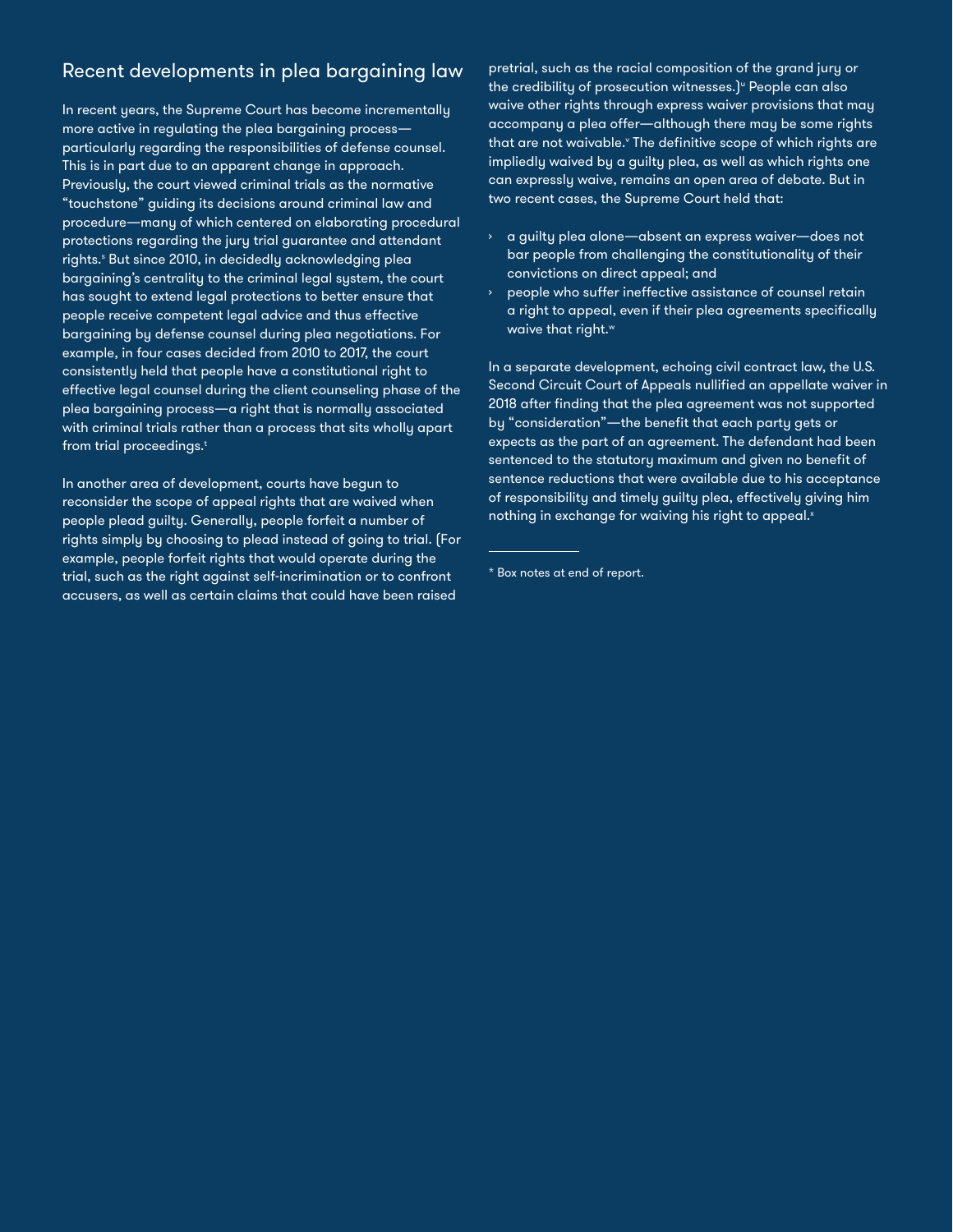## Recent developments in plea bargaining law

In recent years, the Supreme Court has become incrementally more active in regulating the plea bargaining process—particularly regarding the responsibilities of defense counsel. This is in part due to an apparent change in approach. Previously, the court viewed criminal trials as the normative "touchstone" guiding its decisions around criminal law and procedure—many of which centered on elaborating procedural protections regarding the jury trial guarantee and attendant rights.[s] But since 2010, in decidedly acknowledging plea bargaining's centrality to the criminal legal system, the court has sought to extend legal protections to better ensure that people receive competent legal advice and thus effective bargaining by defense counsel during plea negotiations. For example, in four cases decided from 2010 to 2017, the court consistently held that people have a constitutional right to effective legal counsel during the client counseling phase of the plea bargaining process—a right that is normally associated with criminal trials rather than a process that sits wholly apart from trial proceedings.[t]

In another area of development, courts have begun to reconsider the scope of appeal rights that are waived when people plead guilty. Generally, people forfeit a number of rights simply by choosing to plead instead of going to trial. (For example, people forfeit rights that would operate during the trial, such as the right against self-incrimination or to confront accusers, as well as certain claims that could have been raised pretrial, such as the racial composition of the grand jury or the credibility of prosecution witnesses.)[u] People can also waive other rights through express waiver provisions that may accompany a plea offer—although there may be some rights that are not waivable.[v] The definitive scope of which rights are impliedly waived by a guilty plea, as well as which rights one can expressly waive, remains an open area of debate. But in two recent cases, the Supreme Court held that:

- a guilty plea alone—absent an express waiver—does not bar people from challenging the constitutionality of their convictions on direct appeal; and
- people who suffer ineffective assistance of counsel retain a right to appeal, even if their plea agreements specifically waive that right.[w]

In a separate development, echoing civil contract law, the U.S. Second Circuit Court of Appeals nullified an appellate waiver in 2018 after finding that the plea agreement was not supported by "consideration"—the benefit that each party gets or expects as the part of an agreement. The defendant had been sentenced to the statutory maximum and given no benefit of sentence reductions that were available due to his acceptance of responsibility and timely guilty plea, effectively giving him nothing in exchange for waiving his right to appeal.[x]

---

* Box notes at end of report.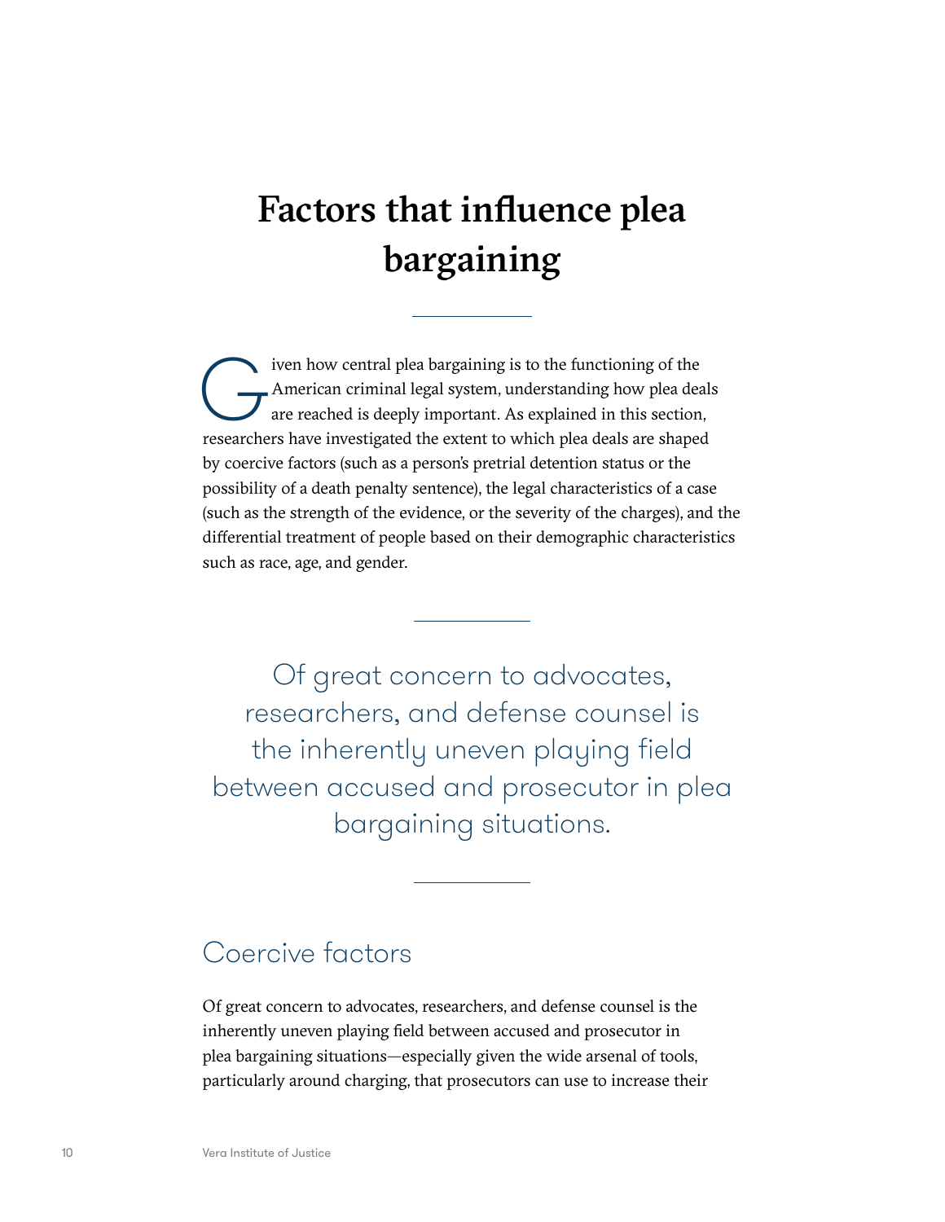# Factors that influence plea bargaining

Given how central plea bargaining is to the functioning of the American criminal legal system, understanding how plea deals are reached is deeply important. As explained in this section, researchers have investigated the extent to which plea deals are shaped by coercive factors (such as a person's pretrial detention status or the possibility of a death penalty sentence), the legal characteristics of a case (such as the strength of the evidence, or the severity of the charges), and the differential treatment of people based on their demographic characteristics such as race, age, and gender.

> Of great concern to advocates, researchers, and defense counsel is the inherently uneven playing field between accused and prosecutor in plea bargaining situations.

## Coercive factors

Of great concern to advocates, researchers, and defense counsel is the inherently uneven playing field between accused and prosecutor in plea bargaining situations—especially given the wide arsenal of tools, particularly around charging, that prosecutors can use to increase their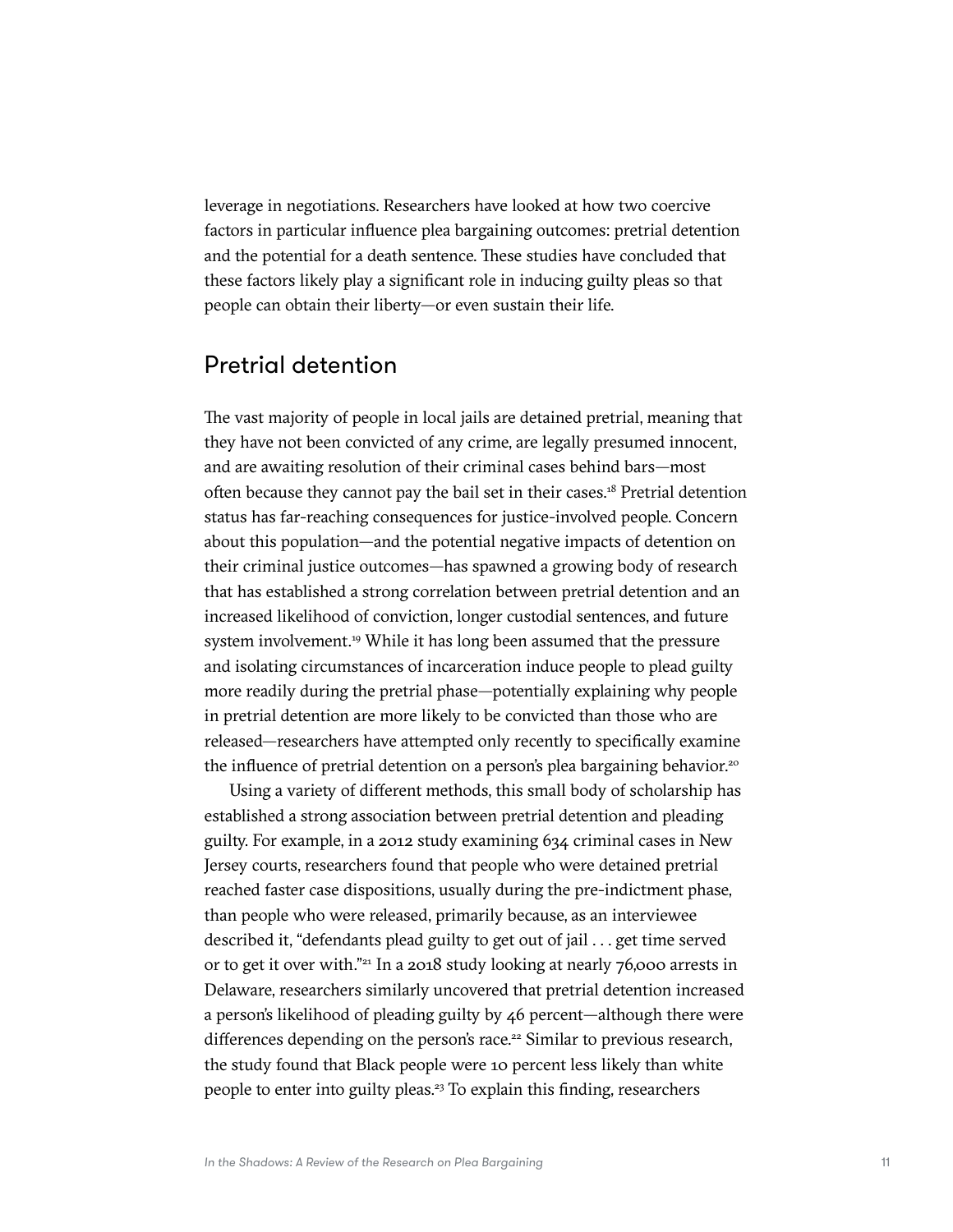leverage in negotiations. Researchers have looked at how two coercive factors in particular influence plea bargaining outcomes: pretrial detention and the potential for a death sentence. These studies have concluded that these factors likely play a significant role in inducing guilty pleas so that people can obtain their liberty—or even sustain their life.

## Pretrial detention

The vast majority of people in local jails are detained pretrial, meaning that they have not been convicted of any crime, are legally presumed innocent, and are awaiting resolution of their criminal cases behind bars—most often because they cannot pay the bail set in their cases.[18] Pretrial detention status has far-reaching consequences for justice-involved people. Concern about this population—and the potential negative impacts of detention on their criminal justice outcomes—has spawned a growing body of research that has established a strong correlation between pretrial detention and an increased likelihood of conviction, longer custodial sentences, and future system involvement.[19] While it has long been assumed that the pressure and isolating circumstances of incarceration induce people to plead guilty more readily during the pretrial phase—potentially explaining why people in pretrial detention are more likely to be convicted than those who are released—researchers have attempted only recently to specifically examine the influence of pretrial detention on a person's plea bargaining behavior.[20]

Using a variety of different methods, this small body of scholarship has established a strong association between pretrial detention and pleading guilty. For example, in a 2012 study examining 634 criminal cases in New Jersey courts, researchers found that people who were detained pretrial reached faster case dispositions, usually during the pre-indictment phase, than people who were released, primarily because, as an interviewee described it, "defendants plead guilty to get out of jail . . . get time served or to get it over with."[21] In a 2018 study looking at nearly 76,000 arrests in Delaware, researchers similarly uncovered that pretrial detention increased a person's likelihood of pleading guilty by 46 percent—although there were differences depending on the person's race.[22] Similar to previous research, the study found that Black people were 10 percent less likely than white people to enter into guilty pleas.[23] To explain this finding, researchers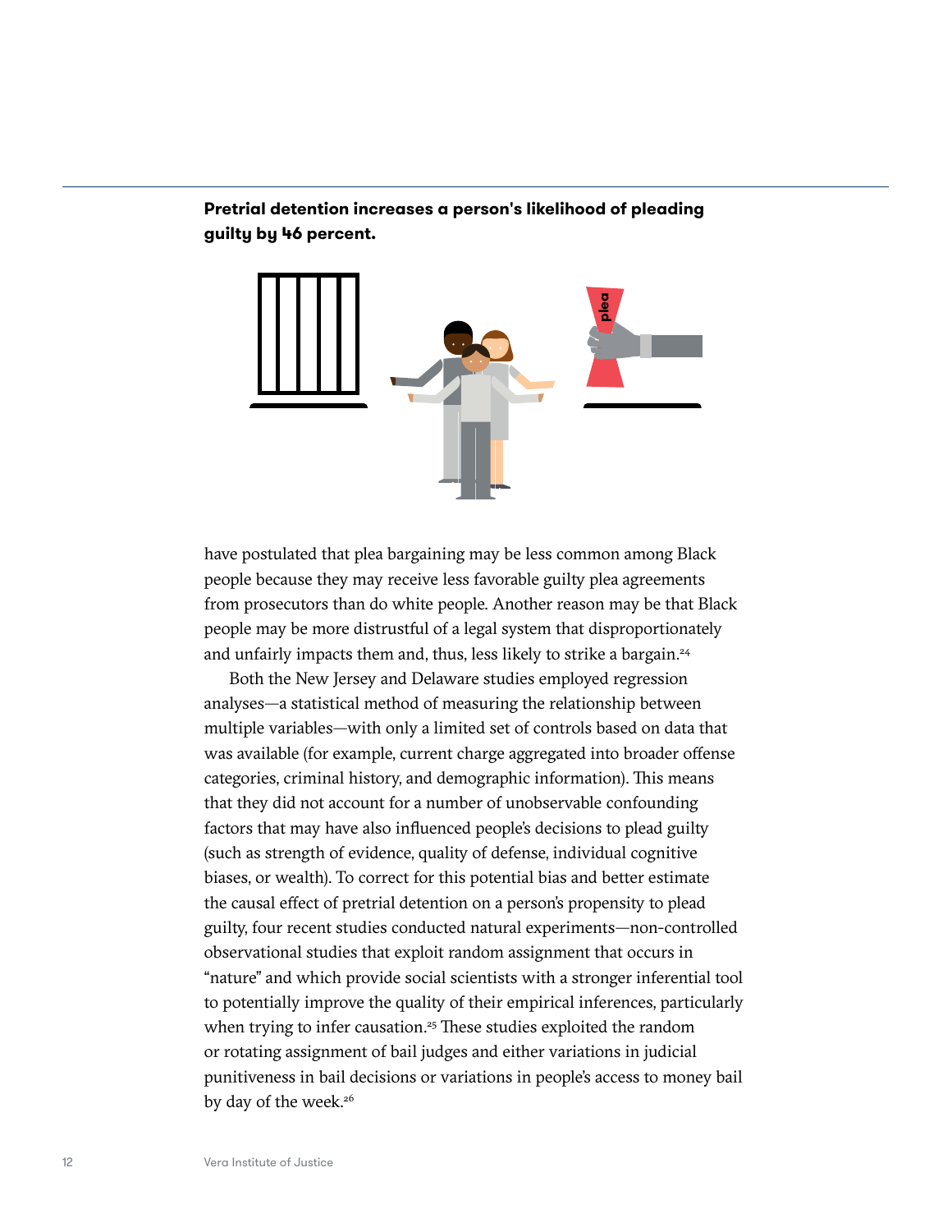**Pretrial detention increases a person's likelihood of pleading guilty by 46 percent.**

have postulated that plea bargaining may be less common among Black people because they may receive less favorable guilty plea agreements from prosecutors than do white people. Another reason may be that Black people may be more distrustful of a legal system that disproportionately and unfairly impacts them and, thus, less likely to strike a bargain.[24]

Both the New Jersey and Delaware studies employed regression analyses—a statistical method of measuring the relationship between multiple variables—with only a limited set of controls based on data that was available (for example, current charge aggregated into broader offense categories, criminal history, and demographic information). This means that they did not account for a number of unobservable confounding factors that may have also influenced people's decisions to plead guilty (such as strength of evidence, quality of defense, individual cognitive biases, or wealth). To correct for this potential bias and better estimate the causal effect of pretrial detention on a person's propensity to plead guilty, four recent studies conducted natural experiments—non-controlled observational studies that exploit random assignment that occurs in "nature" and which provide social scientists with a stronger inferential tool to potentially improve the quality of their empirical inferences, particularly when trying to infer causation.[25] These studies exploited the random or rotating assignment of bail judges and either variations in judicial punitiveness in bail decisions or variations in people's access to money bail by day of the week.[26]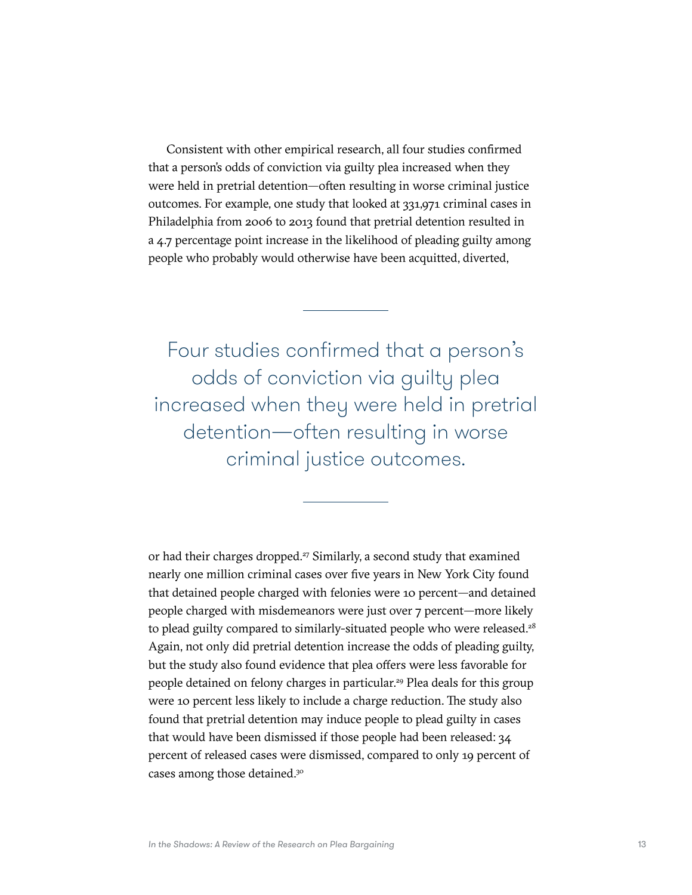Consistent with other empirical research, all four studies confirmed that a person's odds of conviction via guilty plea increased when they were held in pretrial detention—often resulting in worse criminal justice outcomes. For example, one study that looked at 331,971 criminal cases in Philadelphia from 2006 to 2013 found that pretrial detention resulted in a 4.7 percentage point increase in the likelihood of pleading guilty among people who probably would otherwise have been acquitted, diverted, or had their charges dropped.[27] Similarly, a second study that examined nearly one million criminal cases over five years in New York City found that detained people charged with felonies were 10 percent—and detained people charged with misdemeanors were just over 7 percent—more likely to plead guilty compared to similarly-situated people who were released.[28] Again, not only did pretrial detention increase the odds of pleading guilty, but the study also found evidence that plea offers were less favorable for people detained on felony charges in particular.[29] Plea deals for this group were 10 percent less likely to include a charge reduction. The study also found that pretrial detention may induce people to plead guilty in cases that would have been dismissed if those people had been released: 34 percent of released cases were dismissed, compared to only 19 percent of cases among those detained.[30]

> Four studies confirmed that a person's odds of conviction via guilty plea increased when they were held in pretrial detention—often resulting in worse criminal justice outcomes.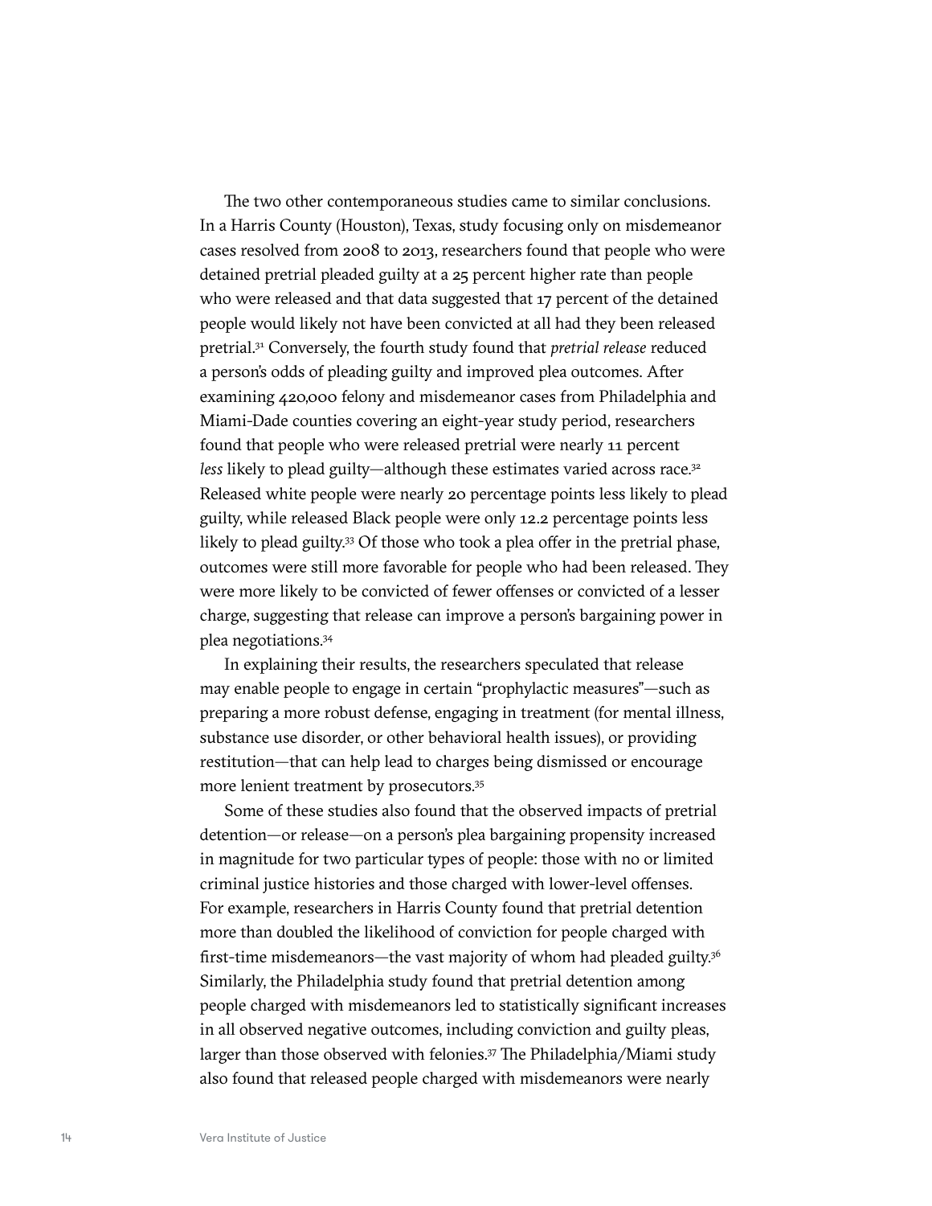The two other contemporaneous studies came to similar conclusions. In a Harris County (Houston), Texas, study focusing only on misdemeanor cases resolved from 2008 to 2013, researchers found that people who were detained pretrial pleaded guilty at a 25 percent higher rate than people who were released and that data suggested that 17 percent of the detained people would likely not have been convicted at all had they been released pretrial.[31] Conversely, the fourth study found that *pretrial release* reduced a person's odds of pleading guilty and improved plea outcomes. After examining 420,000 felony and misdemeanor cases from Philadelphia and Miami-Dade counties covering an eight-year study period, researchers found that people who were released pretrial were nearly 11 percent *less* likely to plead guilty—although these estimates varied across race.[32] Released white people were nearly 20 percentage points less likely to plead guilty, while released Black people were only 12.2 percentage points less likely to plead guilty.[33] Of those who took a plea offer in the pretrial phase, outcomes were still more favorable for people who had been released. They were more likely to be convicted of fewer offenses or convicted of a lesser charge, suggesting that release can improve a person's bargaining power in plea negotiations.[34]

In explaining their results, the researchers speculated that release may enable people to engage in certain "prophylactic measures"—such as preparing a more robust defense, engaging in treatment (for mental illness, substance use disorder, or other behavioral health issues), or providing restitution—that can help lead to charges being dismissed or encourage more lenient treatment by prosecutors.[35]

Some of these studies also found that the observed impacts of pretrial detention—or release—on a person's plea bargaining propensity increased in magnitude for two particular types of people: those with no or limited criminal justice histories and those charged with lower-level offenses. For example, researchers in Harris County found that pretrial detention more than doubled the likelihood of conviction for people charged with first-time misdemeanors—the vast majority of whom had pleaded guilty.[36] Similarly, the Philadelphia study found that pretrial detention among people charged with misdemeanors led to statistically significant increases in all observed negative outcomes, including conviction and guilty pleas, larger than those observed with felonies.[37] The Philadelphia/Miami study also found that released people charged with misdemeanors were nearly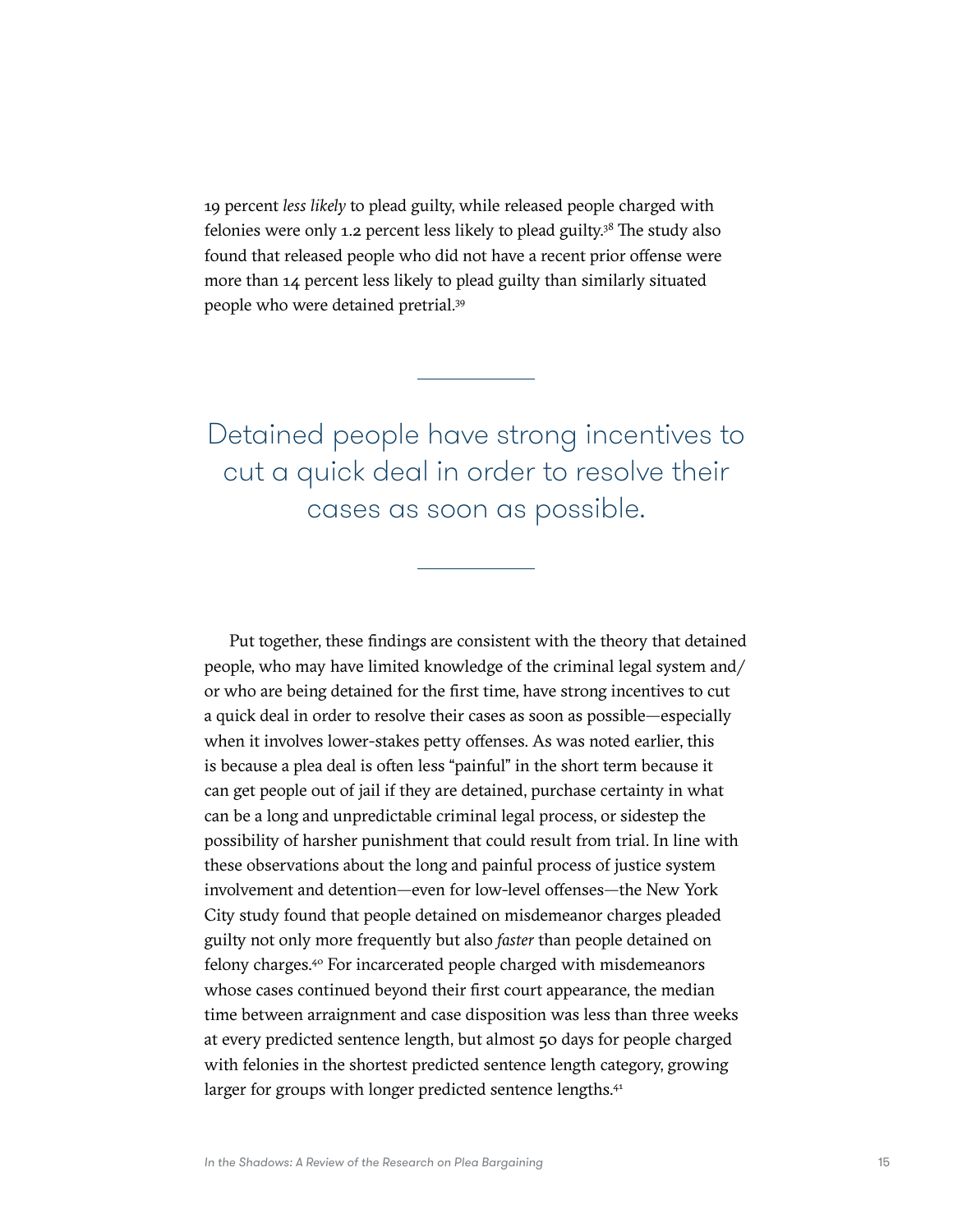19 percent *less likely* to plead guilty, while released people charged with felonies were only 1.2 percent less likely to plead guilty.[38] The study also found that released people who did not have a recent prior offense were more than 14 percent less likely to plead guilty than similarly situated people who were detained pretrial.[39]

---

> Detained people have strong incentives to cut a quick deal in order to resolve their cases as soon as possible.

---

Put together, these findings are consistent with the theory that detained people, who may have limited knowledge of the criminal legal system and/or who are being detained for the first time, have strong incentives to cut a quick deal in order to resolve their cases as soon as possible—especially when it involves lower-stakes petty offenses. As was noted earlier, this is because a plea deal is often less "painful" in the short term because it can get people out of jail if they are detained, purchase certainty in what can be a long and unpredictable criminal legal process, or sidestep the possibility of harsher punishment that could result from trial. In line with these observations about the long and painful process of justice system involvement and detention—even for low-level offenses—the New York City study found that people detained on misdemeanor charges pleaded guilty not only more frequently but also *faster* than people detained on felony charges.[40] For incarcerated people charged with misdemeanors whose cases continued beyond their first court appearance, the median time between arraignment and case disposition was less than three weeks at every predicted sentence length, but almost 50 days for people charged with felonies in the shortest predicted sentence length category, growing larger for groups with longer predicted sentence lengths.[41]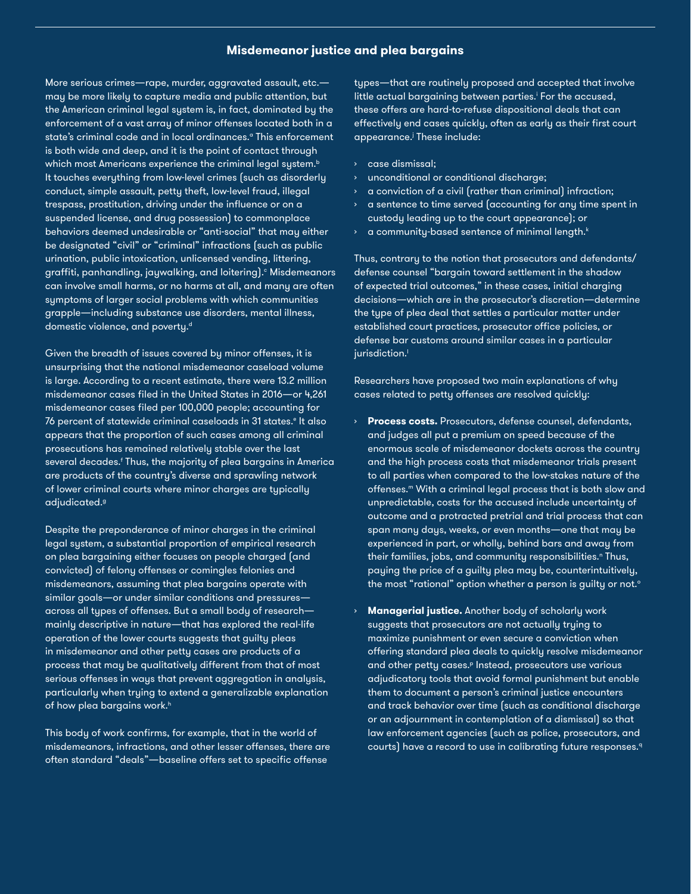## Misdemeanor justice and plea bargains

More serious crimes—rape, murder, aggravated assault, etc.—may be more likely to capture media and public attention, but the American criminal legal system is, in fact, dominated by the enforcement of a vast array of minor offenses located both in a state's criminal code and in local ordinances.[a] This enforcement is both wide and deep, and it is the point of contact through which most Americans experience the criminal legal system.[b] It touches everything from low-level crimes (such as disorderly conduct, simple assault, petty theft, low-level fraud, illegal trespass, prostitution, driving under the influence or on a suspended license, and drug possession) to commonplace behaviors deemed undesirable or "anti-social" that may either be designated "civil" or "criminal" infractions (such as public urination, public intoxication, unlicensed vending, littering, graffiti, panhandling, jaywalking, and loitering).[c] Misdemeanors can involve small harms, or no harms at all, and many are often symptoms of larger social problems with which communities grapple—including substance use disorders, mental illness, domestic violence, and poverty.[d]

Given the breadth of issues covered by minor offenses, it is unsurprising that the national misdemeanor caseload volume is large. According to a recent estimate, there were 13.2 million misdemeanor cases filed in the United States in 2016—or 4,261 misdemeanor cases filed per 100,000 people; accounting for 76 percent of statewide criminal caseloads in 31 states.[e] It also appears that the proportion of such cases among all criminal prosecutions has remained relatively stable over the last several decades.[f] Thus, the majority of plea bargains in America are products of the country's diverse and sprawling network of lower criminal courts where minor charges are typically adjudicated.[g]

Despite the preponderance of minor charges in the criminal legal system, a substantial proportion of empirical research on plea bargaining either focuses on people charged (and convicted) of felony offenses or comingles felonies and misdemeanors, assuming that plea bargains operate with similar goals—or under similar conditions and pressures—across all types of offenses. But a small body of research—mainly descriptive in nature—that has explored the real-life operation of the lower courts suggests that guilty pleas in misdemeanor and other petty cases are products of a process that may be qualitatively different from that of most serious offenses in ways that prevent aggregation in analysis, particularly when trying to extend a generalizable explanation of how plea bargains work.[h]

This body of work confirms, for example, that in the world of misdemeanors, infractions, and other lesser offenses, there are often standard "deals"—baseline offers set to specific offense types—that are routinely proposed and accepted that involve little actual bargaining between parties.[i] For the accused, these offers are hard-to-refuse dispositional deals that can effectively end cases quickly, often as early as their first court appearance.[j] These include:

- case dismissal;
- unconditional or conditional discharge;
- a conviction of a civil (rather than criminal) infraction;
- a sentence to time served (accounting for any time spent in custody leading up to the court appearance); or
- a community-based sentence of minimal length.[k]

Thus, contrary to the notion that prosecutors and defendants/defense counsel "bargain toward settlement in the shadow of expected trial outcomes," in these cases, initial charging decisions—which are in the prosecutor's discretion—determine the type of plea deal that settles a particular matter under established court practices, prosecutor office policies, or defense bar customs around similar cases in a particular jurisdiction.[l]

Researchers have proposed two main explanations of why cases related to petty offenses are resolved quickly:

- **Process costs.** Prosecutors, defense counsel, defendants, and judges all put a premium on speed because of the enormous scale of misdemeanor dockets across the country and the high process costs that misdemeanor trials present to all parties when compared to the low-stakes nature of the offenses.[m] With a criminal legal process that is both slow and unpredictable, costs for the accused include uncertainty of outcome and a protracted pretrial and trial process that can span many days, weeks, or even months—one that may be experienced in part, or wholly, behind bars and away from their families, jobs, and community responsibilities.[n] Thus, paying the price of a guilty plea may be, counterintuitively, the most "rational" option whether a person is guilty or not.[o]
- **Managerial justice.** Another body of scholarly work suggests that prosecutors are not actually trying to maximize punishment or even secure a conviction when offering standard plea deals to quickly resolve misdemeanor and other petty cases.[p] Instead, prosecutors use various adjudicatory tools that avoid formal punishment but enable them to document a person's criminal justice encounters and track behavior over time (such as conditional discharge or an adjournment in contemplation of a dismissal) so that law enforcement agencies (such as police, prosecutors, and courts) have a record to use in calibrating future responses.[q]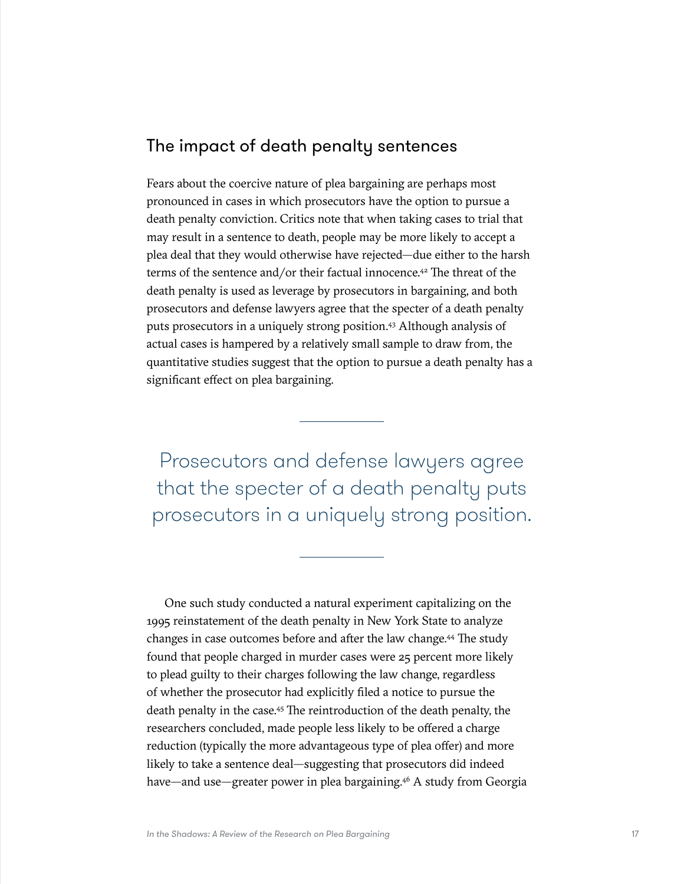## The impact of death penalty sentences

Fears about the coercive nature of plea bargaining are perhaps most pronounced in cases in which prosecutors have the option to pursue a death penalty conviction. Critics note that when taking cases to trial that may result in a sentence to death, people may be more likely to accept a plea deal that they would otherwise have rejected—due either to the harsh terms of the sentence and/or their factual innocence.[42] The threat of the death penalty is used as leverage by prosecutors in bargaining, and both prosecutors and defense lawyers agree that the specter of a death penalty puts prosecutors in a uniquely strong position.[43] Although analysis of actual cases is hampered by a relatively small sample to draw from, the quantitative studies suggest that the option to pursue a death penalty has a significant effect on plea bargaining.

> Prosecutors and defense lawyers agree that the specter of a death penalty puts prosecutors in a uniquely strong position.

One such study conducted a natural experiment capitalizing on the 1995 reinstatement of the death penalty in New York State to analyze changes in case outcomes before and after the law change.[44] The study found that people charged in murder cases were 25 percent more likely to plead guilty to their charges following the law change, regardless of whether the prosecutor had explicitly filed a notice to pursue the death penalty in the case.[45] The reintroduction of the death penalty, the researchers concluded, made people less likely to be offered a charge reduction (typically the more advantageous type of plea offer) and more likely to take a sentence deal—suggesting that prosecutors did indeed have—and use—greater power in plea bargaining.[46] A study from Georgia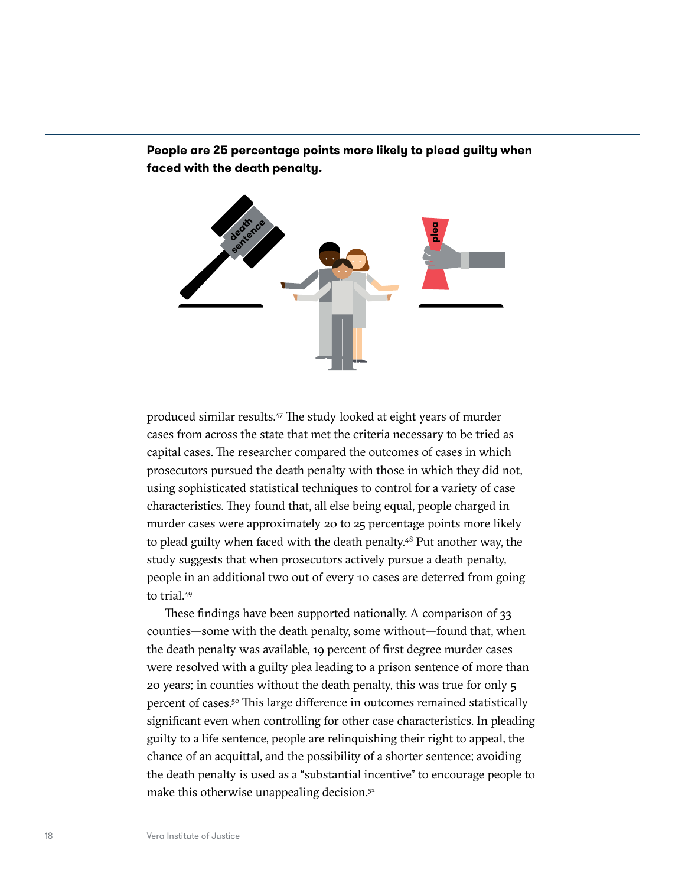**People are 25 percentage points more likely to plead guilty when faced with the death penalty.**

produced similar results.[47] The study looked at eight years of murder cases from across the state that met the criteria necessary to be tried as capital cases. The researcher compared the outcomes of cases in which prosecutors pursued the death penalty with those in which they did not, using sophisticated statistical techniques to control for a variety of case characteristics. They found that, all else being equal, people charged in murder cases were approximately 20 to 25 percentage points more likely to plead guilty when faced with the death penalty.[48] Put another way, the study suggests that when prosecutors actively pursue a death penalty, people in an additional two out of every 10 cases are deterred from going to trial.[49]

These findings have been supported nationally. A comparison of 33 counties—some with the death penalty, some without—found that, when the death penalty was available, 19 percent of first degree murder cases were resolved with a guilty plea leading to a prison sentence of more than 20 years; in counties without the death penalty, this was true for only 5 percent of cases.[50] This large difference in outcomes remained statistically significant even when controlling for other case characteristics. In pleading guilty to a life sentence, people are relinquishing their right to appeal, the chance of an acquittal, and the possibility of a shorter sentence; avoiding the death penalty is used as a "substantial incentive" to encourage people to make this otherwise unappealing decision.[51]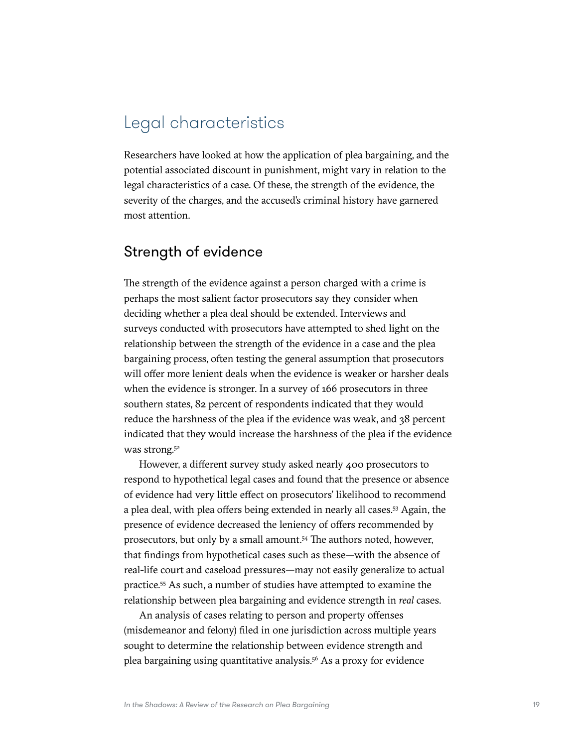## Legal characteristics

Researchers have looked at how the application of plea bargaining, and the potential associated discount in punishment, might vary in relation to the legal characteristics of a case. Of these, the strength of the evidence, the severity of the charges, and the accused's criminal history have garnered most attention.

### Strength of evidence

The strength of the evidence against a person charged with a crime is perhaps the most salient factor prosecutors say they consider when deciding whether a plea deal should be extended. Interviews and surveys conducted with prosecutors have attempted to shed light on the relationship between the strength of the evidence in a case and the plea bargaining process, often testing the general assumption that prosecutors will offer more lenient deals when the evidence is weaker or harsher deals when the evidence is stronger. In a survey of 166 prosecutors in three southern states, 82 percent of respondents indicated that they would reduce the harshness of the plea if the evidence was weak, and 38 percent indicated that they would increase the harshness of the plea if the evidence was strong.[52]

However, a different survey study asked nearly 400 prosecutors to respond to hypothetical legal cases and found that the presence or absence of evidence had very little effect on prosecutors' likelihood to recommend a plea deal, with plea offers being extended in nearly all cases.[53] Again, the presence of evidence decreased the leniency of offers recommended by prosecutors, but only by a small amount.[54] The authors noted, however, that findings from hypothetical cases such as these—with the absence of real-life court and caseload pressures—may not easily generalize to actual practice.[55] As such, a number of studies have attempted to examine the relationship between plea bargaining and evidence strength in *real* cases.

An analysis of cases relating to person and property offenses (misdemeanor and felony) filed in one jurisdiction across multiple years sought to determine the relationship between evidence strength and plea bargaining using quantitative analysis.[56] As a proxy for evidence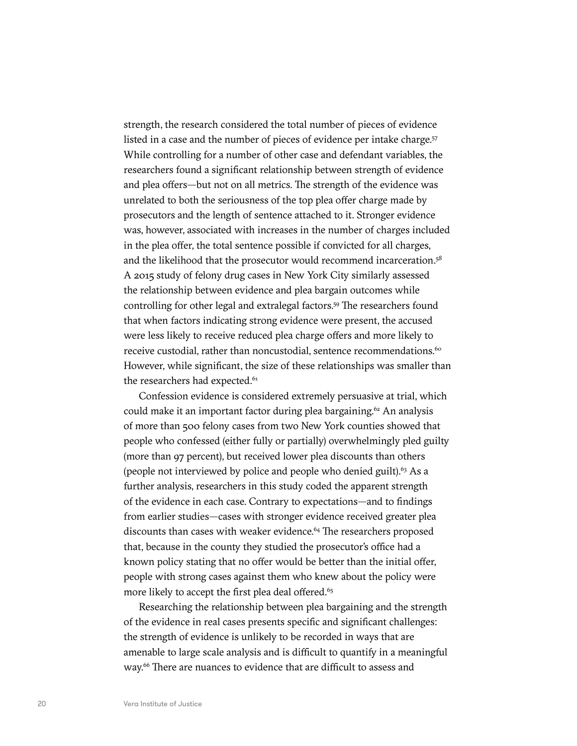strength, the research considered the total number of pieces of evidence listed in a case and the number of pieces of evidence per intake charge.[57] While controlling for a number of other case and defendant variables, the researchers found a significant relationship between strength of evidence and plea offers—but not on all metrics. The strength of the evidence was unrelated to both the seriousness of the top plea offer charge made by prosecutors and the length of sentence attached to it. Stronger evidence was, however, associated with increases in the number of charges included in the plea offer, the total sentence possible if convicted for all charges, and the likelihood that the prosecutor would recommend incarceration.[58] A 2015 study of felony drug cases in New York City similarly assessed the relationship between evidence and plea bargain outcomes while controlling for other legal and extralegal factors.[59] The researchers found that when factors indicating strong evidence were present, the accused were less likely to receive reduced plea charge offers and more likely to receive custodial, rather than noncustodial, sentence recommendations.[60] However, while significant, the size of these relationships was smaller than the researchers had expected.[61]

Confession evidence is considered extremely persuasive at trial, which could make it an important factor during plea bargaining.[62] An analysis of more than 500 felony cases from two New York counties showed that people who confessed (either fully or partially) overwhelmingly pled guilty (more than 97 percent), but received lower plea discounts than others (people not interviewed by police and people who denied guilt).[63] As a further analysis, researchers in this study coded the apparent strength of the evidence in each case. Contrary to expectations—and to findings from earlier studies—cases with stronger evidence received greater plea discounts than cases with weaker evidence.[64] The researchers proposed that, because in the county they studied the prosecutor's office had a known policy stating that no offer would be better than the initial offer, people with strong cases against them who knew about the policy were more likely to accept the first plea deal offered.[65]

Researching the relationship between plea bargaining and the strength of the evidence in real cases presents specific and significant challenges: the strength of evidence is unlikely to be recorded in ways that are amenable to large scale analysis and is difficult to quantify in a meaningful way.[66] There are nuances to evidence that are difficult to assess and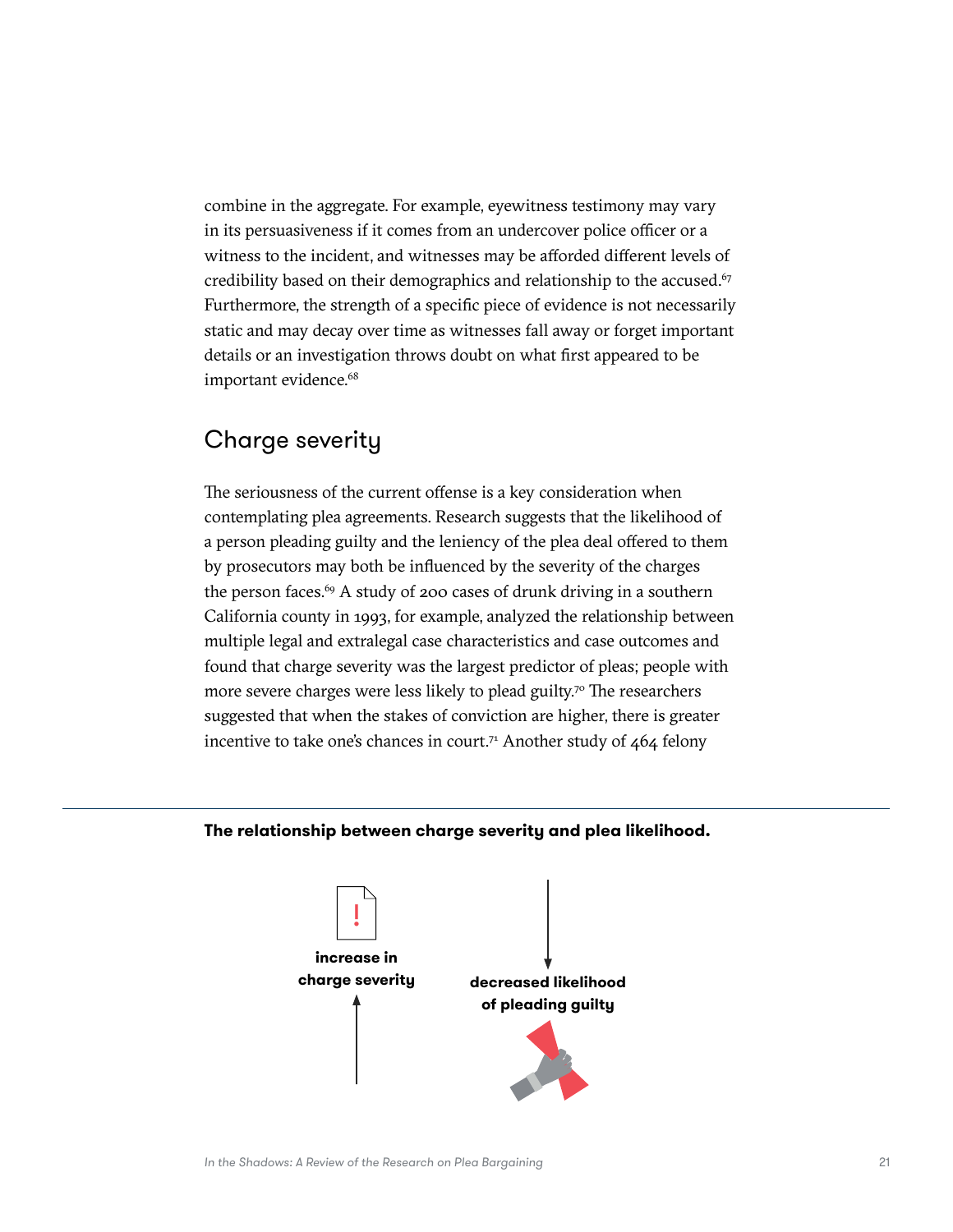combine in the aggregate. For example, eyewitness testimony may vary in its persuasiveness if it comes from an undercover police officer or a witness to the incident, and witnesses may be afforded different levels of credibility based on their demographics and relationship to the accused.[67] Furthermore, the strength of a specific piece of evidence is not necessarily static and may decay over time as witnesses fall away or forget important details or an investigation throws doubt on what first appeared to be important evidence.[68]

## Charge severity

The seriousness of the current offense is a key consideration when contemplating plea agreements. Research suggests that the likelihood of a person pleading guilty and the leniency of the plea deal offered to them by prosecutors may both be influenced by the severity of the charges the person faces.[69] A study of 200 cases of drunk driving in a southern California county in 1993, for example, analyzed the relationship between multiple legal and extralegal case characteristics and case outcomes and found that charge severity was the largest predictor of pleas; people with more severe charges were less likely to plead guilty.[70] The researchers suggested that when the stakes of conviction are higher, there is greater incentive to take one's chances in court.[71] Another study of 464 felony

**The relationship between charge severity and plea likelihood.**

**increase in charge severity**

**decreased likelihood of pleading guilty**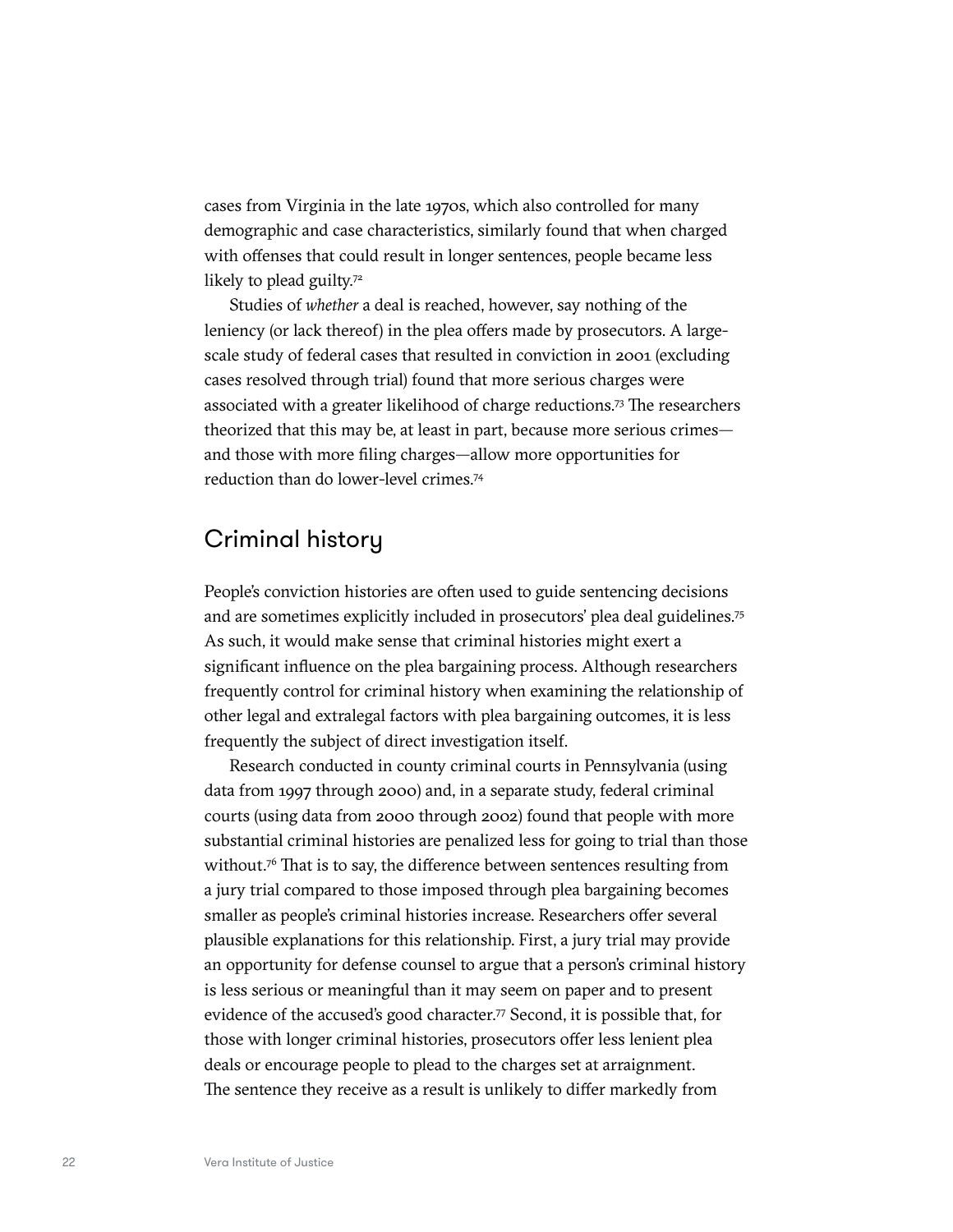cases from Virginia in the late 1970s, which also controlled for many demographic and case characteristics, similarly found that when charged with offenses that could result in longer sentences, people became less likely to plead guilty.[72]

Studies of *whether* a deal is reached, however, say nothing of the leniency (or lack thereof) in the plea offers made by prosecutors. A large-scale study of federal cases that resulted in conviction in 2001 (excluding cases resolved through trial) found that more serious charges were associated with a greater likelihood of charge reductions.[73] The researchers theorized that this may be, at least in part, because more serious crimes—and those with more filing charges—allow more opportunities for reduction than do lower-level crimes.[74]

## Criminal history

People's conviction histories are often used to guide sentencing decisions and are sometimes explicitly included in prosecutors' plea deal guidelines.[75] As such, it would make sense that criminal histories might exert a significant influence on the plea bargaining process. Although researchers frequently control for criminal history when examining the relationship of other legal and extralegal factors with plea bargaining outcomes, it is less frequently the subject of direct investigation itself.

Research conducted in county criminal courts in Pennsylvania (using data from 1997 through 2000) and, in a separate study, federal criminal courts (using data from 2000 through 2002) found that people with more substantial criminal histories are penalized less for going to trial than those without.[76] That is to say, the difference between sentences resulting from a jury trial compared to those imposed through plea bargaining becomes smaller as people's criminal histories increase. Researchers offer several plausible explanations for this relationship. First, a jury trial may provide an opportunity for defense counsel to argue that a person's criminal history is less serious or meaningful than it may seem on paper and to present evidence of the accused's good character.[77] Second, it is possible that, for those with longer criminal histories, prosecutors offer less lenient plea deals or encourage people to plead to the charges set at arraignment. The sentence they receive as a result is unlikely to differ markedly from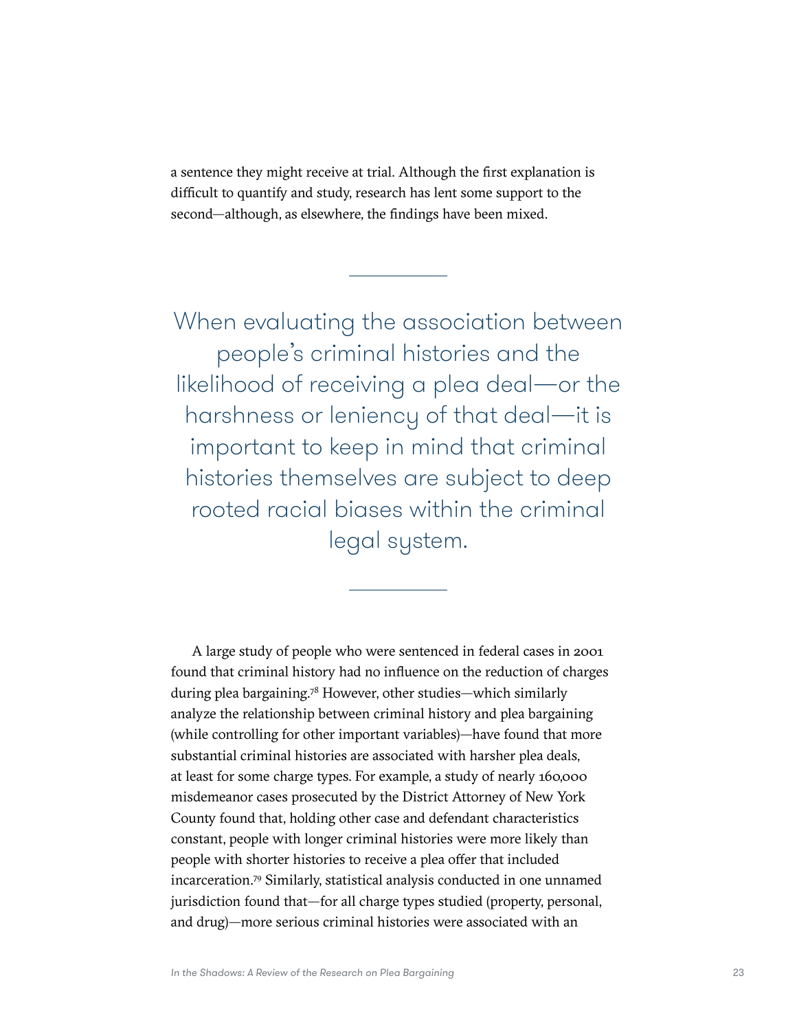a sentence they might receive at trial. Although the first explanation is difficult to quantify and study, research has lent some support to the second—although, as elsewhere, the findings have been mixed.

---

> When evaluating the association between people's criminal histories and the likelihood of receiving a plea deal—or the harshness or leniency of that deal—it is important to keep in mind that criminal histories themselves are subject to deep rooted racial biases within the criminal legal system.

---

A large study of people who were sentenced in federal cases in 2001 found that criminal history had no influence on the reduction of charges during plea bargaining.[78] However, other studies—which similarly analyze the relationship between criminal history and plea bargaining (while controlling for other important variables)—have found that more substantial criminal histories are associated with harsher plea deals, at least for some charge types. For example, a study of nearly 160,000 misdemeanor cases prosecuted by the District Attorney of New York County found that, holding other case and defendant characteristics constant, people with longer criminal histories were more likely than people with shorter histories to receive a plea offer that included incarceration.[79] Similarly, statistical analysis conducted in one unnamed jurisdiction found that—for all charge types studied (property, personal, and drug)—more serious criminal histories were associated with an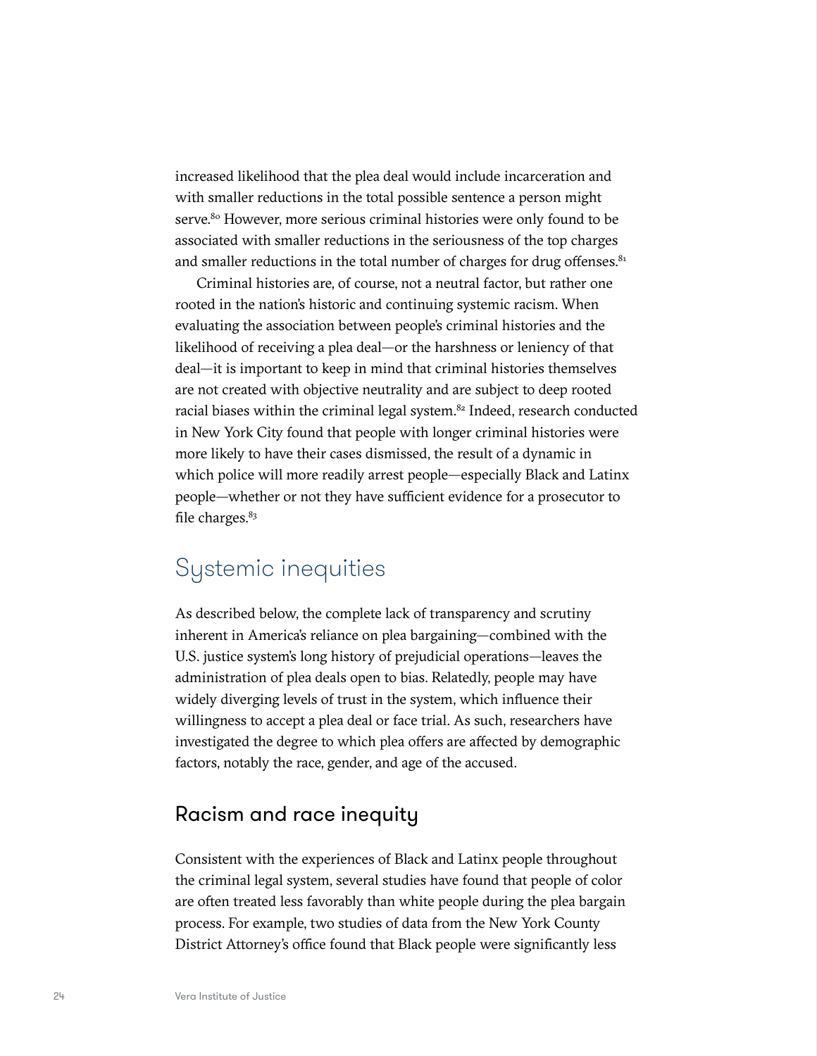increased likelihood that the plea deal would include incarceration and with smaller reductions in the total possible sentence a person might serve.[80] However, more serious criminal histories were only found to be associated with smaller reductions in the seriousness of the top charges and smaller reductions in the total number of charges for drug offenses.[81]

Criminal histories are, of course, not a neutral factor, but rather one rooted in the nation's historic and continuing systemic racism. When evaluating the association between people's criminal histories and the likelihood of receiving a plea deal—or the harshness or leniency of that deal—it is important to keep in mind that criminal histories themselves are not created with objective neutrality and are subject to deep rooted racial biases within the criminal legal system.[82] Indeed, research conducted in New York City found that people with longer criminal histories were more likely to have their cases dismissed, the result of a dynamic in which police will more readily arrest people—especially Black and Latinx people—whether or not they have sufficient evidence for a prosecutor to file charges.[83]

## Systemic inequities

As described below, the complete lack of transparency and scrutiny inherent in America's reliance on plea bargaining—combined with the U.S. justice system's long history of prejudicial operations—leaves the administration of plea deals open to bias. Relatedly, people may have widely diverging levels of trust in the system, which influence their willingness to accept a plea deal or face trial. As such, researchers have investigated the degree to which plea offers are affected by demographic factors, notably the race, gender, and age of the accused.

### Racism and race inequity

Consistent with the experiences of Black and Latinx people throughout the criminal legal system, several studies have found that people of color are often treated less favorably than white people during the plea bargain process. For example, two studies of data from the New York County District Attorney's office found that Black people were significantly less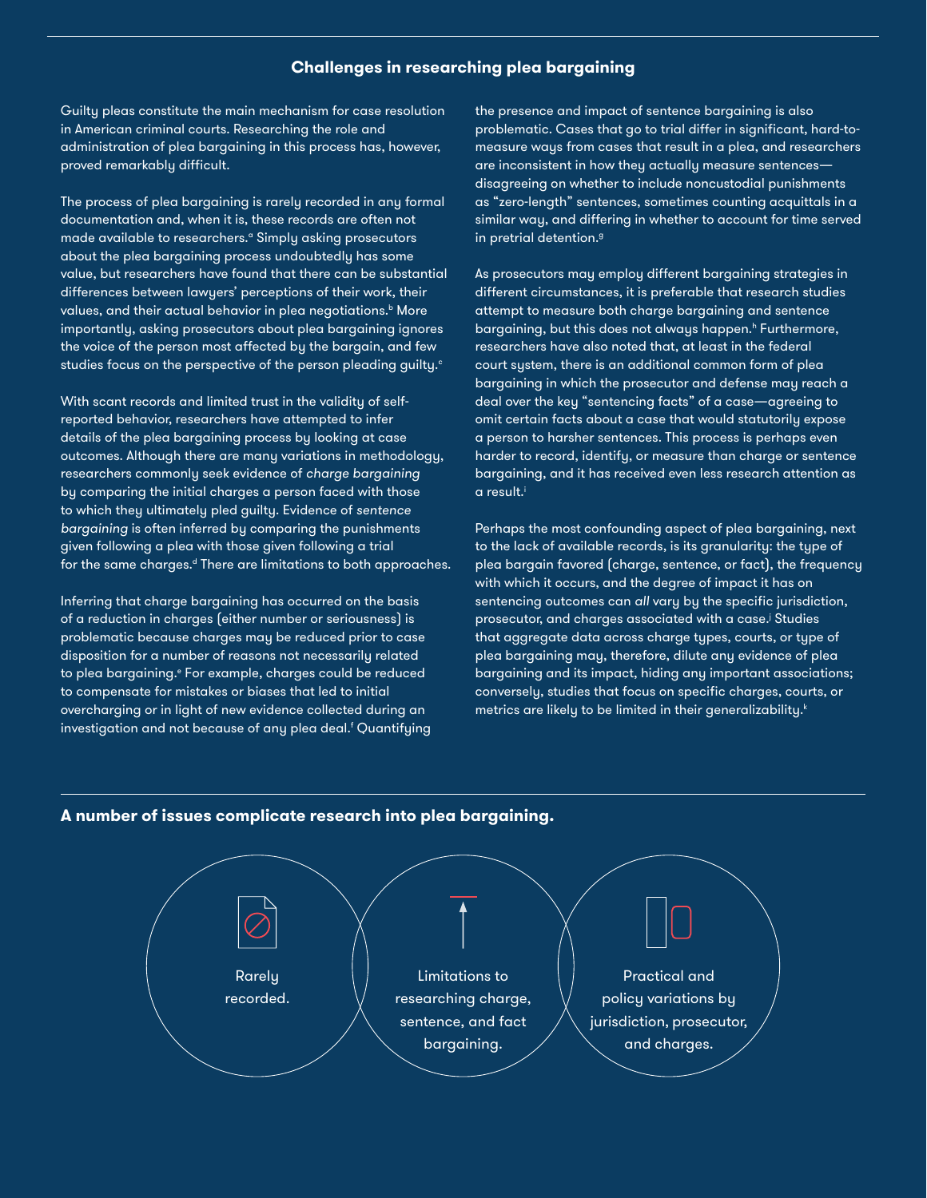## Challenges in researching plea bargaining

Guilty pleas constitute the main mechanism for case resolution in American criminal courts. Researching the role and administration of plea bargaining in this process has, however, proved remarkably difficult.

The process of plea bargaining is rarely recorded in any formal documentation and, when it is, these records are often not made available to researchers.[a] Simply asking prosecutors about the plea bargaining process undoubtedly has some value, but researchers have found that there can be substantial differences between lawyers' perceptions of their work, their values, and their actual behavior in plea negotiations.[b] More importantly, asking prosecutors about plea bargaining ignores the voice of the person most affected by the bargain, and few studies focus on the perspective of the person pleading guilty.[c]

With scant records and limited trust in the validity of self-reported behavior, researchers have attempted to infer details of the plea bargaining process by looking at case outcomes. Although there are many variations in methodology, researchers commonly seek evidence of *charge bargaining* by comparing the initial charges a person faced with those to which they ultimately pled guilty. Evidence of *sentence bargaining* is often inferred by comparing the punishments given following a plea with those given following a trial for the same charges.[d] There are limitations to both approaches.

Inferring that charge bargaining has occurred on the basis of a reduction in charges (either number or seriousness) is problematic because charges may be reduced prior to case disposition for a number of reasons not necessarily related to plea bargaining.[e] For example, charges could be reduced to compensate for mistakes or biases that led to initial overcharging or in light of new evidence collected during an investigation and not because of any plea deal.[f] Quantifying the presence and impact of sentence bargaining is also problematic. Cases that go to trial differ in significant, hard-to-measure ways from cases that result in a plea, and researchers are inconsistent in how they actually measure sentences—disagreeing on whether to include noncustodial punishments as "zero-length" sentences, sometimes counting acquittals in a similar way, and differing in whether to account for time served in pretrial detention.[g]

As prosecutors may employ different bargaining strategies in different circumstances, it is preferable that research studies attempt to measure both charge bargaining and sentence bargaining, but this does not always happen.[h] Furthermore, researchers have also noted that, at least in the federal court system, there is an additional common form of plea bargaining in which the prosecutor and defense may reach a deal over the key "sentencing facts" of a case—agreeing to omit certain facts about a case that would statutorily expose a person to harsher sentences. This process is perhaps even harder to record, identify, or measure than charge or sentence bargaining, and it has received even less research attention as a result.[i]

Perhaps the most confounding aspect of plea bargaining, next to the lack of available records, is its granularity: the type of plea bargain favored (charge, sentence, or fact), the frequency with which it occurs, and the degree of impact it has on sentencing outcomes can *all* vary by the specific jurisdiction, prosecutor, and charges associated with a case.[j] Studies that aggregate data across charge types, courts, or type of plea bargaining may, therefore, dilute any evidence of plea bargaining and its impact, hiding any important associations; conversely, studies that focus on specific charges, courts, or metrics are likely to be limited in their generalizability.[k]

**A number of issues complicate research into plea bargaining.**

Rarely recorded.

Limitations to researching charge, sentence, and fact bargaining.

Practical and policy variations by jurisdiction, prosecutor, and charges.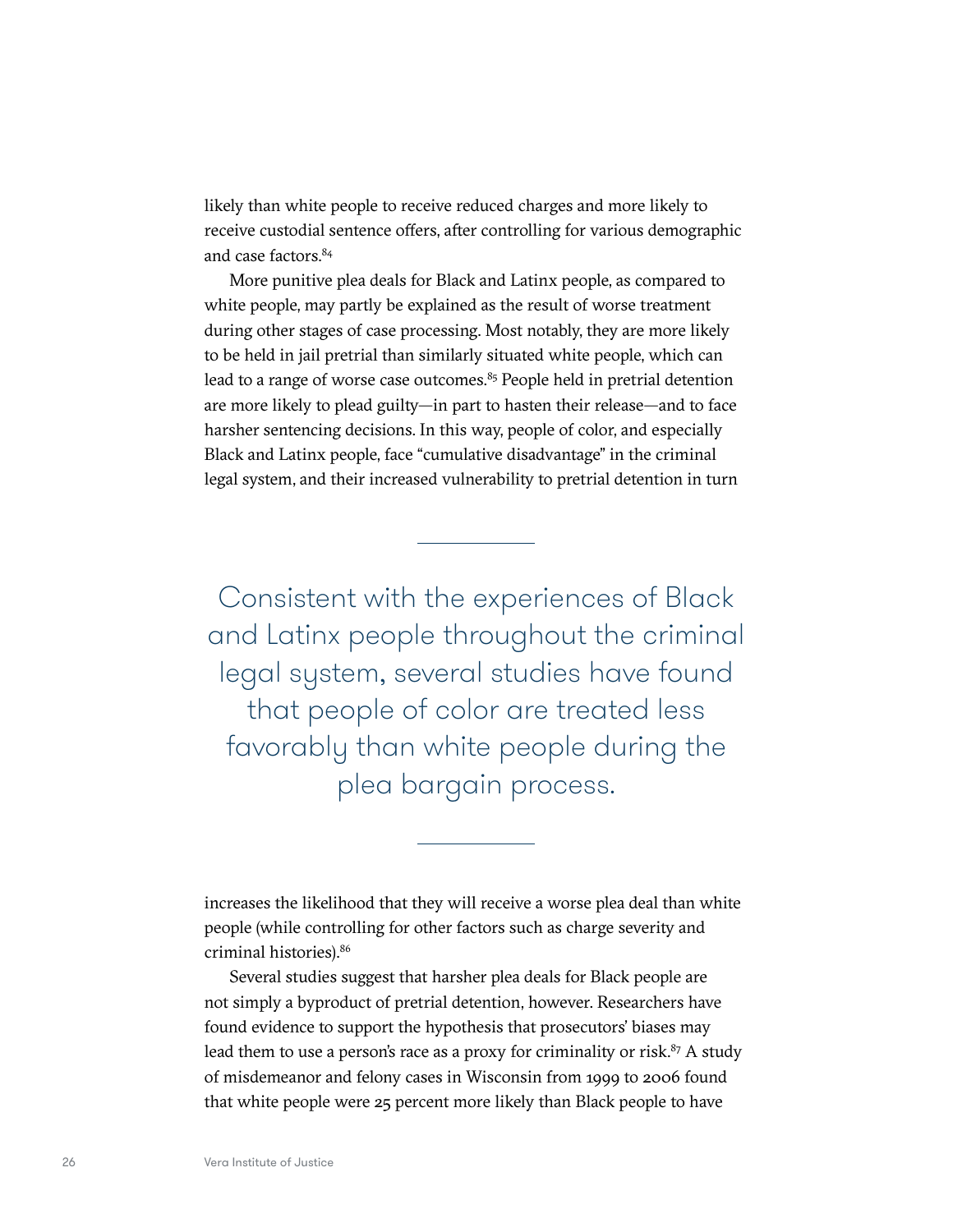likely than white people to receive reduced charges and more likely to receive custodial sentence offers, after controlling for various demographic and case factors.[84]

More punitive plea deals for Black and Latinx people, as compared to white people, may partly be explained as the result of worse treatment during other stages of case processing. Most notably, they are more likely to be held in jail pretrial than similarly situated white people, which can lead to a range of worse case outcomes.[85] People held in pretrial detention are more likely to plead guilty—in part to hasten their release—and to face harsher sentencing decisions. In this way, people of color, and especially Black and Latinx people, face "cumulative disadvantage" in the criminal legal system, and their increased vulnerability to pretrial detention in turn increases the likelihood that they will receive a worse plea deal than white people (while controlling for other factors such as charge severity and criminal histories).[86]

> Consistent with the experiences of Black and Latinx people throughout the criminal legal system, several studies have found that people of color are treated less favorably than white people during the plea bargain process.

Several studies suggest that harsher plea deals for Black people are not simply a byproduct of pretrial detention, however. Researchers have found evidence to support the hypothesis that prosecutors' biases may lead them to use a person's race as a proxy for criminality or risk.[87] A study of misdemeanor and felony cases in Wisconsin from 1999 to 2006 found that white people were 25 percent more likely than Black people to have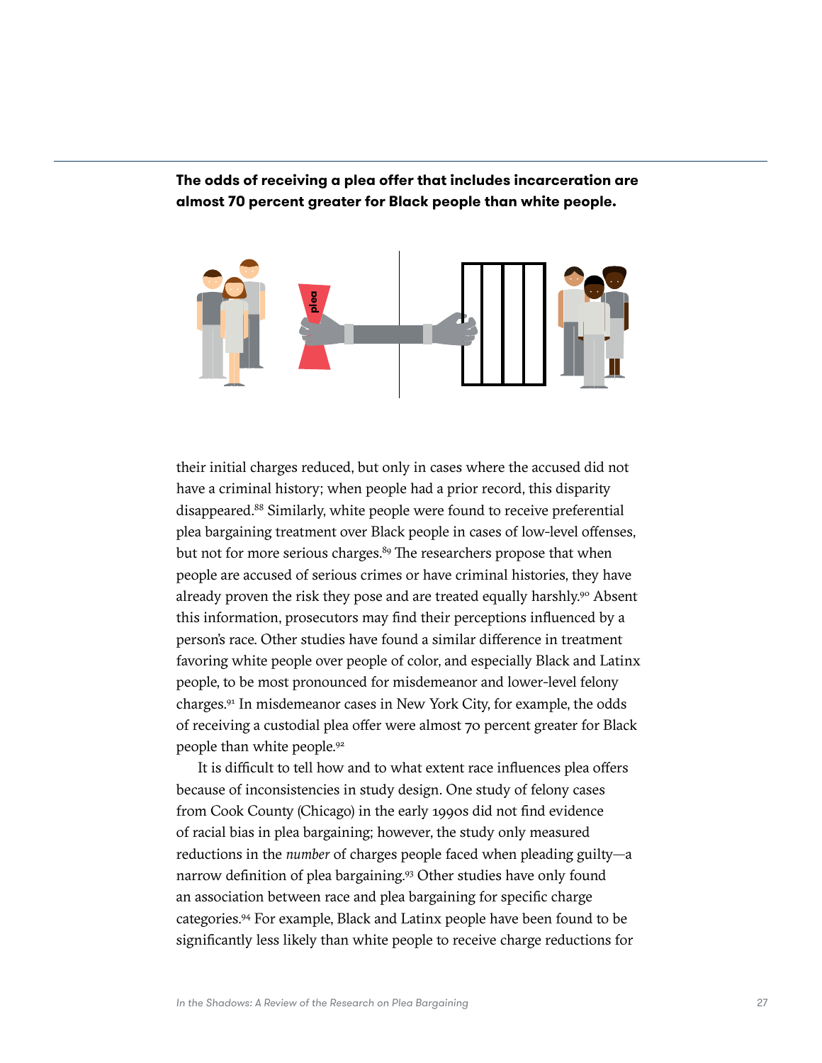**The odds of receiving a plea offer that includes incarceration are almost 70 percent greater for Black people than white people.**

their initial charges reduced, but only in cases where the accused did not have a criminal history; when people had a prior record, this disparity disappeared.[88] Similarly, white people were found to receive preferential plea bargaining treatment over Black people in cases of low-level offenses, but not for more serious charges.[89] The researchers propose that when people are accused of serious crimes or have criminal histories, they have already proven the risk they pose and are treated equally harshly.[90] Absent this information, prosecutors may find their perceptions influenced by a person's race. Other studies have found a similar difference in treatment favoring white people over people of color, and especially Black and Latinx people, to be most pronounced for misdemeanor and lower-level felony charges.[91] In misdemeanor cases in New York City, for example, the odds of receiving a custodial plea offer were almost 70 percent greater for Black people than white people.[92]

It is difficult to tell how and to what extent race influences plea offers because of inconsistencies in study design. One study of felony cases from Cook County (Chicago) in the early 1990s did not find evidence of racial bias in plea bargaining; however, the study only measured reductions in the *number* of charges people faced when pleading guilty—a narrow definition of plea bargaining.[93] Other studies have only found an association between race and plea bargaining for specific charge categories.[94] For example, Black and Latinx people have been found to be significantly less likely than white people to receive charge reductions for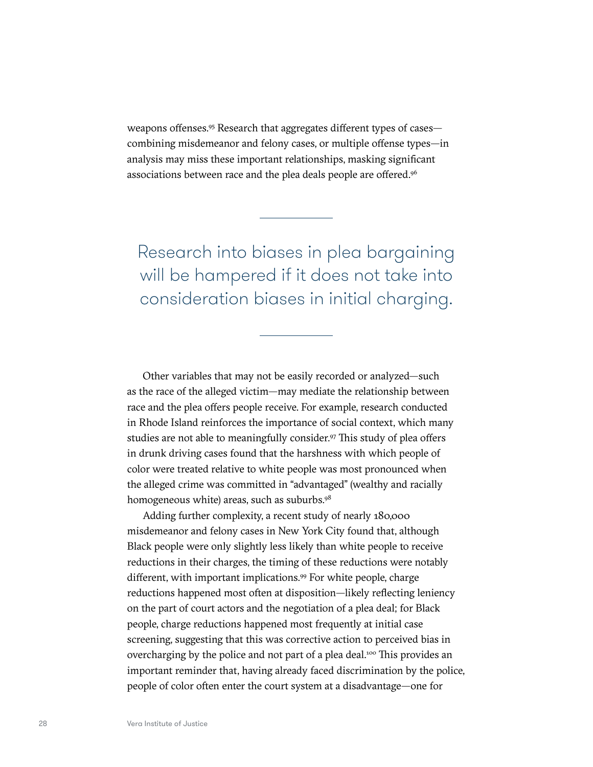weapons offenses.[95] Research that aggregates different types of cases—combining misdemeanor and felony cases, or multiple offense types—in analysis may miss these important relationships, masking significant associations between race and the plea deals people are offered.[96]

> Research into biases in plea bargaining will be hampered if it does not take into consideration biases in initial charging.

Other variables that may not be easily recorded or analyzed—such as the race of the alleged victim—may mediate the relationship between race and the plea offers people receive. For example, research conducted in Rhode Island reinforces the importance of social context, which many studies are not able to meaningfully consider.[97] This study of plea offers in drunk driving cases found that the harshness with which people of color were treated relative to white people was most pronounced when the alleged crime was committed in "advantaged" (wealthy and racially homogeneous white) areas, such as suburbs.[98]

Adding further complexity, a recent study of nearly 180,000 misdemeanor and felony cases in New York City found that, although Black people were only slightly less likely than white people to receive reductions in their charges, the timing of these reductions were notably different, with important implications.[99] For white people, charge reductions happened most often at disposition—likely reflecting leniency on the part of court actors and the negotiation of a plea deal; for Black people, charge reductions happened most frequently at initial case screening, suggesting that this was corrective action to perceived bias in overcharging by the police and not part of a plea deal.[100] This provides an important reminder that, having already faced discrimination by the police, people of color often enter the court system at a disadvantage—one for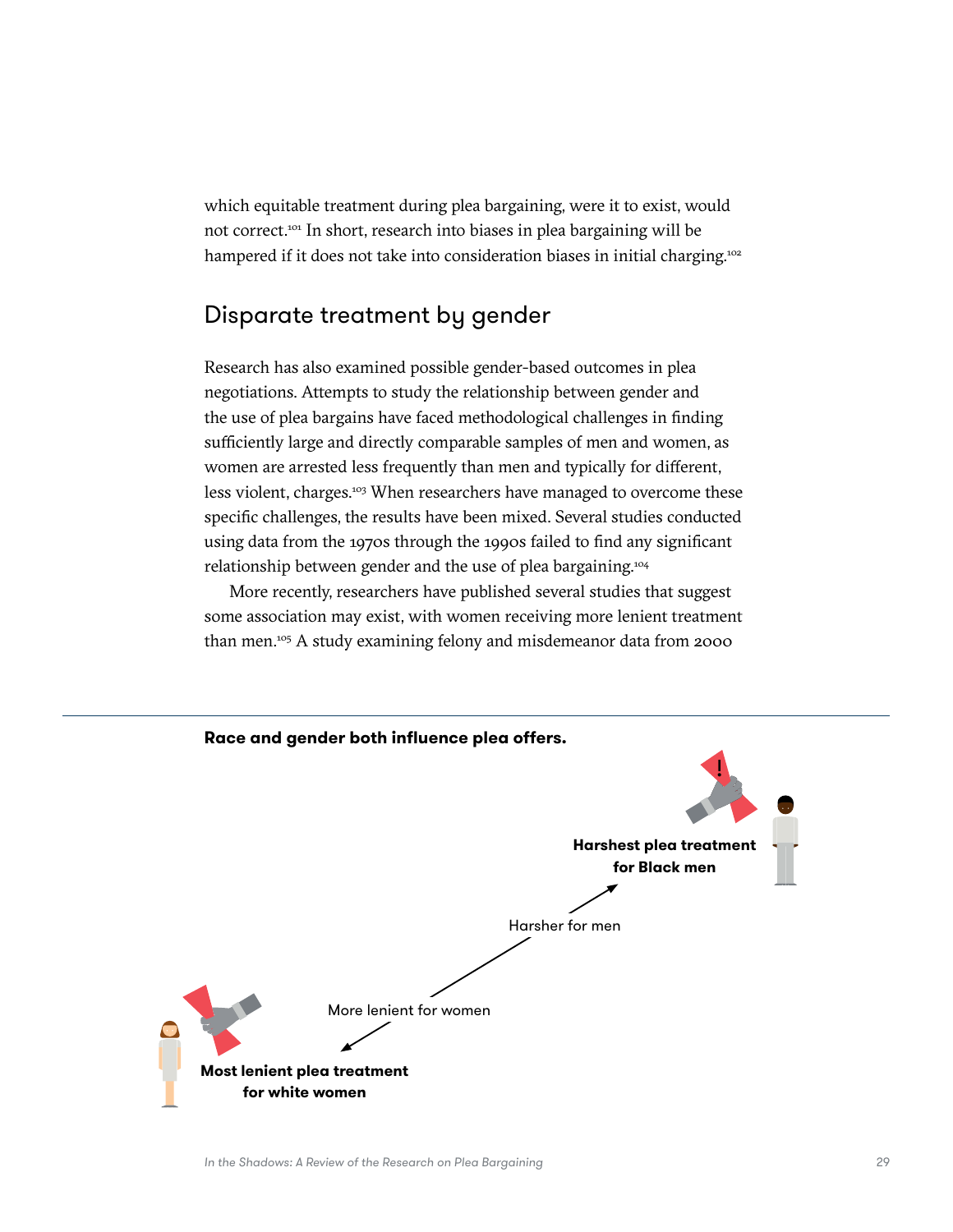which equitable treatment during plea bargaining, were it to exist, would not correct.[101] In short, research into biases in plea bargaining will be hampered if it does not take into consideration biases in initial charging.[102]

## Disparate treatment by gender

Research has also examined possible gender-based outcomes in plea negotiations. Attempts to study the relationship between gender and the use of plea bargains have faced methodological challenges in finding sufficiently large and directly comparable samples of men and women, as women are arrested less frequently than men and typically for different, less violent, charges.[103] When researchers have managed to overcome these specific challenges, the results have been mixed. Several studies conducted using data from the 1970s through the 1990s failed to find any significant relationship between gender and the use of plea bargaining.[104]

More recently, researchers have published several studies that suggest some association may exist, with women receiving more lenient treatment than men.[105] A study examining felony and misdemeanor data from 2000

**Race and gender both influence plea offers.**

**Harshest plea treatment for Black men**

Harsher for men

More lenient for women

**Most lenient plea treatment for white women**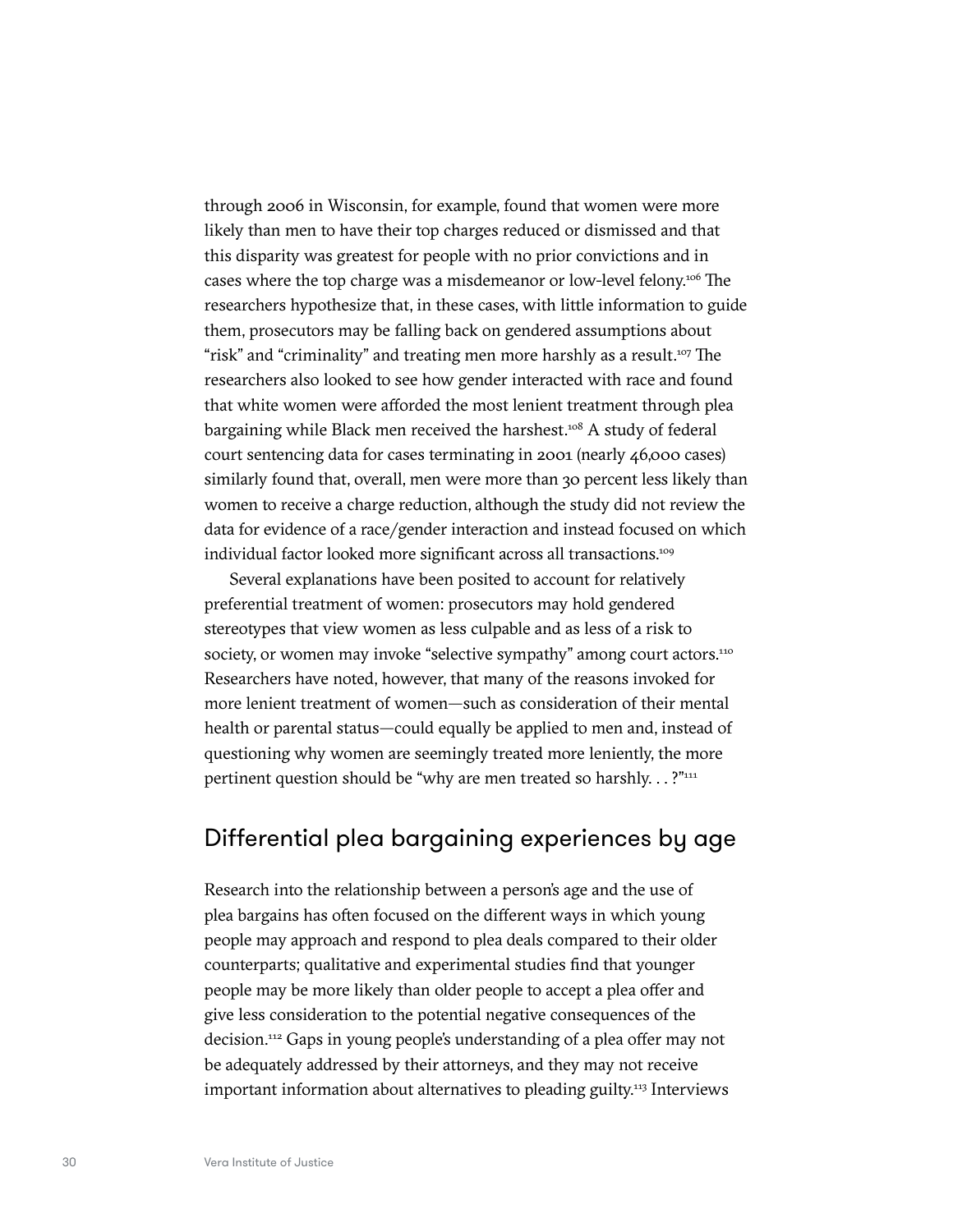through 2006 in Wisconsin, for example, found that women were more likely than men to have their top charges reduced or dismissed and that this disparity was greatest for people with no prior convictions and in cases where the top charge was a misdemeanor or low-level felony.[106] The researchers hypothesize that, in these cases, with little information to guide them, prosecutors may be falling back on gendered assumptions about "risk" and "criminality" and treating men more harshly as a result.[107] The researchers also looked to see how gender interacted with race and found that white women were afforded the most lenient treatment through plea bargaining while Black men received the harshest.[108] A study of federal court sentencing data for cases terminating in 2001 (nearly 46,000 cases) similarly found that, overall, men were more than 30 percent less likely than women to receive a charge reduction, although the study did not review the data for evidence of a race/gender interaction and instead focused on which individual factor looked more significant across all transactions.[109]

Several explanations have been posited to account for relatively preferential treatment of women: prosecutors may hold gendered stereotypes that view women as less culpable and as less of a risk to society, or women may invoke "selective sympathy" among court actors.[110] Researchers have noted, however, that many of the reasons invoked for more lenient treatment of women—such as consideration of their mental health or parental status—could equally be applied to men and, instead of questioning why women are seemingly treated more leniently, the more pertinent question should be "why are men treated so harshly. . . ?"[111]

## Differential plea bargaining experiences by age

Research into the relationship between a person's age and the use of plea bargains has often focused on the different ways in which young people may approach and respond to plea deals compared to their older counterparts; qualitative and experimental studies find that younger people may be more likely than older people to accept a plea offer and give less consideration to the potential negative consequences of the decision.[112] Gaps in young people's understanding of a plea offer may not be adequately addressed by their attorneys, and they may not receive important information about alternatives to pleading guilty.[113] Interviews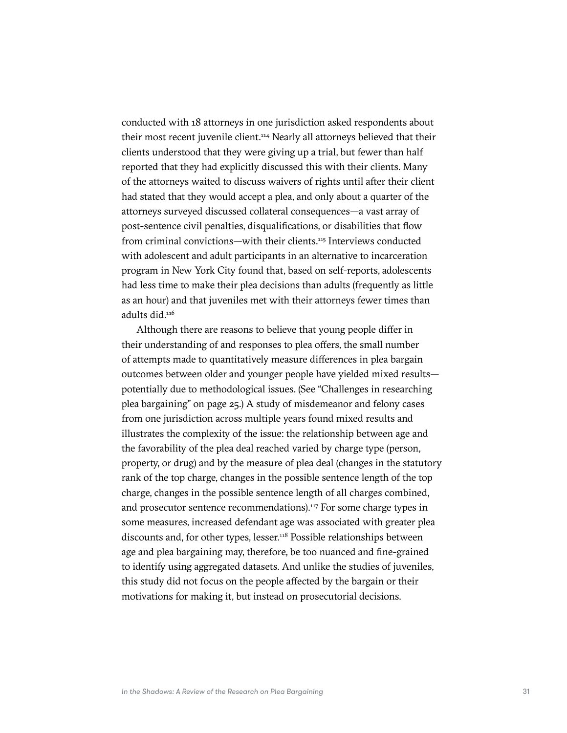conducted with 18 attorneys in one jurisdiction asked respondents about their most recent juvenile client.[114] Nearly all attorneys believed that their clients understood that they were giving up a trial, but fewer than half reported that they had explicitly discussed this with their clients. Many of the attorneys waited to discuss waivers of rights until after their client had stated that they would accept a plea, and only about a quarter of the attorneys surveyed discussed collateral consequences—a vast array of post-sentence civil penalties, disqualifications, or disabilities that flow from criminal convictions—with their clients.[115] Interviews conducted with adolescent and adult participants in an alternative to incarceration program in New York City found that, based on self-reports, adolescents had less time to make their plea decisions than adults (frequently as little as an hour) and that juveniles met with their attorneys fewer times than adults did.[116]

Although there are reasons to believe that young people differ in their understanding of and responses to plea offers, the small number of attempts made to quantitatively measure differences in plea bargain outcomes between older and younger people have yielded mixed results—potentially due to methodological issues. (See "Challenges in researching plea bargaining" on page 25.) A study of misdemeanor and felony cases from one jurisdiction across multiple years found mixed results and illustrates the complexity of the issue: the relationship between age and the favorability of the plea deal reached varied by charge type (person, property, or drug) and by the measure of plea deal (changes in the statutory rank of the top charge, changes in the possible sentence length of the top charge, changes in the possible sentence length of all charges combined, and prosecutor sentence recommendations).[117] For some charge types in some measures, increased defendant age was associated with greater plea discounts and, for other types, lesser.[118] Possible relationships between age and plea bargaining may, therefore, be too nuanced and fine-grained to identify using aggregated datasets. And unlike the studies of juveniles, this study did not focus on the people affected by the bargain or their motivations for making it, but instead on prosecutorial decisions.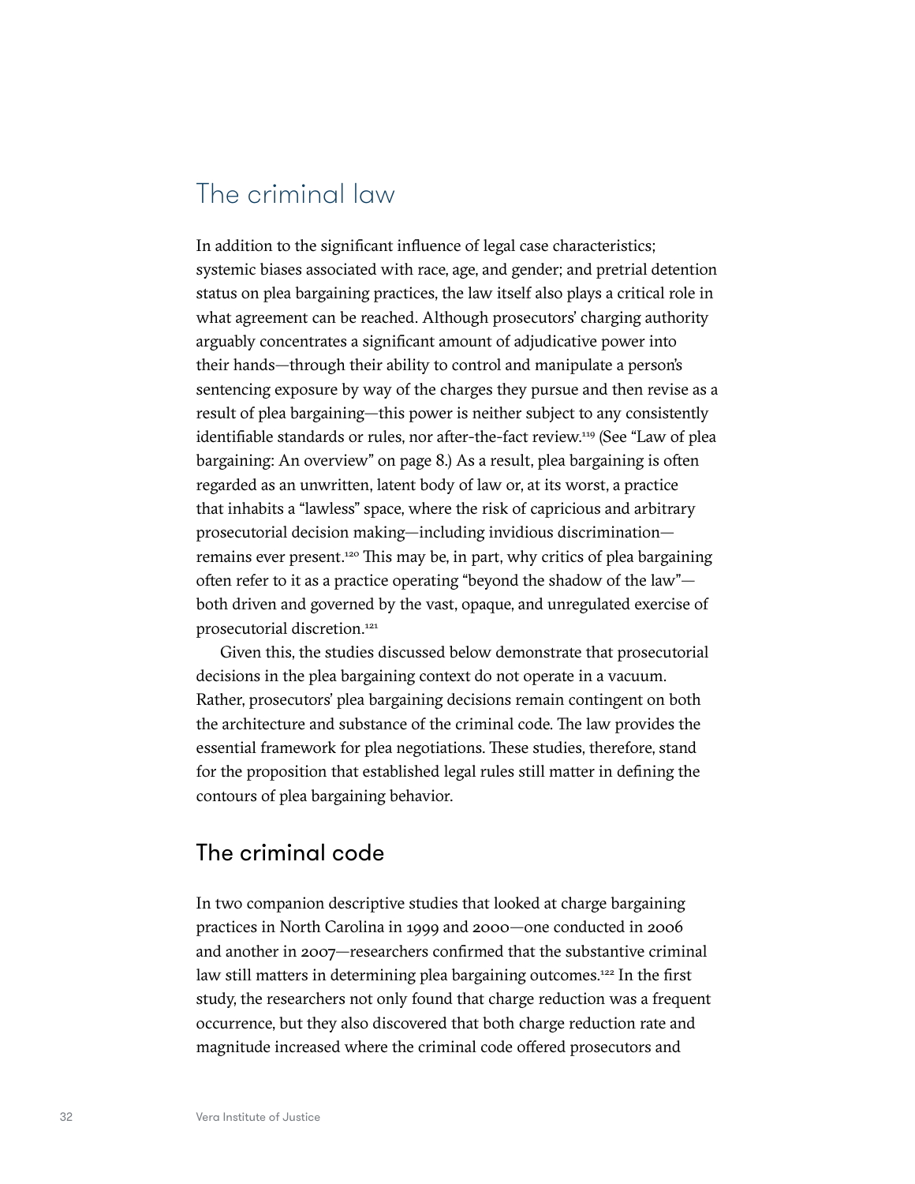# The criminal law

In addition to the significant influence of legal case characteristics; systemic biases associated with race, age, and gender; and pretrial detention status on plea bargaining practices, the law itself also plays a critical role in what agreement can be reached. Although prosecutors' charging authority arguably concentrates a significant amount of adjudicative power into their hands—through their ability to control and manipulate a person's sentencing exposure by way of the charges they pursue and then revise as a result of plea bargaining—this power is neither subject to any consistently identifiable standards or rules, nor after-the-fact review.[119] (See "Law of plea bargaining: An overview" on page 8.) As a result, plea bargaining is often regarded as an unwritten, latent body of law or, at its worst, a practice that inhabits a "lawless" space, where the risk of capricious and arbitrary prosecutorial decision making—including invidious discrimination—remains ever present.[120] This may be, in part, why critics of plea bargaining often refer to it as a practice operating "beyond the shadow of the law"—both driven and governed by the vast, opaque, and unregulated exercise of prosecutorial discretion.[121]

Given this, the studies discussed below demonstrate that prosecutorial decisions in the plea bargaining context do not operate in a vacuum. Rather, prosecutors' plea bargaining decisions remain contingent on both the architecture and substance of the criminal code. The law provides the essential framework for plea negotiations. These studies, therefore, stand for the proposition that established legal rules still matter in defining the contours of plea bargaining behavior.

## The criminal code

In two companion descriptive studies that looked at charge bargaining practices in North Carolina in 1999 and 2000—one conducted in 2006 and another in 2007—researchers confirmed that the substantive criminal law still matters in determining plea bargaining outcomes.[122] In the first study, the researchers not only found that charge reduction was a frequent occurrence, but they also discovered that both charge reduction rate and magnitude increased where the criminal code offered prosecutors and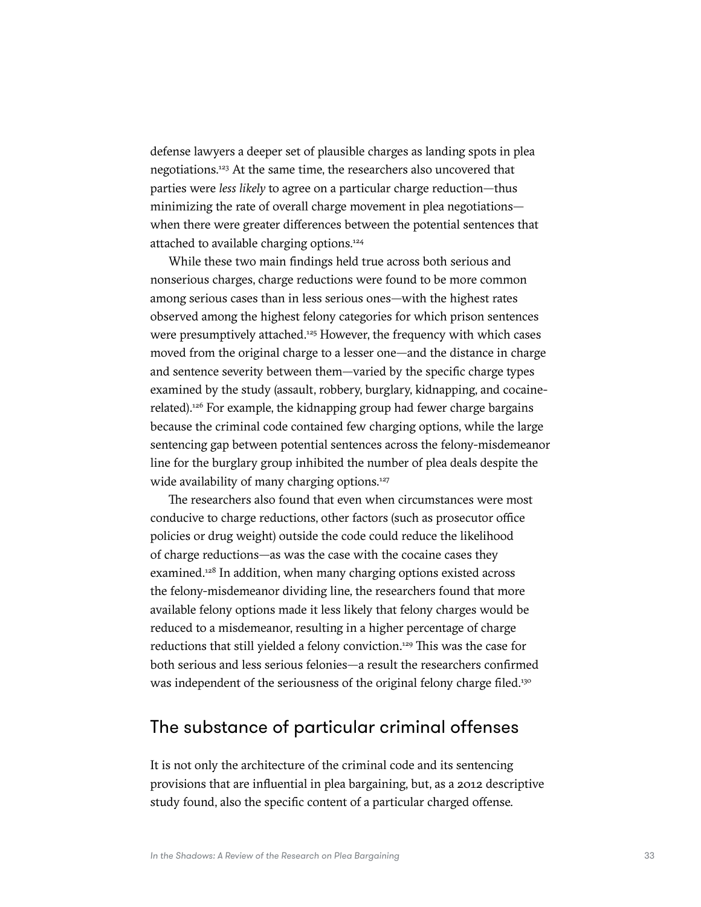defense lawyers a deeper set of plausible charges as landing spots in plea negotiations.[123] At the same time, the researchers also uncovered that parties were *less likely* to agree on a particular charge reduction—thus minimizing the rate of overall charge movement in plea negotiations—when there were greater differences between the potential sentences that attached to available charging options.[124]

While these two main findings held true across both serious and nonserious charges, charge reductions were found to be more common among serious cases than in less serious ones—with the highest rates observed among the highest felony categories for which prison sentences were presumptively attached.[125] However, the frequency with which cases moved from the original charge to a lesser one—and the distance in charge and sentence severity between them—varied by the specific charge types examined by the study (assault, robbery, burglary, kidnapping, and cocaine-related).[126] For example, the kidnapping group had fewer charge bargains because the criminal code contained few charging options, while the large sentencing gap between potential sentences across the felony-misdemeanor line for the burglary group inhibited the number of plea deals despite the wide availability of many charging options.[127]

The researchers also found that even when circumstances were most conducive to charge reductions, other factors (such as prosecutor office policies or drug weight) outside the code could reduce the likelihood of charge reductions—as was the case with the cocaine cases they examined.[128] In addition, when many charging options existed across the felony-misdemeanor dividing line, the researchers found that more available felony options made it less likely that felony charges would be reduced to a misdemeanor, resulting in a higher percentage of charge reductions that still yielded a felony conviction.[129] This was the case for both serious and less serious felonies—a result the researchers confirmed was independent of the seriousness of the original felony charge filed.[130]

## The substance of particular criminal offenses

It is not only the architecture of the criminal code and its sentencing provisions that are influential in plea bargaining, but, as a 2012 descriptive study found, also the specific content of a particular charged offense.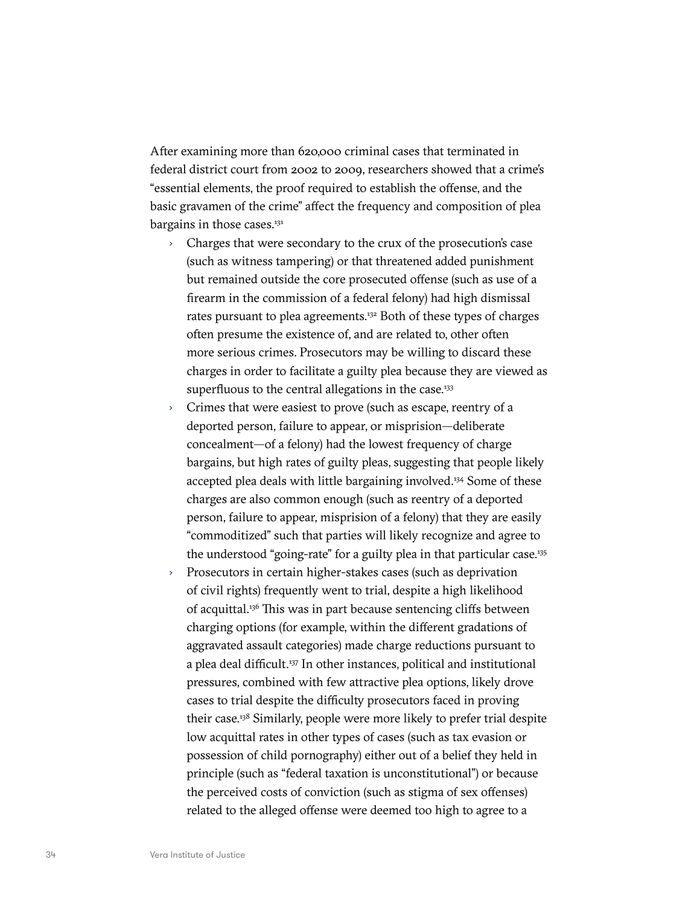After examining more than 620,000 criminal cases that terminated in federal district court from 2002 to 2009, researchers showed that a crime's "essential elements, the proof required to establish the offense, and the basic gravamen of the crime" affect the frequency and composition of plea bargains in those cases.[131]

- Charges that were secondary to the crux of the prosecution's case (such as witness tampering) or that threatened added punishment but remained outside the core prosecuted offense (such as use of a firearm in the commission of a federal felony) had high dismissal rates pursuant to plea agreements.[132] Both of these types of charges often presume the existence of, and are related to, other often more serious crimes. Prosecutors may be willing to discard these charges in order to facilitate a guilty plea because they are viewed as superfluous to the central allegations in the case.[133]
- Crimes that were easiest to prove (such as escape, reentry of a deported person, failure to appear, or misprision—deliberate concealment—of a felony) had the lowest frequency of charge bargains, but high rates of guilty pleas, suggesting that people likely accepted plea deals with little bargaining involved.[134] Some of these charges are also common enough (such as reentry of a deported person, failure to appear, misprision of a felony) that they are easily "commoditized" such that parties will likely recognize and agree to the understood "going-rate" for a guilty plea in that particular case.[135]
- Prosecutors in certain higher-stakes cases (such as deprivation of civil rights) frequently went to trial, despite a high likelihood of acquittal.[136] This was in part because sentencing cliffs between charging options (for example, within the different gradations of aggravated assault categories) made charge reductions pursuant to a plea deal difficult.[137] In other instances, political and institutional pressures, combined with few attractive plea options, likely drove cases to trial despite the difficulty prosecutors faced in proving their case.[138] Similarly, people were more likely to prefer trial despite low acquittal rates in other types of cases (such as tax evasion or possession of child pornography) either out of a belief they held in principle (such as "federal taxation is unconstitutional") or because the perceived costs of conviction (such as stigma of sex offenses) related to the alleged offense were deemed too high to agree to a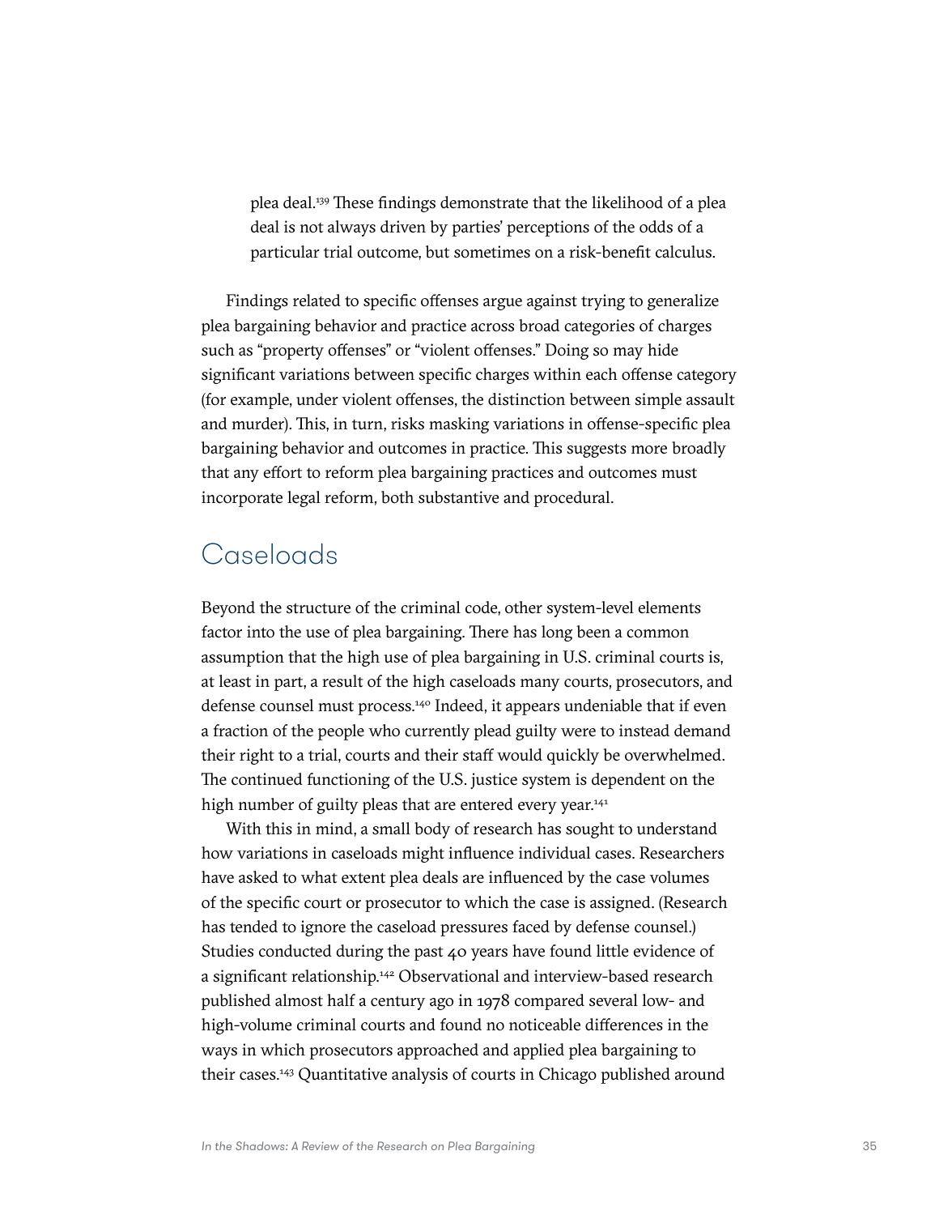plea deal.[139] These findings demonstrate that the likelihood of a plea deal is not always driven by parties' perceptions of the odds of a particular trial outcome, but sometimes on a risk-benefit calculus.

Findings related to specific offenses argue against trying to generalize plea bargaining behavior and practice across broad categories of charges such as "property offenses" or "violent offenses." Doing so may hide significant variations between specific charges within each offense category (for example, under violent offenses, the distinction between simple assault and murder). This, in turn, risks masking variations in offense-specific plea bargaining behavior and outcomes in practice. This suggests more broadly that any effort to reform plea bargaining practices and outcomes must incorporate legal reform, both substantive and procedural.

## Caseloads

Beyond the structure of the criminal code, other system-level elements factor into the use of plea bargaining. There has long been a common assumption that the high use of plea bargaining in U.S. criminal courts is, at least in part, a result of the high caseloads many courts, prosecutors, and defense counsel must process.[140] Indeed, it appears undeniable that if even a fraction of the people who currently plead guilty were to instead demand their right to a trial, courts and their staff would quickly be overwhelmed. The continued functioning of the U.S. justice system is dependent on the high number of guilty pleas that are entered every year.[141]

With this in mind, a small body of research has sought to understand how variations in caseloads might influence individual cases. Researchers have asked to what extent plea deals are influenced by the case volumes of the specific court or prosecutor to which the case is assigned. (Research has tended to ignore the caseload pressures faced by defense counsel.) Studies conducted during the past 40 years have found little evidence of a significant relationship.[142] Observational and interview-based research published almost half a century ago in 1978 compared several low- and high-volume criminal courts and found no noticeable differences in the ways in which prosecutors approached and applied plea bargaining to their cases.[143] Quantitative analysis of courts in Chicago published around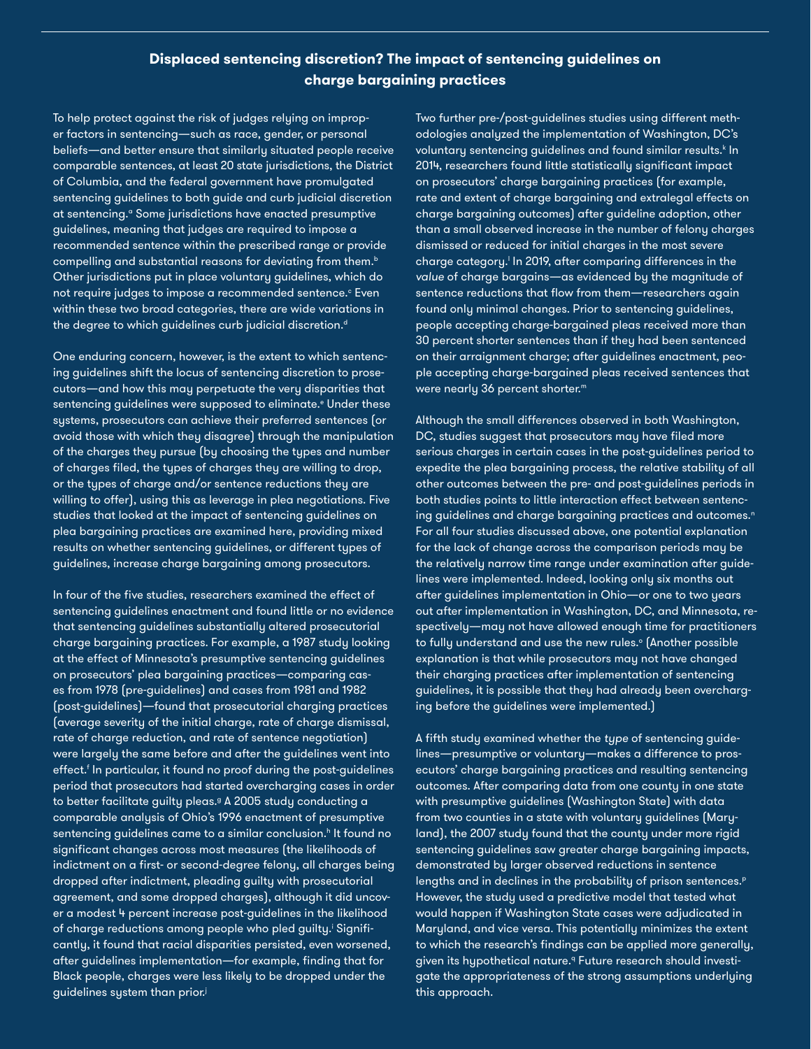## Displaced sentencing discretion? The impact of sentencing guidelines on charge bargaining practices

To help protect against the risk of judges relying on improper factors in sentencing—such as race, gender, or personal beliefs—and better ensure that similarly situated people receive comparable sentences, at least 20 state jurisdictions, the District of Columbia, and the federal government have promulgated sentencing guidelines to both guide and curb judicial discretion at sentencing.[a] Some jurisdictions have enacted presumptive guidelines, meaning that judges are required to impose a recommended sentence within the prescribed range or provide compelling and substantial reasons for deviating from them.[b] Other jurisdictions put in place voluntary guidelines, which do not require judges to impose a recommended sentence.[c] Even within these two broad categories, there are wide variations in the degree to which guidelines curb judicial discretion.[d]

One enduring concern, however, is the extent to which sentencing guidelines shift the locus of sentencing discretion to prosecutors—and how this may perpetuate the very disparities that sentencing guidelines were supposed to eliminate.[e] Under these systems, prosecutors can achieve their preferred sentences (or avoid those with which they disagree) through the manipulation of the charges they pursue (by choosing the types and number of charges filed, the types of charges they are willing to drop, or the types of charge and/or sentence reductions they are willing to offer), using this as leverage in plea negotiations. Five studies that looked at the impact of sentencing guidelines on plea bargaining practices are examined here, providing mixed results on whether sentencing guidelines, or different types of guidelines, increase charge bargaining among prosecutors.

In four of the five studies, researchers examined the effect of sentencing guidelines enactment and found little or no evidence that sentencing guidelines substantially altered prosecutorial charge bargaining practices. For example, a 1987 study looking at the effect of Minnesota's presumptive sentencing guidelines on prosecutors' plea bargaining practices—comparing cases from 1978 (pre-guidelines) and cases from 1981 and 1982 (post-guidelines)—found that prosecutorial charging practices (average severity of the initial charge, rate of charge dismissal, rate of charge reduction, and rate of sentence negotiation) were largely the same before and after the guidelines went into effect.[f] In particular, it found no proof during the post-guidelines period that prosecutors had started overcharging cases in order to better facilitate guilty pleas.[g] A 2005 study conducting a comparable analysis of Ohio's 1996 enactment of presumptive sentencing guidelines came to a similar conclusion.[h] It found no significant changes across most measures (the likelihoods of indictment on a first- or second-degree felony, all charges being dropped after indictment, pleading guilty with prosecutorial agreement, and some dropped charges), although it did uncover a modest 4 percent increase post-guidelines in the likelihood of charge reductions among people who pled guilty.[i] Significantly, it found that racial disparities persisted, even worsened, after guidelines implementation—for example, finding that for Black people, charges were less likely to be dropped under the guidelines system than prior.[j]

Two further pre-/post-guidelines studies using different methodologies analyzed the implementation of Washington, DC's voluntary sentencing guidelines and found similar results.[k] In 2014, researchers found little statistically significant impact on prosecutors' charge bargaining practices (for example, rate and extent of charge bargaining and extralegal effects on charge bargaining outcomes) after guideline adoption, other than a small observed increase in the number of felony charges dismissed or reduced for initial charges in the most severe charge category.[l] In 2019, after comparing differences in the *value* of charge bargains—as evidenced by the magnitude of sentence reductions that flow from them—researchers again found only minimal changes. Prior to sentencing guidelines, people accepting charge-bargained pleas received more than 30 percent shorter sentences than if they had been sentenced on their arraignment charge; after guidelines enactment, people accepting charge-bargained pleas received sentences that were nearly 36 percent shorter.[m]

Although the small differences observed in both Washington, DC, studies suggest that prosecutors may have filed more serious charges in certain cases in the post-guidelines period to expedite the plea bargaining process, the relative stability of all other outcomes between the pre- and post-guidelines periods in both studies points to little interaction effect between sentencing guidelines and charge bargaining practices and outcomes.[n] For all four studies discussed above, one potential explanation for the lack of change across the comparison periods may be the relatively narrow time range under examination after guidelines were implemented. Indeed, looking only six months out after guidelines implementation in Ohio—or one to two years out after implementation in Washington, DC, and Minnesota, respectively—may not have allowed enough time for practitioners to fully understand and use the new rules.[o] (Another possible explanation is that while prosecutors may not have changed their charging practices after implementation of sentencing guidelines, it is possible that they had already been overcharging before the guidelines were implemented.)

A fifth study examined whether the *type* of sentencing guidelines—presumptive or voluntary—makes a difference to prosecutors' charge bargaining practices and resulting sentencing outcomes. After comparing data from one county in one state with presumptive guidelines (Washington State) with data from two counties in a state with voluntary guidelines (Maryland), the 2007 study found that the county under more rigid sentencing guidelines saw greater charge bargaining impacts, demonstrated by larger observed reductions in sentence lengths and in declines in the probability of prison sentences.[p] However, the study used a predictive model that tested what would happen if Washington State cases were adjudicated in Maryland, and vice versa. This potentially minimizes the extent to which the research's findings can be applied more generally, given its hypothetical nature.[q] Future research should investigate the appropriateness of the strong assumptions underlying this approach.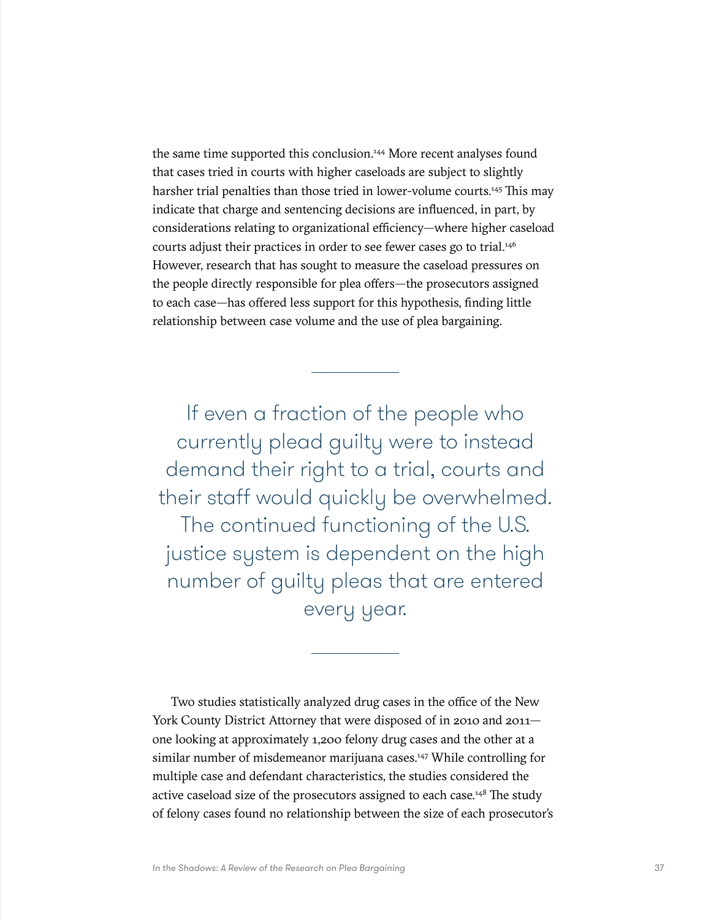the same time supported this conclusion.[144] More recent analyses found that cases tried in courts with higher caseloads are subject to slightly harsher trial penalties than those tried in lower-volume courts.[145] This may indicate that charge and sentencing decisions are influenced, in part, by considerations relating to organizational efficiency—where higher caseload courts adjust their practices in order to see fewer cases go to trial.[146] However, research that has sought to measure the caseload pressures on the people directly responsible for plea offers—the prosecutors assigned to each case—has offered less support for this hypothesis, finding little relationship between case volume and the use of plea bargaining.

---

> If even a fraction of the people who currently plead guilty were to instead demand their right to a trial, courts and their staff would quickly be overwhelmed. The continued functioning of the U.S. justice system is dependent on the high number of guilty pleas that are entered every year.

---

Two studies statistically analyzed drug cases in the office of the New York County District Attorney that were disposed of in 2010 and 2011—one looking at approximately 1,200 felony drug cases and the other at a similar number of misdemeanor marijuana cases.[147] While controlling for multiple case and defendant characteristics, the studies considered the active caseload size of the prosecutors assigned to each case.[148] The study of felony cases found no relationship between the size of each prosecutor's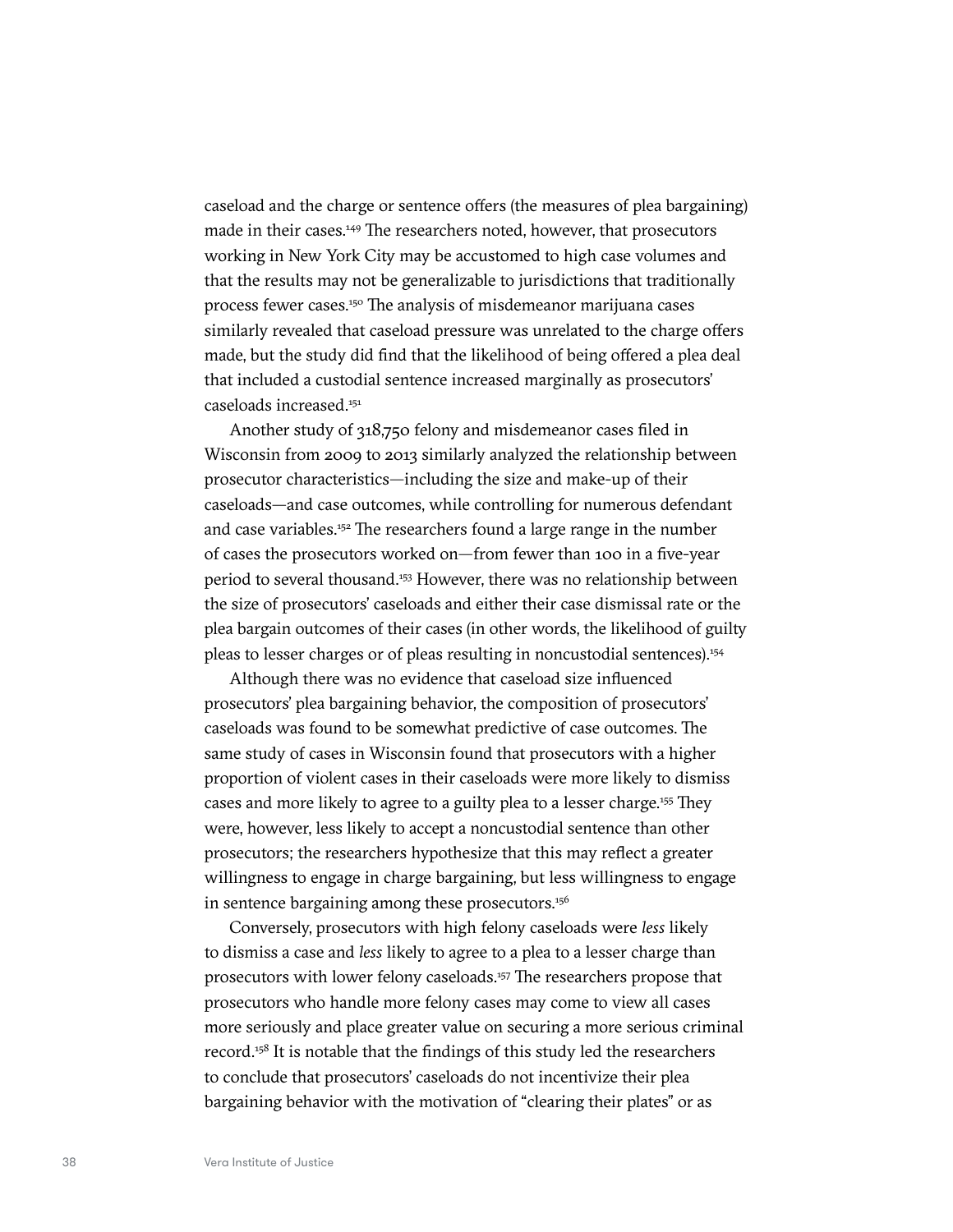caseload and the charge or sentence offers (the measures of plea bargaining) made in their cases.[149] The researchers noted, however, that prosecutors working in New York City may be accustomed to high case volumes and that the results may not be generalizable to jurisdictions that traditionally process fewer cases.[150] The analysis of misdemeanor marijuana cases similarly revealed that caseload pressure was unrelated to the charge offers made, but the study did find that the likelihood of being offered a plea deal that included a custodial sentence increased marginally as prosecutors' caseloads increased.[151]

Another study of 318,750 felony and misdemeanor cases filed in Wisconsin from 2009 to 2013 similarly analyzed the relationship between prosecutor characteristics—including the size and make-up of their caseloads—and case outcomes, while controlling for numerous defendant and case variables.[152] The researchers found a large range in the number of cases the prosecutors worked on—from fewer than 100 in a five-year period to several thousand.[153] However, there was no relationship between the size of prosecutors' caseloads and either their case dismissal rate or the plea bargain outcomes of their cases (in other words, the likelihood of guilty pleas to lesser charges or of pleas resulting in noncustodial sentences).[154]

Although there was no evidence that caseload size influenced prosecutors' plea bargaining behavior, the composition of prosecutors' caseloads was found to be somewhat predictive of case outcomes. The same study of cases in Wisconsin found that prosecutors with a higher proportion of violent cases in their caseloads were more likely to dismiss cases and more likely to agree to a guilty plea to a lesser charge.[155] They were, however, less likely to accept a noncustodial sentence than other prosecutors; the researchers hypothesize that this may reflect a greater willingness to engage in charge bargaining, but less willingness to engage in sentence bargaining among these prosecutors.[156]

Conversely, prosecutors with high felony caseloads were *less* likely to dismiss a case and *less* likely to agree to a plea to a lesser charge than prosecutors with lower felony caseloads.[157] The researchers propose that prosecutors who handle more felony cases may come to view all cases more seriously and place greater value on securing a more serious criminal record.[158] It is notable that the findings of this study led the researchers to conclude that prosecutors' caseloads do not incentivize their plea bargaining behavior with the motivation of "clearing their plates" or as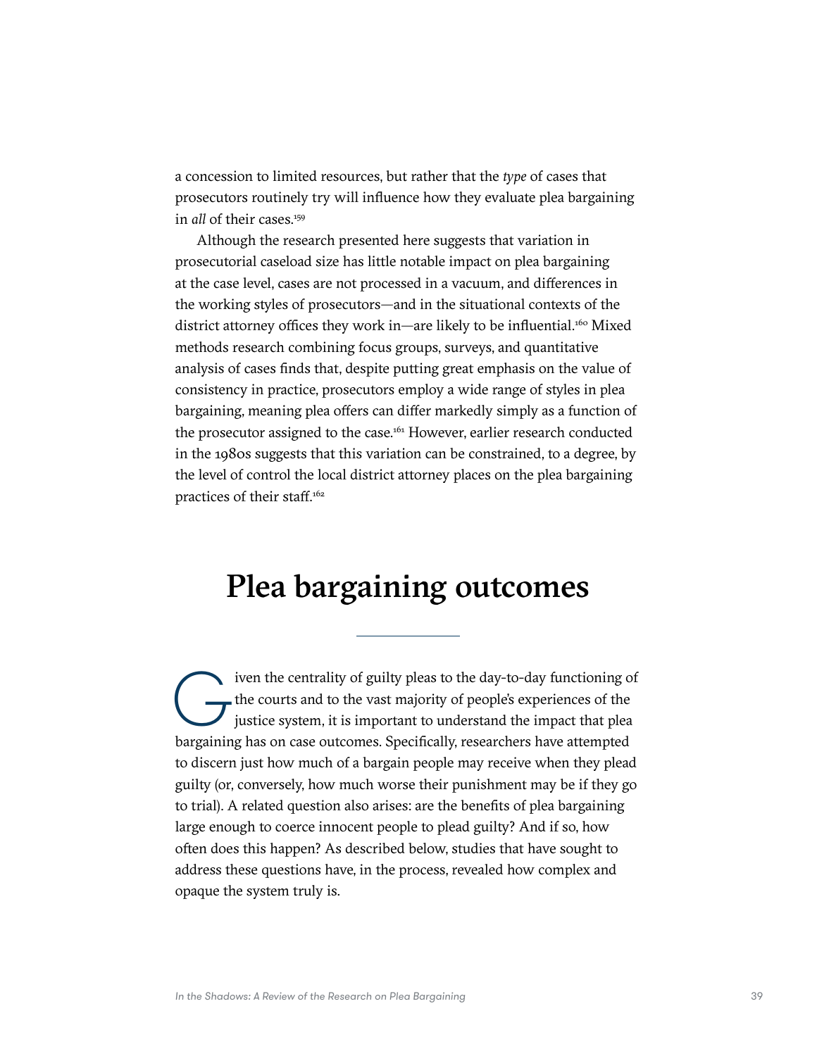a concession to limited resources, but rather that the *type* of cases that prosecutors routinely try will influence how they evaluate plea bargaining in *all* of their cases.[159]

Although the research presented here suggests that variation in prosecutorial caseload size has little notable impact on plea bargaining at the case level, cases are not processed in a vacuum, and differences in the working styles of prosecutors—and in the situational contexts of the district attorney offices they work in—are likely to be influential.[160] Mixed methods research combining focus groups, surveys, and quantitative analysis of cases finds that, despite putting great emphasis on the value of consistency in practice, prosecutors employ a wide range of styles in plea bargaining, meaning plea offers can differ markedly simply as a function of the prosecutor assigned to the case.[161] However, earlier research conducted in the 1980s suggests that this variation can be constrained, to a degree, by the level of control the local district attorney places on the plea bargaining practices of their staff.[162]

## Plea bargaining outcomes

Given the centrality of guilty pleas to the day-to-day functioning of the courts and to the vast majority of people's experiences of the justice system, it is important to understand the impact that plea bargaining has on case outcomes. Specifically, researchers have attempted to discern just how much of a bargain people may receive when they plead guilty (or, conversely, how much worse their punishment may be if they go to trial). A related question also arises: are the benefits of plea bargaining large enough to coerce innocent people to plead guilty? And if so, how often does this happen? As described below, studies that have sought to address these questions have, in the process, revealed how complex and opaque the system truly is.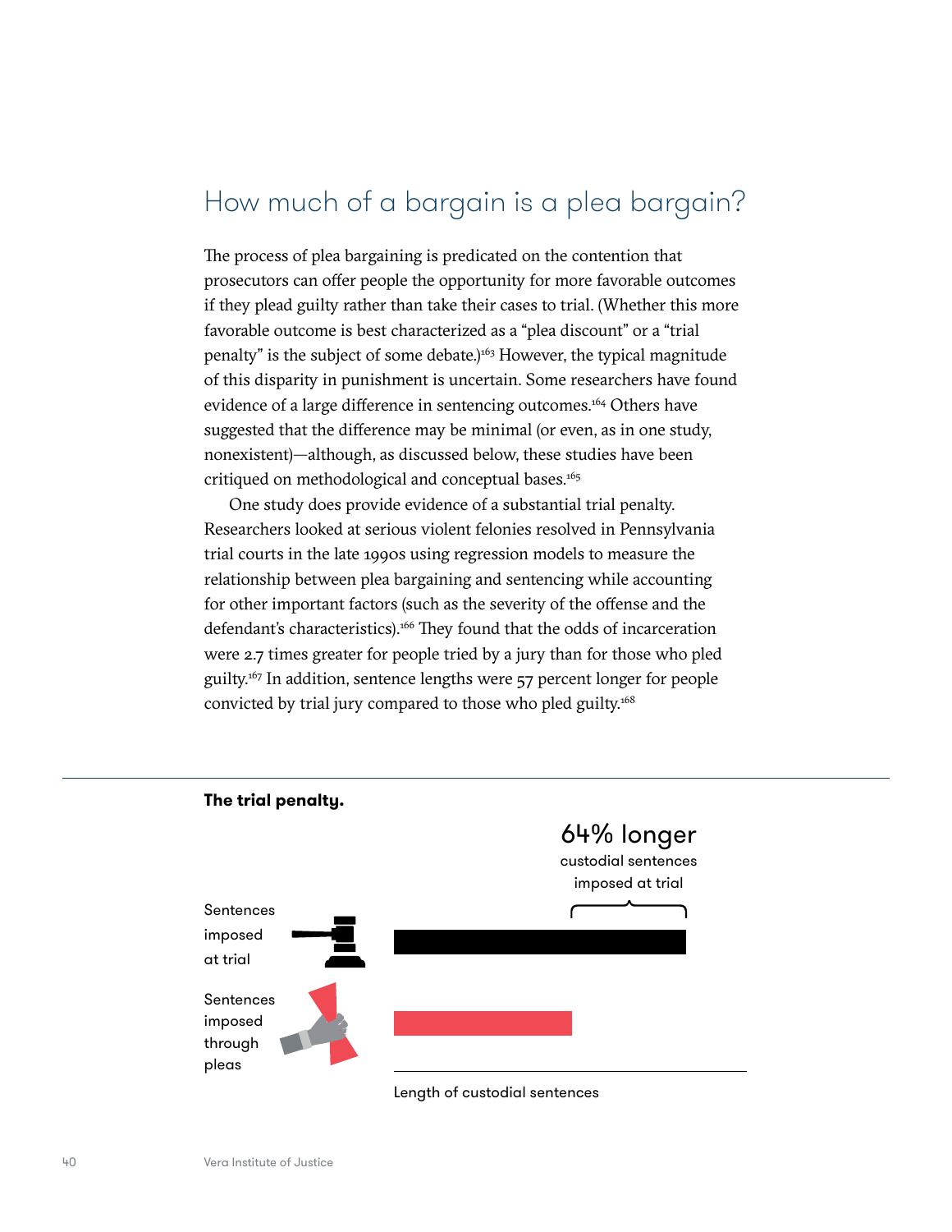## How much of a bargain is a plea bargain?

The process of plea bargaining is predicated on the contention that prosecutors can offer people the opportunity for more favorable outcomes if they plead guilty rather than take their cases to trial. (Whether this more favorable outcome is best characterized as a "plea discount" or a "trial penalty" is the subject of some debate.)[163] However, the typical magnitude of this disparity in punishment is uncertain. Some researchers have found evidence of a large difference in sentencing outcomes.[164] Others have suggested that the difference may be minimal (or even, as in one study, nonexistent)—although, as discussed below, these studies have been critiqued on methodological and conceptual bases.[165]

One study does provide evidence of a substantial trial penalty. Researchers looked at serious violent felonies resolved in Pennsylvania trial courts in the late 1990s using regression models to measure the relationship between plea bargaining and sentencing while accounting for other important factors (such as the severity of the offense and the defendant's characteristics).[166] They found that the odds of incarceration were 2.7 times greater for people tried by a jury than for those who pled guilty.[167] In addition, sentence lengths were 57 percent longer for people convicted by trial jury compared to those who pled guilty.[168]

**The trial penalty.**

64% longer custodial sentences imposed at trial

Sentences imposed at trial

Sentences imposed through pleas

Length of custodial sentences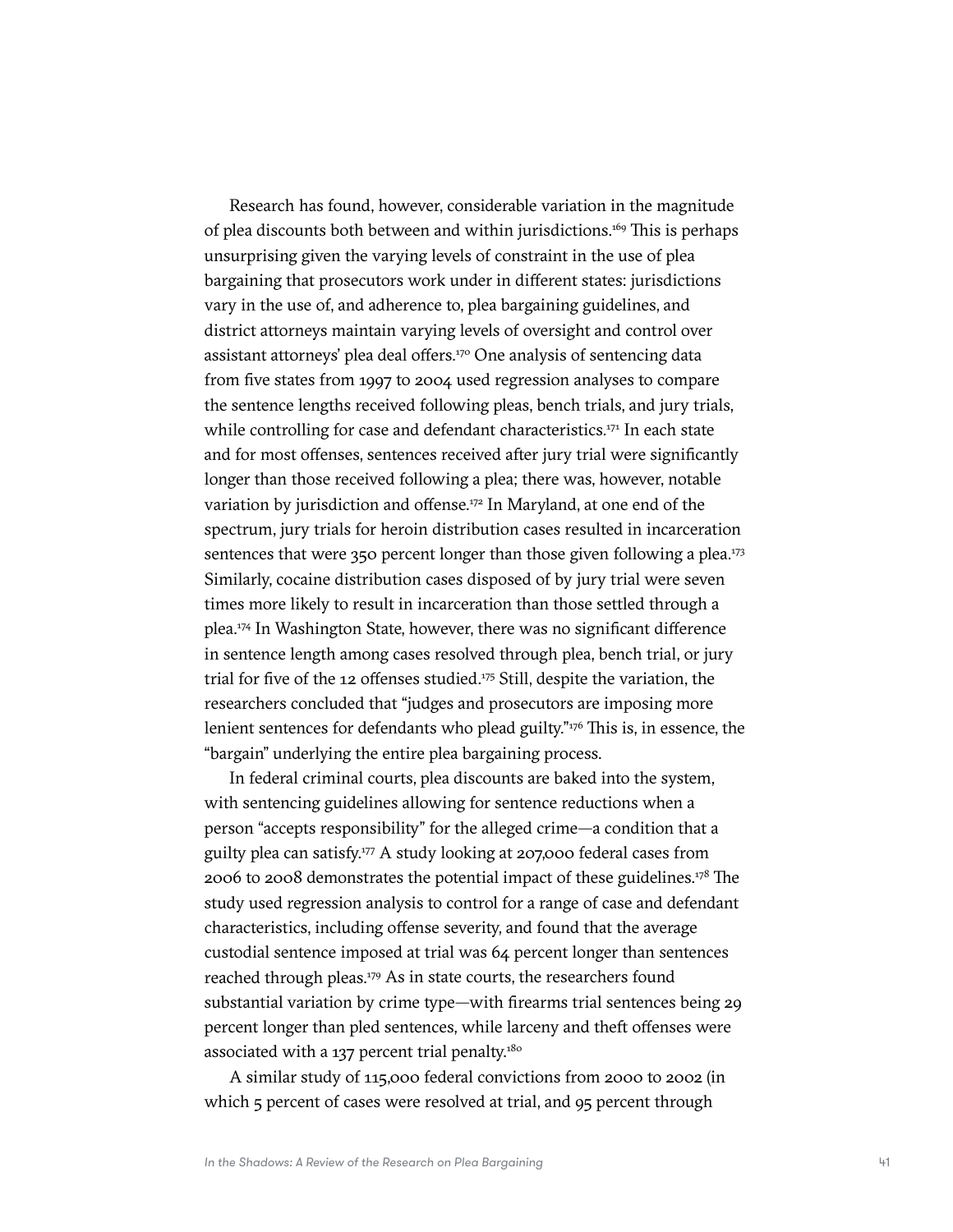Research has found, however, considerable variation in the magnitude of plea discounts both between and within jurisdictions.[169] This is perhaps unsurprising given the varying levels of constraint in the use of plea bargaining that prosecutors work under in different states: jurisdictions vary in the use of, and adherence to, plea bargaining guidelines, and district attorneys maintain varying levels of oversight and control over assistant attorneys' plea deal offers.[170] One analysis of sentencing data from five states from 1997 to 2004 used regression analyses to compare the sentence lengths received following pleas, bench trials, and jury trials, while controlling for case and defendant characteristics.[171] In each state and for most offenses, sentences received after jury trial were significantly longer than those received following a plea; there was, however, notable variation by jurisdiction and offense.[172] In Maryland, at one end of the spectrum, jury trials for heroin distribution cases resulted in incarceration sentences that were 350 percent longer than those given following a plea.[173] Similarly, cocaine distribution cases disposed of by jury trial were seven times more likely to result in incarceration than those settled through a plea.[174] In Washington State, however, there was no significant difference in sentence length among cases resolved through plea, bench trial, or jury trial for five of the 12 offenses studied.[175] Still, despite the variation, the researchers concluded that "judges and prosecutors are imposing more lenient sentences for defendants who plead guilty."[176] This is, in essence, the "bargain" underlying the entire plea bargaining process.

In federal criminal courts, plea discounts are baked into the system, with sentencing guidelines allowing for sentence reductions when a person "accepts responsibility" for the alleged crime—a condition that a guilty plea can satisfy.[177] A study looking at 207,000 federal cases from 2006 to 2008 demonstrates the potential impact of these guidelines.[178] The study used regression analysis to control for a range of case and defendant characteristics, including offense severity, and found that the average custodial sentence imposed at trial was 64 percent longer than sentences reached through pleas.[179] As in state courts, the researchers found substantial variation by crime type—with firearms trial sentences being 29 percent longer than pled sentences, while larceny and theft offenses were associated with a 137 percent trial penalty.[180]

A similar study of 115,000 federal convictions from 2000 to 2002 (in which 5 percent of cases were resolved at trial, and 95 percent through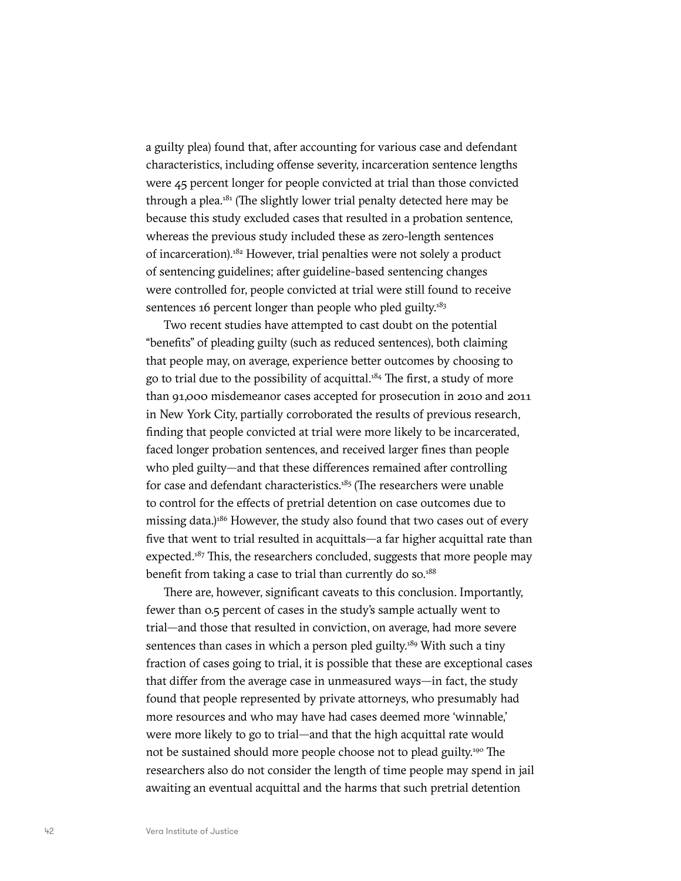a guilty plea) found that, after accounting for various case and defendant characteristics, including offense severity, incarceration sentence lengths were 45 percent longer for people convicted at trial than those convicted through a plea.[181] (The slightly lower trial penalty detected here may be because this study excluded cases that resulted in a probation sentence, whereas the previous study included these as zero-length sentences of incarceration).[182] However, trial penalties were not solely a product of sentencing guidelines; after guideline-based sentencing changes were controlled for, people convicted at trial were still found to receive sentences 16 percent longer than people who pled guilty.[183]

Two recent studies have attempted to cast doubt on the potential "benefits" of pleading guilty (such as reduced sentences), both claiming that people may, on average, experience better outcomes by choosing to go to trial due to the possibility of acquittal.[184] The first, a study of more than 91,000 misdemeanor cases accepted for prosecution in 2010 and 2011 in New York City, partially corroborated the results of previous research, finding that people convicted at trial were more likely to be incarcerated, faced longer probation sentences, and received larger fines than people who pled guilty—and that these differences remained after controlling for case and defendant characteristics.[185] (The researchers were unable to control for the effects of pretrial detention on case outcomes due to missing data.)[186] However, the study also found that two cases out of every five that went to trial resulted in acquittals—a far higher acquittal rate than expected.[187] This, the researchers concluded, suggests that more people may benefit from taking a case to trial than currently do so.[188]

There are, however, significant caveats to this conclusion. Importantly, fewer than 0.5 percent of cases in the study's sample actually went to trial—and those that resulted in conviction, on average, had more severe sentences than cases in which a person pled guilty.[189] With such a tiny fraction of cases going to trial, it is possible that these are exceptional cases that differ from the average case in unmeasured ways—in fact, the study found that people represented by private attorneys, who presumably had more resources and who may have had cases deemed more 'winnable,' were more likely to go to trial—and that the high acquittal rate would not be sustained should more people choose not to plead guilty.[190] The researchers also do not consider the length of time people may spend in jail awaiting an eventual acquittal and the harms that such pretrial detention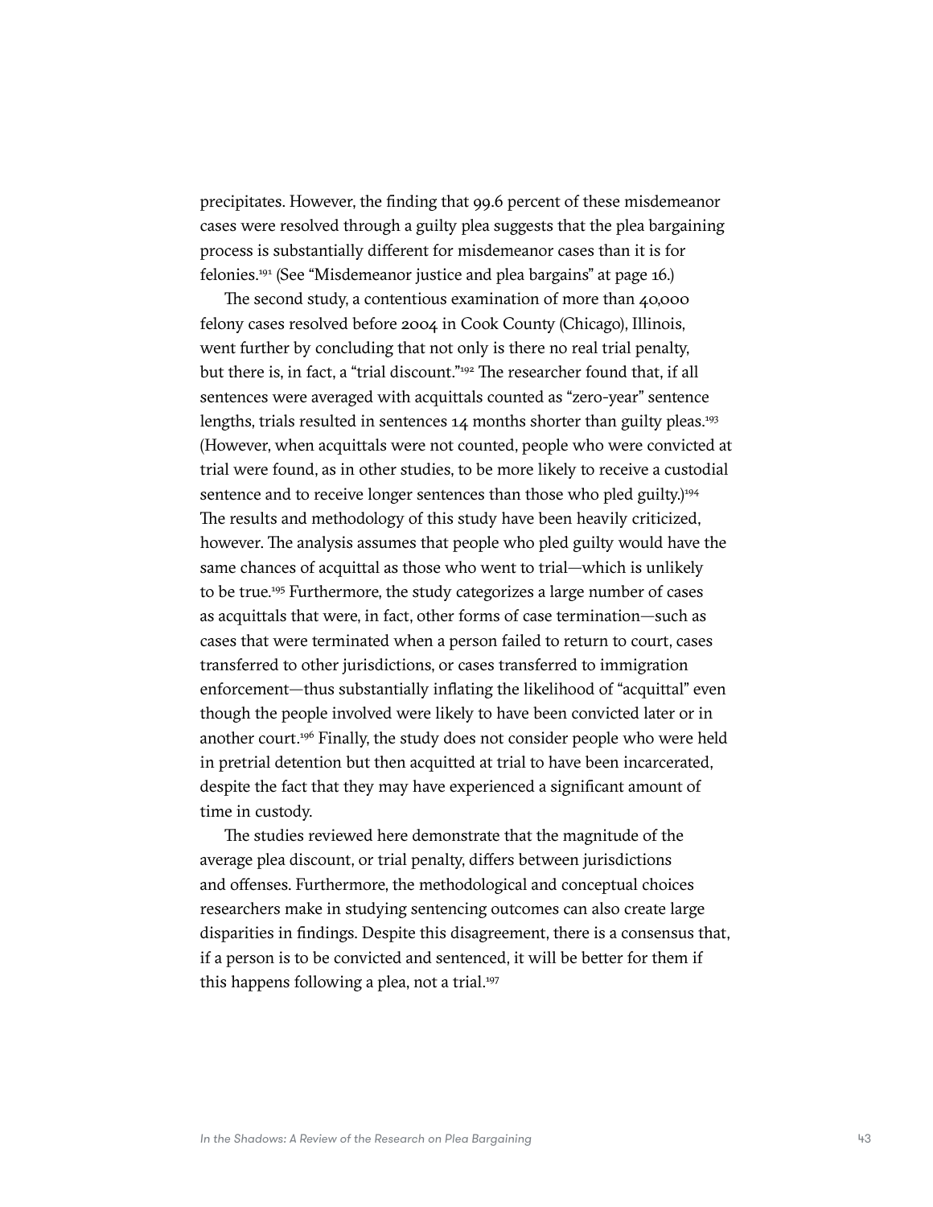precipitates. However, the finding that 99.6 percent of these misdemeanor cases were resolved through a guilty plea suggests that the plea bargaining process is substantially different for misdemeanor cases than it is for felonies.[191] (See "Misdemeanor justice and plea bargains" at page 16.)

The second study, a contentious examination of more than 40,000 felony cases resolved before 2004 in Cook County (Chicago), Illinois, went further by concluding that not only is there no real trial penalty, but there is, in fact, a "trial discount."[192] The researcher found that, if all sentences were averaged with acquittals counted as "zero-year" sentence lengths, trials resulted in sentences 14 months shorter than guilty pleas.[193] (However, when acquittals were not counted, people who were convicted at trial were found, as in other studies, to be more likely to receive a custodial sentence and to receive longer sentences than those who pled guilty.)[194] The results and methodology of this study have been heavily criticized, however. The analysis assumes that people who pled guilty would have the same chances of acquittal as those who went to trial—which is unlikely to be true.[195] Furthermore, the study categorizes a large number of cases as acquittals that were, in fact, other forms of case termination—such as cases that were terminated when a person failed to return to court, cases transferred to other jurisdictions, or cases transferred to immigration enforcement—thus substantially inflating the likelihood of "acquittal" even though the people involved were likely to have been convicted later or in another court.[196] Finally, the study does not consider people who were held in pretrial detention but then acquitted at trial to have been incarcerated, despite the fact that they may have experienced a significant amount of time in custody.

The studies reviewed here demonstrate that the magnitude of the average plea discount, or trial penalty, differs between jurisdictions and offenses. Furthermore, the methodological and conceptual choices researchers make in studying sentencing outcomes can also create large disparities in findings. Despite this disagreement, there is a consensus that, if a person is to be convicted and sentenced, it will be better for them if this happens following a plea, not a trial.[197]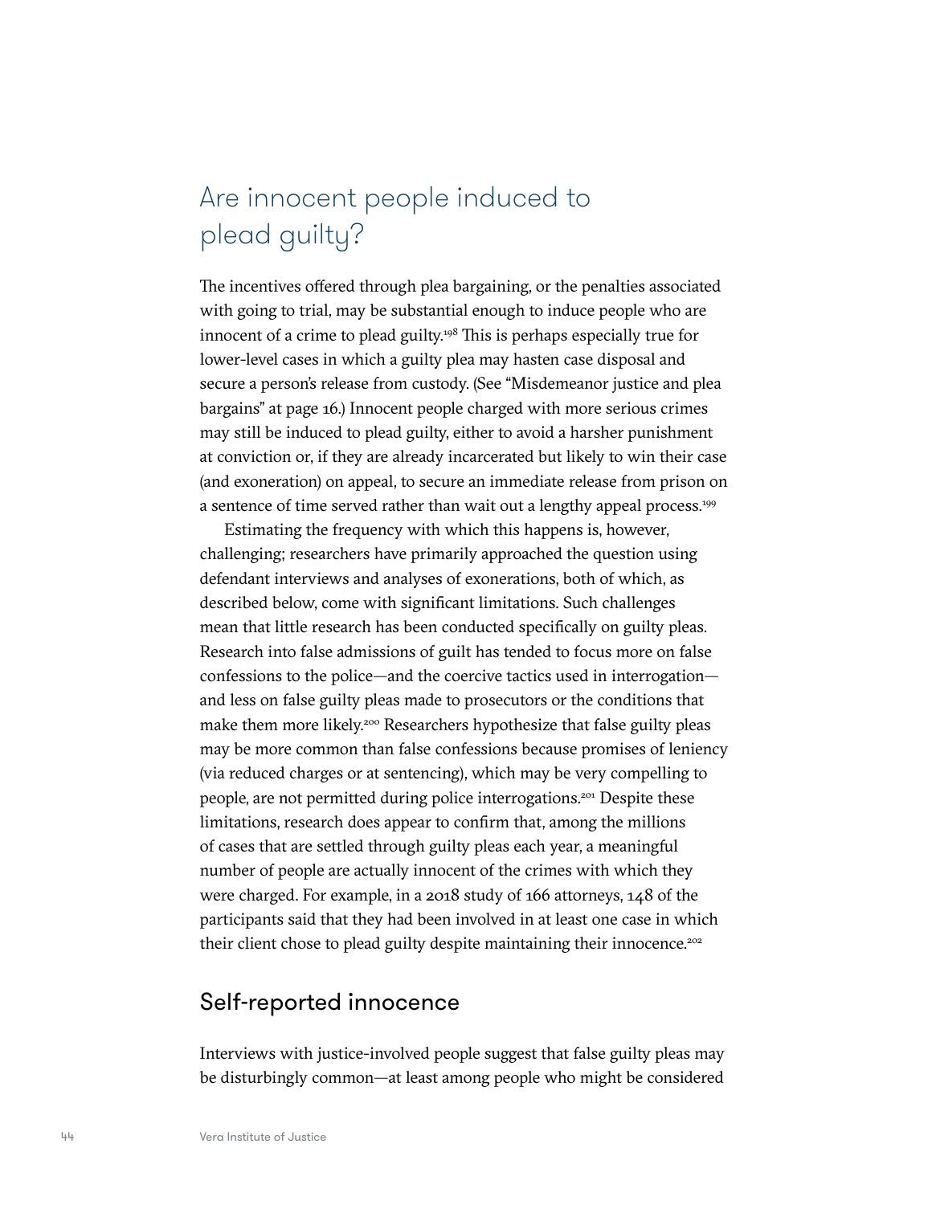## Are innocent people induced to plead guilty?

The incentives offered through plea bargaining, or the penalties associated with going to trial, may be substantial enough to induce people who are innocent of a crime to plead guilty.[198] This is perhaps especially true for lower-level cases in which a guilty plea may hasten case disposal and secure a person's release from custody. (See "Misdemeanor justice and plea bargains" at page 16.) Innocent people charged with more serious crimes may still be induced to plead guilty, either to avoid a harsher punishment at conviction or, if they are already incarcerated but likely to win their case (and exoneration) on appeal, to secure an immediate release from prison on a sentence of time served rather than wait out a lengthy appeal process.[199]

Estimating the frequency with which this happens is, however, challenging; researchers have primarily approached the question using defendant interviews and analyses of exonerations, both of which, as described below, come with significant limitations. Such challenges mean that little research has been conducted specifically on guilty pleas. Research into false admissions of guilt has tended to focus more on false confessions to the police—and the coercive tactics used in interrogation—and less on false guilty pleas made to prosecutors or the conditions that make them more likely.[200] Researchers hypothesize that false guilty pleas may be more common than false confessions because promises of leniency (via reduced charges or at sentencing), which may be very compelling to people, are not permitted during police interrogations.[201] Despite these limitations, research does appear to confirm that, among the millions of cases that are settled through guilty pleas each year, a meaningful number of people are actually innocent of the crimes with which they were charged. For example, in a 2018 study of 166 attorneys, 148 of the participants said that they had been involved in at least one case in which their client chose to plead guilty despite maintaining their innocence.[202]

### Self-reported innocence

Interviews with justice-involved people suggest that false guilty pleas may be disturbingly common—at least among people who might be considered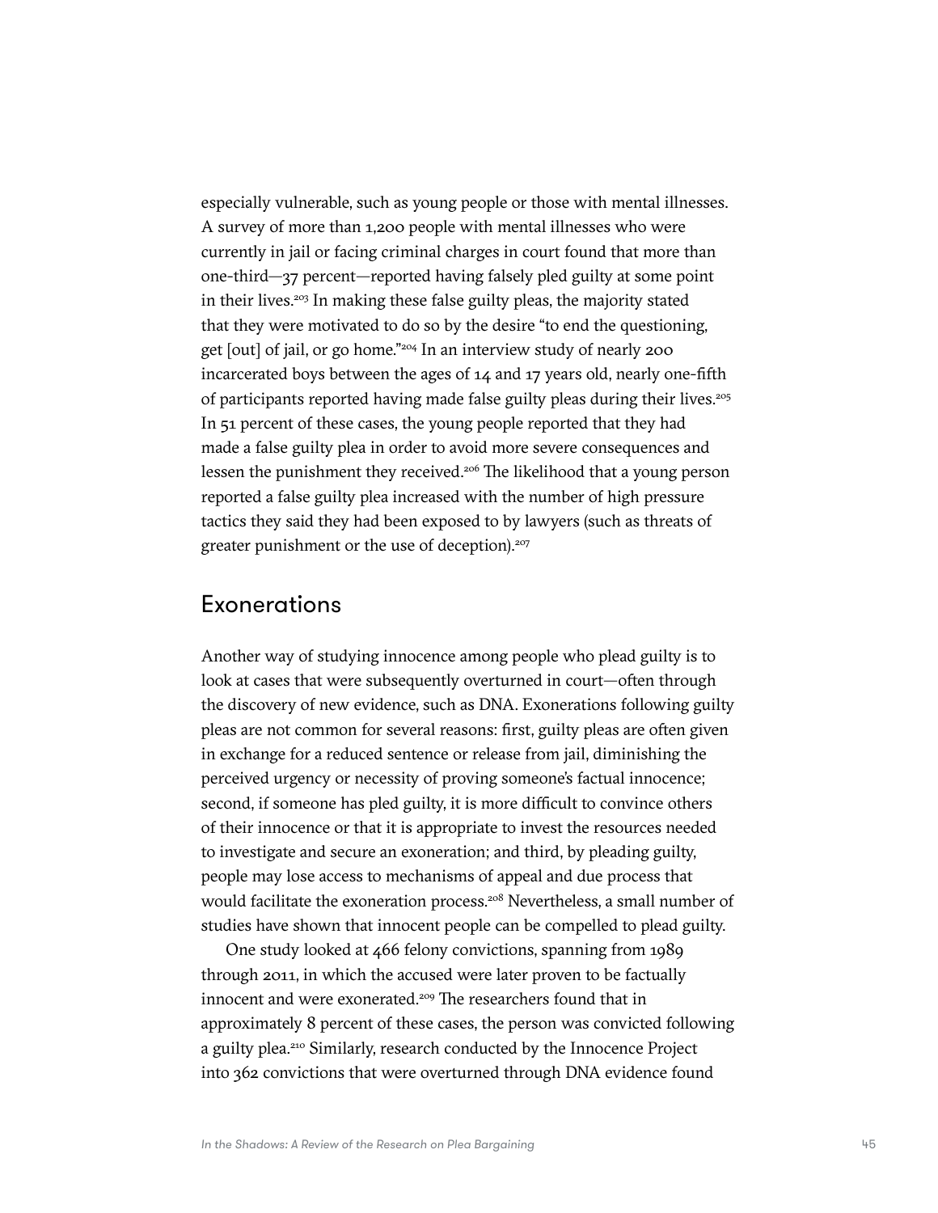especially vulnerable, such as young people or those with mental illnesses. A survey of more than 1,200 people with mental illnesses who were currently in jail or facing criminal charges in court found that more than one-third—37 percent—reported having falsely pled guilty at some point in their lives.[203] In making these false guilty pleas, the majority stated that they were motivated to do so by the desire "to end the questioning, get [out] of jail, or go home."[204] In an interview study of nearly 200 incarcerated boys between the ages of 14 and 17 years old, nearly one-fifth of participants reported having made false guilty pleas during their lives.[205] In 51 percent of these cases, the young people reported that they had made a false guilty plea in order to avoid more severe consequences and lessen the punishment they received.[206] The likelihood that a young person reported a false guilty plea increased with the number of high pressure tactics they said they had been exposed to by lawyers (such as threats of greater punishment or the use of deception).[207]

## Exonerations

Another way of studying innocence among people who plead guilty is to look at cases that were subsequently overturned in court—often through the discovery of new evidence, such as DNA. Exonerations following guilty pleas are not common for several reasons: first, guilty pleas are often given in exchange for a reduced sentence or release from jail, diminishing the perceived urgency or necessity of proving someone's factual innocence; second, if someone has pled guilty, it is more difficult to convince others of their innocence or that it is appropriate to invest the resources needed to investigate and secure an exoneration; and third, by pleading guilty, people may lose access to mechanisms of appeal and due process that would facilitate the exoneration process.[208] Nevertheless, a small number of studies have shown that innocent people can be compelled to plead guilty.

One study looked at 466 felony convictions, spanning from 1989 through 2011, in which the accused were later proven to be factually innocent and were exonerated.[209] The researchers found that in approximately 8 percent of these cases, the person was convicted following a guilty plea.[210] Similarly, research conducted by the Innocence Project into 362 convictions that were overturned through DNA evidence found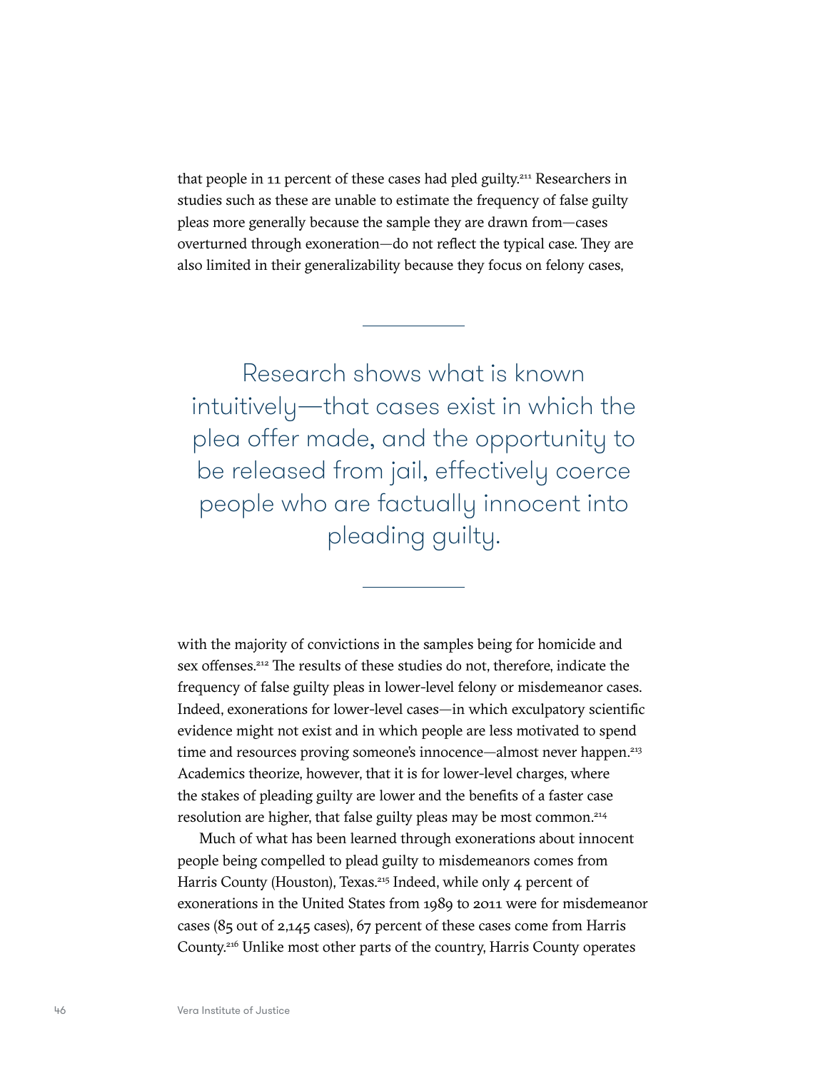that people in 11 percent of these cases had pled guilty.[211] Researchers in studies such as these are unable to estimate the frequency of false guilty pleas more generally because the sample they are drawn from—cases overturned through exoneration—do not reflect the typical case. They are also limited in their generalizability because they focus on felony cases, with the majority of convictions in the samples being for homicide and sex offenses.[212] The results of these studies do not, therefore, indicate the frequency of false guilty pleas in lower-level felony or misdemeanor cases. Indeed, exonerations for lower-level cases—in which exculpatory scientific evidence might not exist and in which people are less motivated to spend time and resources proving someone's innocence—almost never happen.[213] Academics theorize, however, that it is for lower-level charges, where the stakes of pleading guilty are lower and the benefits of a faster case resolution are higher, that false guilty pleas may be most common.[214]

> Research shows what is known intuitively—that cases exist in which the plea offer made, and the opportunity to be released from jail, effectively coerce people who are factually innocent into pleading guilty.

Much of what has been learned through exonerations about innocent people being compelled to plead guilty to misdemeanors comes from Harris County (Houston), Texas.[215] Indeed, while only 4 percent of exonerations in the United States from 1989 to 2011 were for misdemeanor cases (85 out of 2,145 cases), 67 percent of these cases come from Harris County.[216] Unlike most other parts of the country, Harris County operates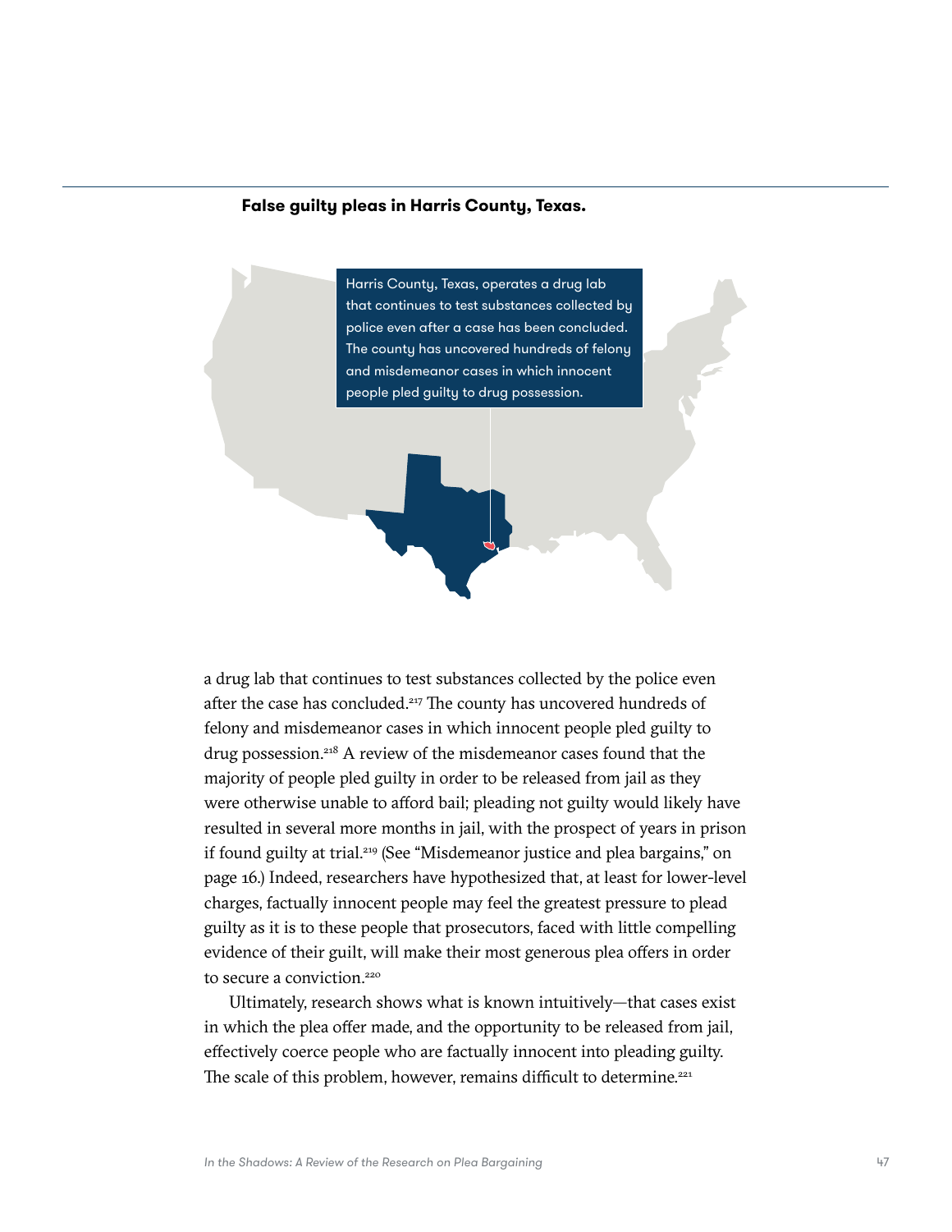**False guilty pleas in Harris County, Texas.**

Harris County, Texas, operates a drug lab that continues to test substances collected by police even after a case has been concluded. The county has uncovered hundreds of felony and misdemeanor cases in which innocent people pled guilty to drug possession.

a drug lab that continues to test substances collected by the police even after the case has concluded.[217] The county has uncovered hundreds of felony and misdemeanor cases in which innocent people pled guilty to drug possession.[218] A review of the misdemeanor cases found that the majority of people pled guilty in order to be released from jail as they were otherwise unable to afford bail; pleading not guilty would likely have resulted in several more months in jail, with the prospect of years in prison if found guilty at trial.[219] (See "Misdemeanor justice and plea bargains," on page 16.) Indeed, researchers have hypothesized that, at least for lower-level charges, factually innocent people may feel the greatest pressure to plead guilty as it is to these people that prosecutors, faced with little compelling evidence of their guilt, will make their most generous plea offers in order to secure a conviction.[220]

Ultimately, research shows what is known intuitively—that cases exist in which the plea offer made, and the opportunity to be released from jail, effectively coerce people who are factually innocent into pleading guilty. The scale of this problem, however, remains difficult to determine.[221]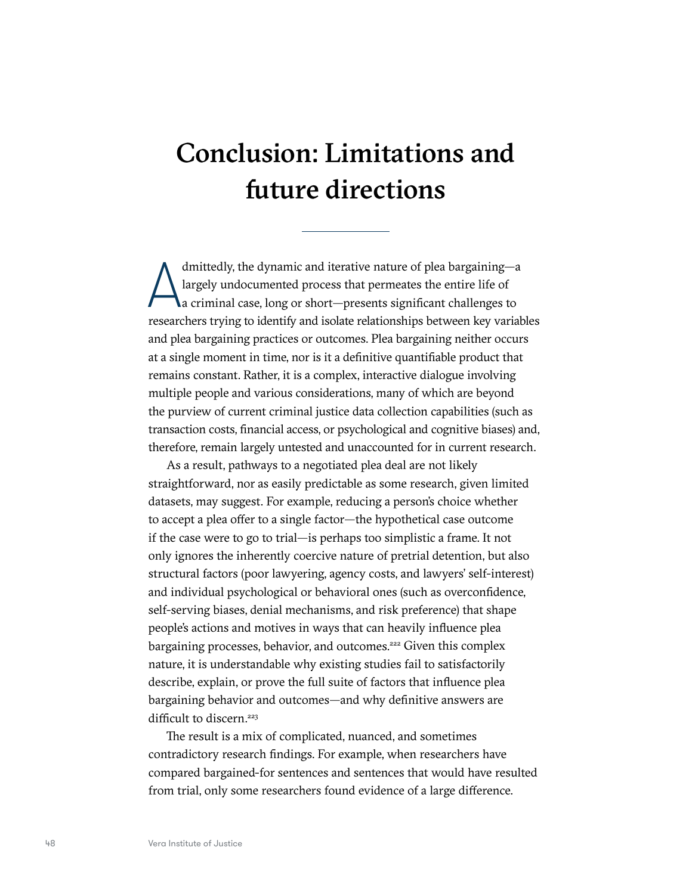# Conclusion: Limitations and future directions

Admittedly, the dynamic and iterative nature of plea bargaining—a largely undocumented process that permeates the entire life of a criminal case, long or short—presents significant challenges to researchers trying to identify and isolate relationships between key variables and plea bargaining practices or outcomes. Plea bargaining neither occurs at a single moment in time, nor is it a definitive quantifiable product that remains constant. Rather, it is a complex, interactive dialogue involving multiple people and various considerations, many of which are beyond the purview of current criminal justice data collection capabilities (such as transaction costs, financial access, or psychological and cognitive biases) and, therefore, remain largely untested and unaccounted for in current research.

As a result, pathways to a negotiated plea deal are not likely straightforward, nor as easily predictable as some research, given limited datasets, may suggest. For example, reducing a person's choice whether to accept a plea offer to a single factor—the hypothetical case outcome if the case were to go to trial—is perhaps too simplistic a frame. It not only ignores the inherently coercive nature of pretrial detention, but also structural factors (poor lawyering, agency costs, and lawyers' self-interest) and individual psychological or behavioral ones (such as overconfidence, self-serving biases, denial mechanisms, and risk preference) that shape people's actions and motives in ways that can heavily influence plea bargaining processes, behavior, and outcomes.[222] Given this complex nature, it is understandable why existing studies fail to satisfactorily describe, explain, or prove the full suite of factors that influence plea bargaining behavior and outcomes—and why definitive answers are difficult to discern.[223]

The result is a mix of complicated, nuanced, and sometimes contradictory research findings. For example, when researchers have compared bargained-for sentences and sentences that would have resulted from trial, only some researchers found evidence of a large difference.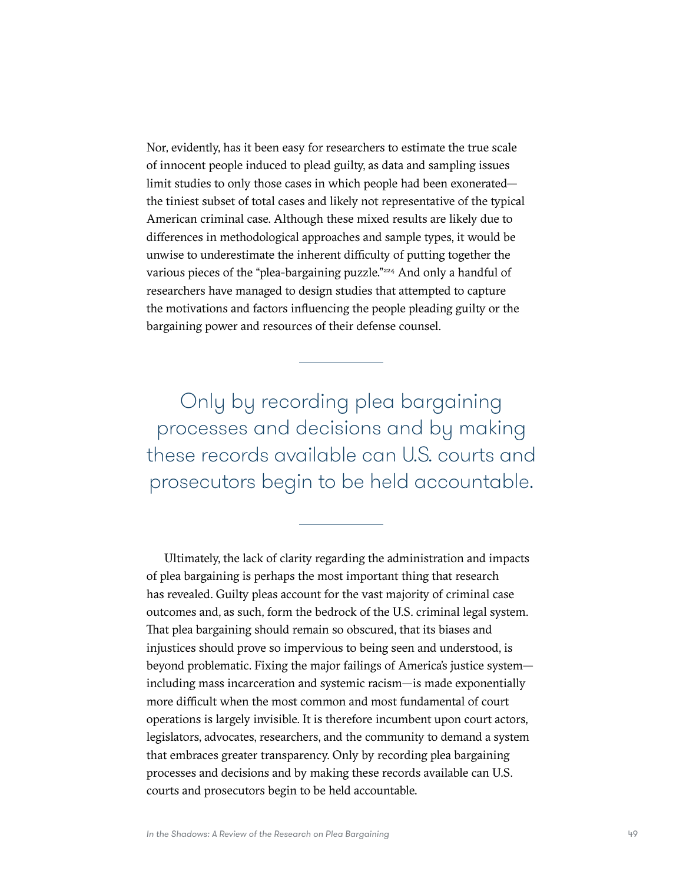Nor, evidently, has it been easy for researchers to estimate the true scale of innocent people induced to plead guilty, as data and sampling issues limit studies to only those cases in which people had been exonerated—the tiniest subset of total cases and likely not representative of the typical American criminal case. Although these mixed results are likely due to differences in methodological approaches and sample types, it would be unwise to underestimate the inherent difficulty of putting together the various pieces of the "plea-bargaining puzzle."[224] And only a handful of researchers have managed to design studies that attempted to capture the motivations and factors influencing the people pleading guilty or the bargaining power and resources of their defense counsel.

> Only by recording plea bargaining processes and decisions and by making these records available can U.S. courts and prosecutors begin to be held accountable.

Ultimately, the lack of clarity regarding the administration and impacts of plea bargaining is perhaps the most important thing that research has revealed. Guilty pleas account for the vast majority of criminal case outcomes and, as such, form the bedrock of the U.S. criminal legal system. That plea bargaining should remain so obscured, that its biases and injustices should prove so impervious to being seen and understood, is beyond problematic. Fixing the major failings of America's justice system—including mass incarceration and systemic racism—is made exponentially more difficult when the most common and most fundamental of court operations is largely invisible. It is therefore incumbent upon court actors, legislators, advocates, researchers, and the community to demand a system that embraces greater transparency. Only by recording plea bargaining processes and decisions and by making these records available can U.S. courts and prosecutors begin to be held accountable.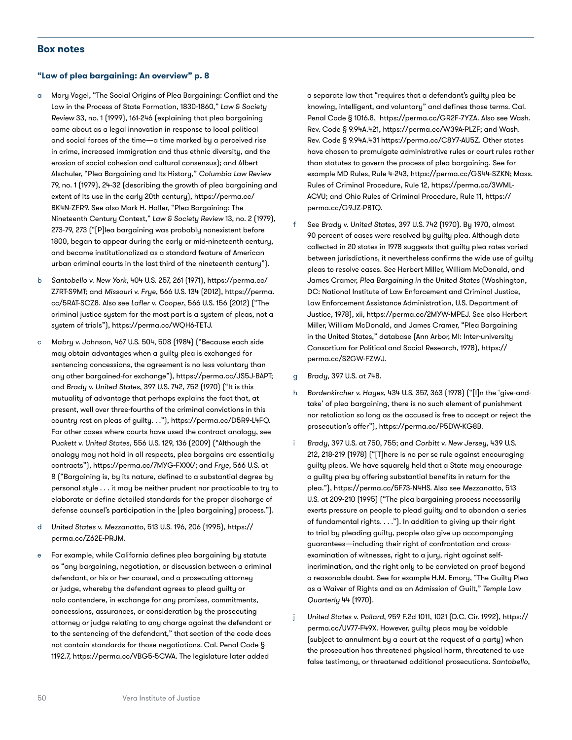## Box notes

### "Law of plea bargaining: An overview" p. 8

a Mary Vogel, "The Social Origins of Plea Bargaining: Conflict and the Law in the Process of State Formation, 1830-1860," *Law & Society Review* 33, no. 1 (1999), 161-246 (explaining that plea bargaining came about as a legal innovation in response to local political and social forces of the time—a time marked by a perceived rise in crime, increased immigration and thus ethnic diversity, and the erosion of social cohesion and cultural consensus); and Albert Alschuler, "Plea Bargaining and Its History," *Columbia Law Review* 79, no. 1 (1979), 24-32 (describing the growth of plea bargaining and extent of its use in the early 20th century), https://perma.cc/BK4N-ZFR9. See also Mark H. Haller, "Plea Bargaining: The Nineteenth Century Context," *Law & Society Review* 13, no. 2 (1979), 273-79, 273 ("[P]lea bargaining was probably nonexistent before 1800, began to appear during the early or mid-nineteenth century, and became institutionalized as a standard feature of American urban criminal courts in the last third of the nineteenth century").

b *Santobello v. New York*, 404 U.S. 257, 261 (1971), https://perma.cc/Z7RT-S9MT; and *Missouri v. Frye*, 566 U.S. 134 (2012), https://perma.cc/5RAT-SCZ8. Also see *Lafler v. Cooper*, 566 U.S. 156 (2012) ("The criminal justice system for the most part is a system of pleas, not a system of trials"), https://perma.cc/WQH6-TETJ.

c *Mabry v. Johnson*, 467 U.S. 504, 508 (1984) ("Because each side may obtain advantages when a guilty plea is exchanged for sentencing concessions, the agreement is no less voluntary than any other bargained-for exchange"), https://perma.cc/JS5J-BAPT; and *Brady v. United States*, 397 U.S. 742, 752 (1970) ("It is this mutuality of advantage that perhaps explains the fact that, at present, well over three-fourths of the criminal convictions in this country rest on pleas of guilty. . ."), https://perma.cc/D5R9-L4FQ. For other cases where courts have used the contract analogy, see *Puckett v. United States*, 556 U.S. 129, 136 (2009) ("Although the analogy may not hold in all respects, plea bargains are essentially contracts"), https://perma.cc/7MYG-FXXX/; and *Frye*, 566 U.S. at 8 ("Bargaining is, by its nature, defined to a substantial degree by personal style . . . it may be neither prudent nor practicable to try to elaborate or define detailed standards for the proper discharge of defense counsel's participation in the [plea bargaining] process.").

d *United States v. Mezzanatto*, 513 U.S. 196, 206 (1995), https://perma.cc/Z62E-PRJM.

e For example, while California defines plea bargaining by statute as "any bargaining, negotiation, or discussion between a criminal defendant, or his or her counsel, and a prosecuting attorney or judge, whereby the defendant agrees to plead guilty or nolo contendere, in exchange for any promises, commitments, concessions, assurances, or consideration by the prosecuting attorney or judge relating to any charge against the defendant or to the sentencing of the defendant," that section of the code does not contain standards for those negotiations. Cal. Penal Code § 1192.7, https://perma.cc/VBG5-5CWA. The legislature later added a separate law that "requires that a defendant's guilty plea be knowing, intelligent, and voluntary" and defines those terms. Cal. Penal Code § 1016.8, https://perma.cc/GR2F-7YZA. Also see Wash. Rev. Code § 9.94A.421, https://perma.cc/W39A-PLZF; and Wash. Rev. Code § 9.94A.431 https://perma.cc/C8Y7-AU5Z. Other states have chosen to promulgate administrative rules or court rules rather than statutes to govern the process of plea bargaining. See for example MD Rules, Rule 4-243, https://perma.cc/GS44-SZKN; Mass. Rules of Criminal Procedure, Rule 12, https://perma.cc/3WML-ACVU; and Ohio Rules of Criminal Procedure, Rule 11, https://perma.cc/G9JZ-PBTQ.

f See *Brady v. United States*, 397 U.S. 742 (1970). By 1970, almost 90 percent of cases were resolved by guilty plea. Although data collected in 20 states in 1978 suggests that guilty plea rates varied between jurisdictions, it nevertheless confirms the wide use of guilty pleas to resolve cases. See Herbert Miller, William McDonald, and James Cramer, *Plea Bargaining in the United States* (Washington, DC: National Institute of Law Enforcement and Criminal Justice, Law Enforcement Assistance Administration, U.S. Department of Justice, 1978), xii, https://perma.cc/2MYW-MPEJ. See also Herbert Miller, William McDonald, and James Cramer, "Plea Bargaining in the United States," database (Ann Arbor, MI: Inter-university Consortium for Political and Social Research, 1978), https://perma.cc/S2GW-FZWJ.

g *Brady*, 397 U.S. at 748.

h *Bordenkircher v. Hayes*, 434 U.S. 357, 363 (1978) ("[I]n the 'give-and-take' of plea bargaining, there is no such element of punishment nor retaliation so long as the accused is free to accept or reject the prosecution's offer"), https://perma.cc/P5DW-KG8B.

i *Brady*, 397 U.S. at 750, 755; and *Corbitt v. New Jersey*, 439 U.S. 212, 218-219 (1978) ("[T]here is no per se rule against encouraging guilty pleas. We have squarely held that a State may encourage a guilty plea by offering substantial benefits in return for the plea."), https://perma.cc/5F73-N4HS. Also see *Mezzanatto*, 513 U.S. at 209-210 (1995) ("The plea bargaining process necessarily exerts pressure on people to plead guilty and to abandon a series of fundamental rights. . . ."). In addition to giving up their right to trial by pleading guilty, people also give up accompanying guarantees—including their right of confrontation and cross-examination of witnesses, right to a jury, right against self-incrimination, and the right only to be convicted on proof beyond a reasonable doubt. See for example H.M. Emory, "The Guilty Plea as a Waiver of Rights and as an Admission of Guilt," *Temple Law Quarterly* 44 (1970).

j *United States v. Pollard*, 959 F.2d 1011, 1021 (D.C. Cir. 1992), https://perma.cc/UV77-F49X. However, guilty pleas may be voidable (subject to annulment by a court at the request of a party) when the prosecution has threatened physical harm, threatened to use false testimony, or threatened additional prosecutions. *Santobello*,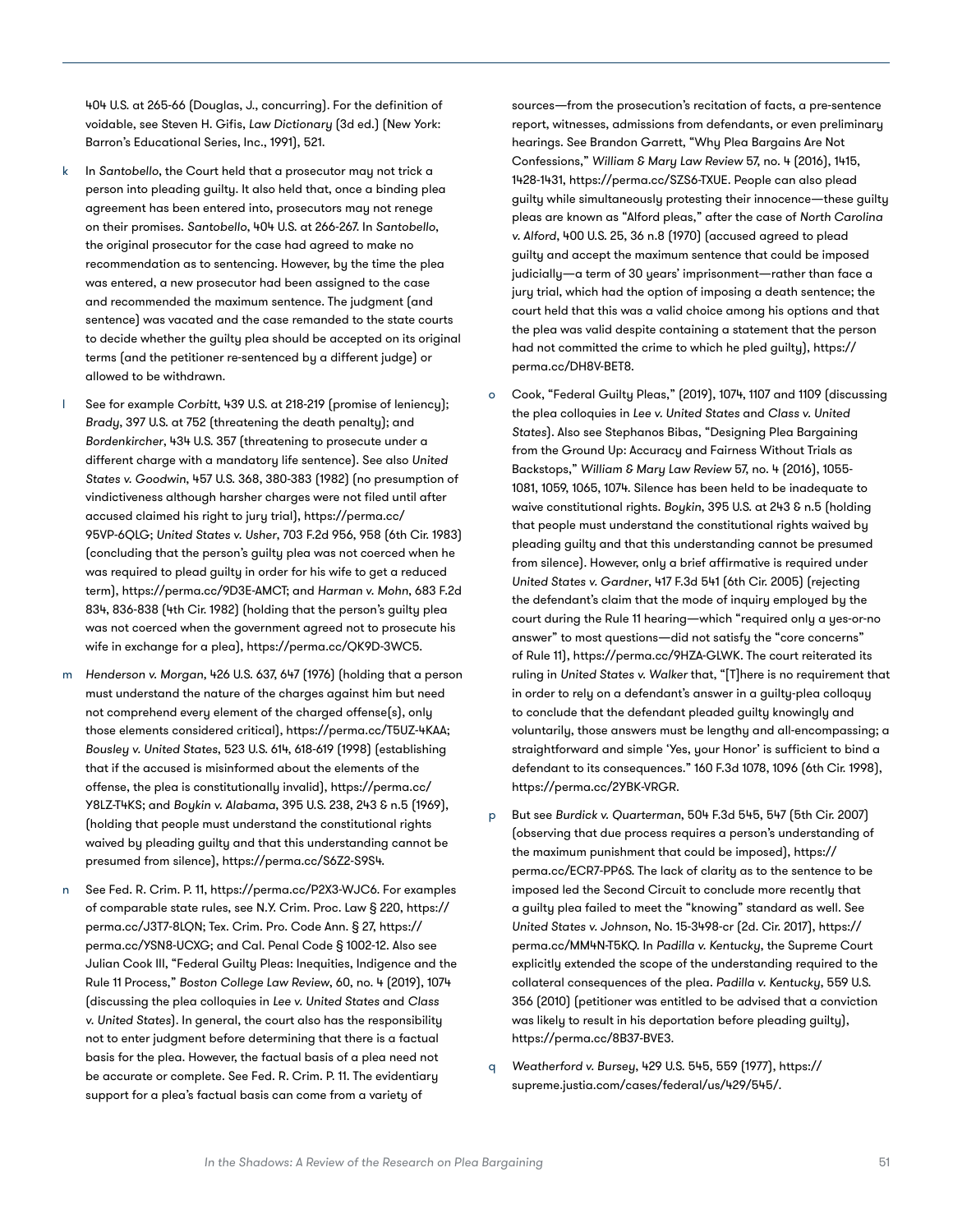404 U.S. at 265-66 (Douglas, J., concurring). For the definition of voidable, see Steven H. Gifis, *Law Dictionary* (3d ed.) (New York: Barron's Educational Series, Inc., 1991), 521.

k In *Santobello*, the Court held that a prosecutor may not trick a person into pleading guilty. It also held that, once a binding plea agreement has been entered into, prosecutors may not renege on their promises. *Santobello*, 404 U.S. at 266-267. In *Santobello*, the original prosecutor for the case had agreed to make no recommendation as to sentencing. However, by the time the plea was entered, a new prosecutor had been assigned to the case and recommended the maximum sentence. The judgment (and sentence) was vacated and the case remanded to the state courts to decide whether the guilty plea should be accepted on its original terms (and the petitioner re-sentenced by a different judge) or allowed to be withdrawn.

l See for example *Corbitt*, 439 U.S. at 218-219 (promise of leniency); *Brady*, 397 U.S. at 752 (threatening the death penalty); and *Bordenkircher*, 434 U.S. 357 (threatening to prosecute under a different charge with a mandatory life sentence). See also *United States v. Goodwin*, 457 U.S. 368, 380-383 (1982) (no presumption of vindictiveness although harsher charges were not filed until after accused claimed his right to jury trial), https://perma.cc/95VP-6QLG; *United States v. Usher*, 703 F.2d 956, 958 (6th Cir. 1983) (concluding that the person's guilty plea was not coerced when he was required to plead guilty in order for his wife to get a reduced term), https://perma.cc/9D3E-AMCT; and *Harman v. Mohn*, 683 F.2d 834, 836-838 (4th Cir. 1982) (holding that the person's guilty plea was not coerced when the government agreed not to prosecute his wife in exchange for a plea), https://perma.cc/QK9D-3WC5.

m *Henderson v. Morgan*, 426 U.S. 637, 647 (1976) (holding that a person must understand the nature of the charges against him but need not comprehend every element of the charged offense(s), only those elements considered critical), https://perma.cc/T5UZ-4KAA; *Bousley v. United States*, 523 U.S. 614, 618-619 (1998) (establishing that if the accused is misinformed about the elements of the offense, the plea is constitutionally invalid), https://perma.cc/Y8LZ-T4KS; and *Boykin v. Alabama*, 395 U.S. 238, 243 & n.5 (1969), (holding that people must understand the constitutional rights waived by pleading guilty and that this understanding cannot be presumed from silence), https://perma.cc/S6Z2-S9S4.

n See Fed. R. Crim. P. 11, https://perma.cc/P2X3-WJC6. For examples of comparable state rules, see N.Y. Crim. Proc. Law § 220, https://perma.cc/J3T7-8LQN; Tex. Crim. Proc. Code Ann. § 27, https://perma.cc/YSN8-UCXG; and Cal. Penal Code § 1002-12. Also see Julian Cook III, "Federal Guilty Pleas: Inequities, Indigence and the Rule 11 Process," *Boston College Law Review*, 60, no. 4 (2019), 1074 (discussing the plea colloquies in *Lee v. United States* and *Class v. United States*). In general, the court also has the responsibility not to enter judgment before determining that there is a factual basis for the plea. However, the factual basis of a plea need not be accurate or complete. See Fed. R. Crim. P. 11. The evidentiary support for a plea's factual basis can come from a variety of sources—from the prosecution's recitation of facts, a pre-sentence report, witnesses, admissions from defendants, or even preliminary hearings. See Brandon Garrett, "Why Plea Bargains Are Not Confessions," *William & Mary Law Review* 57, no. 4 (2016), 1415, 1428-1431, https://perma.cc/SZS6-TXUE. People can also plead guilty while simultaneously protesting their innocence—these guilty pleas are known as "Alford pleas," after the case of *North Carolina v. Alford*, 400 U.S. 25, 36 n.8 (1970) (accused agreed to plead guilty and accept the maximum sentence that could be imposed judicially—a term of 30 years' imprisonment—rather than face a jury trial, which had the option of imposing a death sentence; the court held that this was a valid choice among his options and that the plea was valid despite containing a statement that the person had not committed the crime to which he pled guilty), https://perma.cc/DH8V-BET8.

o Cook, "Federal Guilty Pleas," (2019), 1074, 1107 and 1109 (discussing the plea colloquies in *Lee v. United States* and *Class v. United States*). Also see Stephanos Bibas, "Designing Plea Bargaining from the Ground Up: Accuracy and Fairness Without Trials as Backstops," *William & Mary Law Review* 57, no. 4 (2016), 1055-1081, 1059, 1065, 1074. Silence has been held to be inadequate to waive constitutional rights. *Boykin*, 395 U.S. at 243 & n.5 (holding that people must understand the constitutional rights waived by pleading guilty and that this understanding cannot be presumed from silence). However, only a brief affirmative is required under *United States v. Gardner*, 417 F.3d 541 (6th Cir. 2005) (rejecting the defendant's claim that the mode of inquiry employed by the court during the Rule 11 hearing—which "required only a yes-or-no answer" to most questions—did not satisfy the "core concerns" of Rule 11), https://perma.cc/9HZA-GLWK. The court reiterated its ruling in *United States v. Walker* that, "[T]here is no requirement that in order to rely on a defendant's answer in a guilty-plea colloquy to conclude that the defendant pleaded guilty knowingly and voluntarily, those answers must be lengthy and all-encompassing; a straightforward and simple 'Yes, your Honor' is sufficient to bind a defendant to its consequences." 160 F.3d 1078, 1096 (6th Cir. 1998), https://perma.cc/2YBK-VRGR.

p But see *Burdick v. Quarterman*, 504 F.3d 545, 547 (5th Cir. 2007) (observing that due process requires a person's understanding of the maximum punishment that could be imposed), https://perma.cc/ECR7-PP6S. The lack of clarity as to the sentence to be imposed led the Second Circuit to conclude more recently that a guilty plea failed to meet the "knowing" standard as well. See *United States v. Johnson*, No. 15-3498-cr (2d. Cir. 2017), https://perma.cc/MM4N-T5KQ. In *Padilla v. Kentucky*, the Supreme Court explicitly extended the scope of the understanding required to the collateral consequences of the plea. *Padilla v. Kentucky*, 559 U.S. 356 (2010) (petitioner was entitled to be advised that a conviction was likely to result in his deportation before pleading guilty), https://perma.cc/8B37-BVE3.

q *Weatherford v. Bursey*, 429 U.S. 545, 559 (1977), https://supreme.justia.com/cases/federal/us/429/545/.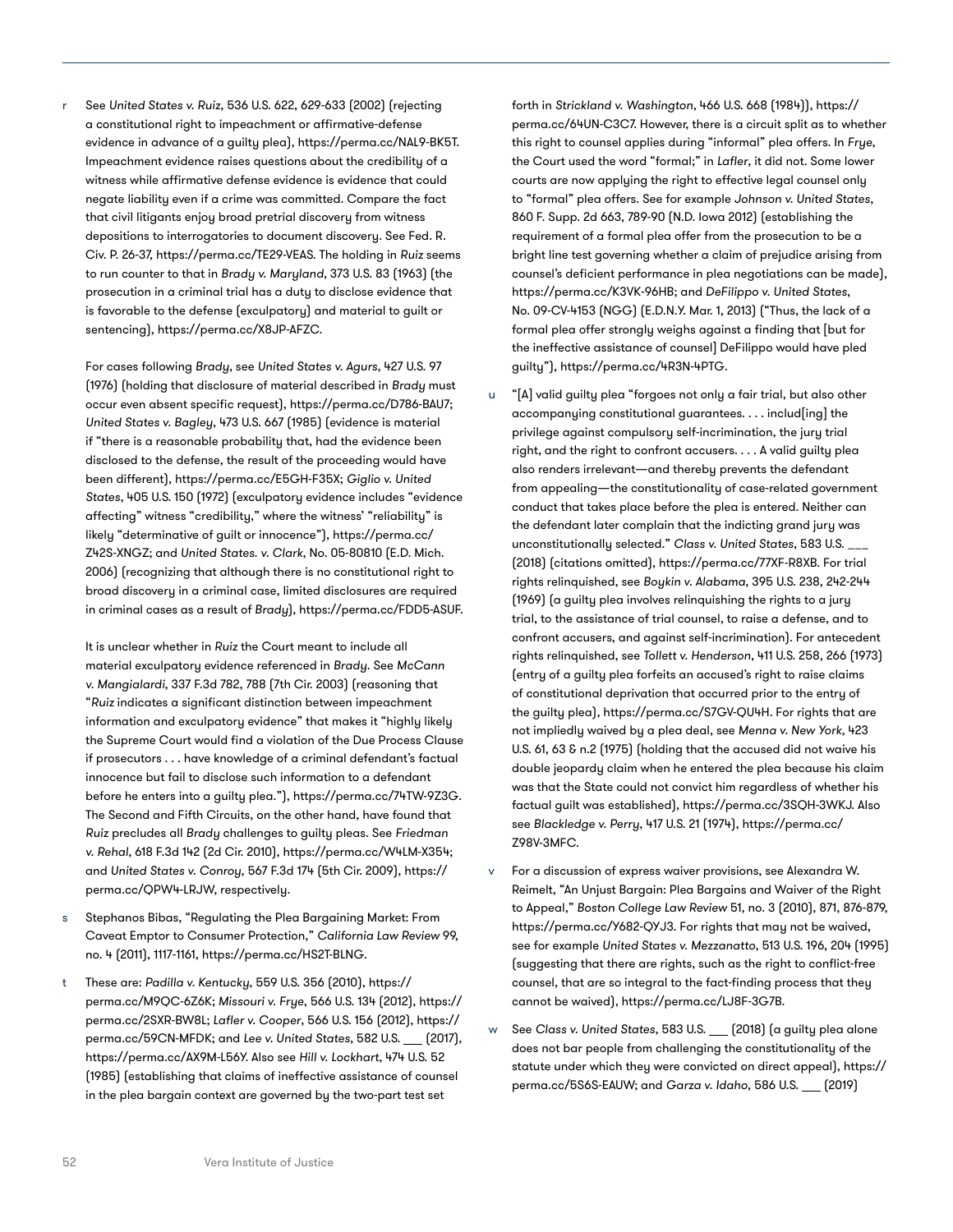r See *United States v. Ruiz*, 536 U.S. 622, 629-633 (2002) (rejecting a constitutional right to impeachment or affirmative-defense evidence in advance of a guilty plea), https://perma.cc/NAL9-BK5T. Impeachment evidence raises questions about the credibility of a witness while affirmative defense evidence is evidence that could negate liability even if a crime was committed. Compare the fact that civil litigants enjoy broad pretrial discovery from witness depositions to interrogatories to document discovery. See Fed. R. Civ. P. 26-37, https://perma.cc/TE29-VEAS. The holding in *Ruiz* seems to run counter to that in *Brady v. Maryland*, 373 U.S. 83 (1963) (the prosecution in a criminal trial has a duty to disclose evidence that is favorable to the defense (exculpatory) and material to guilt or sentencing), https://perma.cc/X8JP-AFZC.

For cases following *Brady*, see *United States v. Agurs*, 427 U.S. 97 (1976) (holding that disclosure of material described in *Brady* must occur even absent specific request), https://perma.cc/D786-BAU7; *United States v. Bagley*, 473 U.S. 667 (1985) (evidence is material if "there is a reasonable probability that, had the evidence been disclosed to the defense, the result of the proceeding would have been different), https://perma.cc/E5GH-F35X; *Giglio v. United States*, 405 U.S. 150 (1972) (exculpatory evidence includes "evidence affecting" witness "credibility," where the witness' "reliability" is likely "determinative of guilt or innocence"), https://perma.cc/Z42S-XNGZ; and *United States. v. Clark*, No. 05-80810 (E.D. Mich. 2006) (recognizing that although there is no constitutional right to broad discovery in a criminal case, limited disclosures are required in criminal cases as a result of *Brady*), https://perma.cc/FDD5-ASUF.

It is unclear whether in *Ruiz* the Court meant to include all material exculpatory evidence referenced in *Brady*. See *McCann v. Mangialardi*, 337 F.3d 782, 788 (7th Cir. 2003) (reasoning that "*Ruiz* indicates a significant distinction between impeachment information and exculpatory evidence" that makes it "highly likely the Supreme Court would find a violation of the Due Process Clause if prosecutors . . . have knowledge of a criminal defendant's factual innocence but fail to disclose such information to a defendant before he enters into a guilty plea."), https://perma.cc/74TW-9Z3G. The Second and Fifth Circuits, on the other hand, have found that *Ruiz* precludes all *Brady* challenges to guilty pleas. See *Friedman v. Rehal*, 618 F.3d 142 (2d Cir. 2010), https://perma.cc/W4LM-X354; and *United States v. Conroy*, 567 F.3d 174 (5th Cir. 2009), https://perma.cc/QPW4-LRJW, respectively.

s Stephanos Bibas, "Regulating the Plea Bargaining Market: From Caveat Emptor to Consumer Protection," *California Law Review* 99, no. 4 (2011), 1117-1161, https://perma.cc/HS2T-BLNG.

t These are: *Padilla v. Kentucky*, 559 U.S. 356 (2010), https://perma.cc/M9QC-6Z6K; *Missouri v. Frye*, 566 U.S. 134 (2012), https://perma.cc/2SXR-BW8L; *Lafler v. Cooper*, 566 U.S. 156 (2012), https://perma.cc/59CN-MFDK; and *Lee v. United States*, 582 U.S. ___ (2017), https://perma.cc/AX9M-L56Y. Also see *Hill v. Lockhart*, 474 U.S. 52 (1985) (establishing that claims of ineffective assistance of counsel in the plea bargain context are governed by the two-part test set forth in *Strickland v. Washington*, 466 U.S. 668 (1984)), https://perma.cc/64UN-C3C7. However, there is a circuit split as to whether this right to counsel applies during "informal" plea offers. In *Frye*, the Court used the word "formal;" in *Lafler*, it did not. Some lower courts are now applying the right to effective legal counsel only to "formal" plea offers. See for example *Johnson v. United States*, 860 F. Supp. 2d 663, 789-90 (N.D. Iowa 2012) (establishing the requirement of a formal plea offer from the prosecution to be a bright line test governing whether a claim of prejudice arising from counsel's deficient performance in plea negotiations can be made), https://perma.cc/K3VK-96HB; and *DeFilippo v. United States*, No. 09-CV-4153 (NGG) (E.D.N.Y. Mar. 1, 2013) ("Thus, the lack of a formal plea offer strongly weighs against a finding that [but for the ineffective assistance of counsel] DeFilippo would have pled guilty"), https://perma.cc/4R3N-4PTG.

u "[A] valid guilty plea "forgoes not only a fair trial, but also other accompanying constitutional guarantees. . . . includ[ing] the privilege against compulsory self-incrimination, the jury trial right, and the right to confront accusers. . . . A valid guilty plea also renders irrelevant—and thereby prevents the defendant from appealing—the constitutionality of case-related government conduct that takes place before the plea is entered. Neither can the defendant later complain that the indicting grand jury was unconstitutionally selected." *Class v. United States*, 583 U.S. ___ (2018) (citations omitted), https://perma.cc/77XF-R8XB. For trial rights relinquished, see *Boykin v. Alabama*, 395 U.S. 238, 242-244 (1969) (a guilty plea involves relinquishing the rights to a jury trial, to the assistance of trial counsel, to raise a defense, and to confront accusers, and against self-incrimination). For antecedent rights relinquished, see *Tollett v. Henderson*, 411 U.S. 258, 266 (1973) (entry of a guilty plea forfeits an accused's right to raise claims of constitutional deprivation that occurred prior to the entry of the guilty plea), https://perma.cc/S7GV-QU4H. For rights that are not impliedly waived by a plea deal, see *Menna v. New York*, 423 U.S. 61, 63 & n.2 (1975) (holding that the accused did not waive his double jeopardy claim when he entered the plea because his claim was that the State could not convict him regardless of whether his factual guilt was established), https://perma.cc/3SQH-3WKJ. Also see *Blackledge v. Perry*, 417 U.S. 21 (1974), https://perma.cc/Z98V-3MFC.

v For a discussion of express waiver provisions, see Alexandra W. Reimelt, "An Unjust Bargain: Plea Bargains and Waiver of the Right to Appeal," *Boston College Law Review* 51, no. 3 (2010), 871, 876-879, https://perma.cc/Y682-QYJ3. For rights that may not be waived, see for example *United States v. Mezzanatto*, 513 U.S. 196, 204 (1995) (suggesting that there are rights, such as the right to conflict-free counsel, that are so integral to the fact-finding process that they cannot be waived), https://perma.cc/LJ8F-3G7B.

w See *Class v. United States*, 583 U.S. ___ (2018) (a guilty plea alone does not bar people from challenging the constitutionality of the statute under which they were convicted on direct appeal), https://perma.cc/5S6S-EAUW; and *Garza v. Idaho*, 586 U.S. ___ (2019)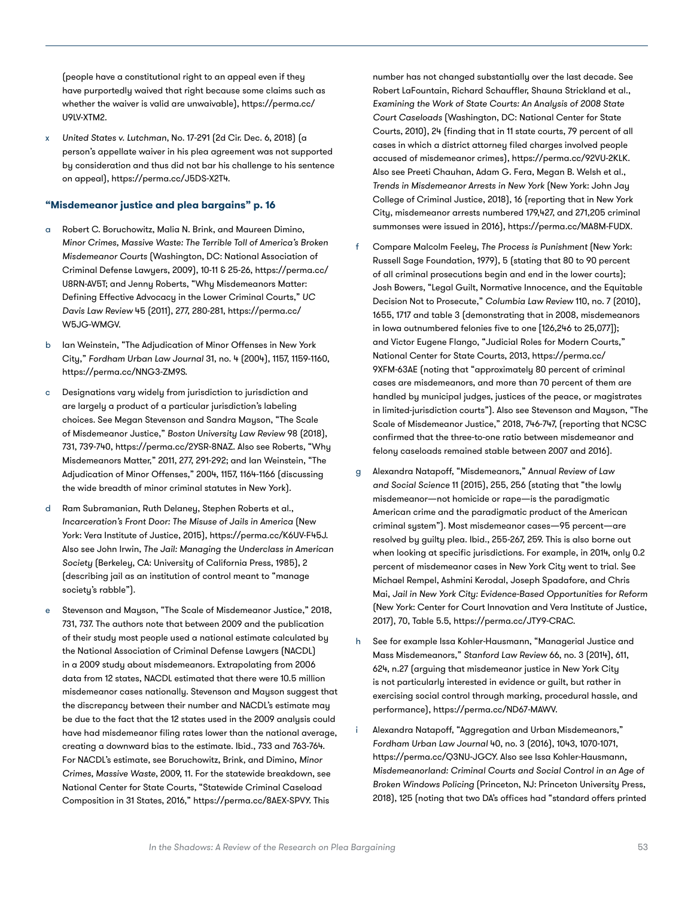(people have a constitutional right to an appeal even if they have purportedly waived that right because some claims such as whether the waiver is valid are unwaivable), https://perma.cc/U9LV-XTM2.

x *United States v. Lutchman*, No. 17-291 (2d Cir. Dec. 6, 2018) (a person's appellate waiver in his plea agreement was not supported by consideration and thus did not bar his challenge to his sentence on appeal), https://perma.cc/J5DS-X2T4.

### "Misdemeanor justice and plea bargains" p. 16

a Robert C. Boruchowitz, Malia N. Brink, and Maureen Dimino, *Minor Crimes, Massive Waste: The Terrible Toll of America's Broken Misdemeanor Courts* (Washington, DC: National Association of Criminal Defense Lawyers, 2009), 10-11 & 25-26, https://perma.cc/U8RN-AV5T; and Jenny Roberts, "Why Misdemeanors Matter: Defining Effective Advocacy in the Lower Criminal Courts," *UC Davis Law Review* 45 (2011), 277, 280-281, https://perma.cc/W5JG-WMGV.

b Ian Weinstein, "The Adjudication of Minor Offenses in New York City," *Fordham Urban Law Journal* 31, no. 4 (2004), 1157, 1159-1160, https://perma.cc/NNG3-ZM9S.

c Designations vary widely from jurisdiction to jurisdiction and are largely a product of a particular jurisdiction's labeling choices. See Megan Stevenson and Sandra Mayson, "The Scale of Misdemeanor Justice," *Boston University Law Review* 98 (2018), 731, 739-740, https://perma.cc/2YSR-8NAZ. Also see Roberts, "Why Misdemeanors Matter," 2011, 277, 291-292; and Ian Weinstein, "The Adjudication of Minor Offenses," 2004, 1157, 1164-1166 (discussing the wide breadth of minor criminal statutes in New York).

d Ram Subramanian, Ruth Delaney, Stephen Roberts et al., *Incarceration's Front Door: The Misuse of Jails in America* (New York: Vera Institute of Justice, 2015), https://perma.cc/K6UV-F45J. Also see John Irwin, *The Jail: Managing the Underclass in American Society* (Berkeley, CA: University of California Press, 1985), 2 (describing jail as an institution of control meant to "manage society's rabble").

e Stevenson and Mayson, "The Scale of Misdemeanor Justice," 2018, 731, 737. The authors note that between 2009 and the publication of their study most people used a national estimate calculated by the National Association of Criminal Defense Lawyers (NACDL) in a 2009 study about misdemeanors. Extrapolating from 2006 data from 12 states, NACDL estimated that there were 10.5 million misdemeanor cases nationally. Stevenson and Mayson suggest that the discrepancy between their number and NACDL's estimate may be due to the fact that the 12 states used in the 2009 analysis could have had misdemeanor filing rates lower than the national average, creating a downward bias to the estimate. Ibid., 733 and 763-764. For NACDL's estimate, see Boruchowitz, Brink, and Dimino, *Minor Crimes, Massive Waste*, 2009, 11. For the statewide breakdown, see National Center for State Courts, "Statewide Criminal Caseload Composition in 31 States, 2016," https://perma.cc/8AEX-SPVY. This number has not changed substantially over the last decade. See Robert LaFountain, Richard Schauffler, Shauna Strickland et al., *Examining the Work of State Courts: An Analysis of 2008 State Court Caseloads* (Washington, DC: National Center for State Courts, 2010), 24 (finding that in 11 state courts, 79 percent of all cases in which a district attorney filed charges involved people accused of misdemeanor crimes), https://perma.cc/92VU-2KLK. Also see Preeti Chauhan, Adam G. Fera, Megan B. Welsh et al., *Trends in Misdemeanor Arrests in New York* (New York: John Jay College of Criminal Justice, 2018), 16 (reporting that in New York City, misdemeanor arrests numbered 179,427, and 271,205 criminal summonses were issued in 2016), https://perma.cc/MA8M-FUDX.

f Compare Malcolm Feeley, *The Process is Punishment* (New York: Russell Sage Foundation, 1979), 5 (stating that 80 to 90 percent of all criminal prosecutions begin and end in the lower courts); Josh Bowers, "Legal Guilt, Normative Innocence, and the Equitable Decision Not to Prosecute," *Columbia Law Review* 110, no. 7 (2010), 1655, 1717 and table 3 (demonstrating that in 2008, misdemeanors in Iowa outnumbered felonies five to one [126,246 to 25,077]); and Victor Eugene Flango, "Judicial Roles for Modern Courts," National Center for State Courts, 2013, https://perma.cc/9XFM-63AE (noting that "approximately 80 percent of criminal cases are misdemeanors, and more than 70 percent of them are handled by municipal judges, justices of the peace, or magistrates in limited-jurisdiction courts"). Also see Stevenson and Mayson, "The Scale of Misdemeanor Justice," 2018, 746-747, (reporting that NCSC confirmed that the three-to-one ratio between misdemeanor and felony caseloads remained stable between 2007 and 2016).

g Alexandra Natapoff, "Misdemeanors," *Annual Review of Law and Social Science* 11 (2015), 255, 256 (stating that "the lowly misdemeanor—not homicide or rape—is the paradigmatic American crime and the paradigmatic product of the American criminal system"). Most misdemeanor cases—95 percent—are resolved by guilty plea. Ibid., 255-267, 259. This is also borne out when looking at specific jurisdictions. For example, in 2014, only 0.2 percent of misdemeanor cases in New York City went to trial. See Michael Rempel, Ashmini Kerodal, Joseph Spadafore, and Chris Mai, *Jail in New York City: Evidence-Based Opportunities for Reform* (New York: Center for Court Innovation and Vera Institute of Justice, 2017), 70, Table 5.5, https://perma.cc/JTY9-CRAC.

h See for example Issa Kohler-Hausmann, "Managerial Justice and Mass Misdemeanors," *Stanford Law Review* 66, no. 3 (2014), 611, 624, n.27 (arguing that misdemeanor justice in New York City is not particularly interested in evidence or guilt, but rather in exercising social control through marking, procedural hassle, and performance), https://perma.cc/ND67-MAWV.

i Alexandra Natapoff, "Aggregation and Urban Misdemeanors," *Fordham Urban Law Journal* 40, no. 3 (2016), 1043, 1070-1071, https://perma.cc/Q3NU-JGCY. Also see Issa Kohler-Hausmann, *Misdemeanorland: Criminal Courts and Social Control in an Age of Broken Windows Policing* (Princeton, NJ: Princeton University Press, 2018), 125 (noting that two DA's offices had "standard offers printed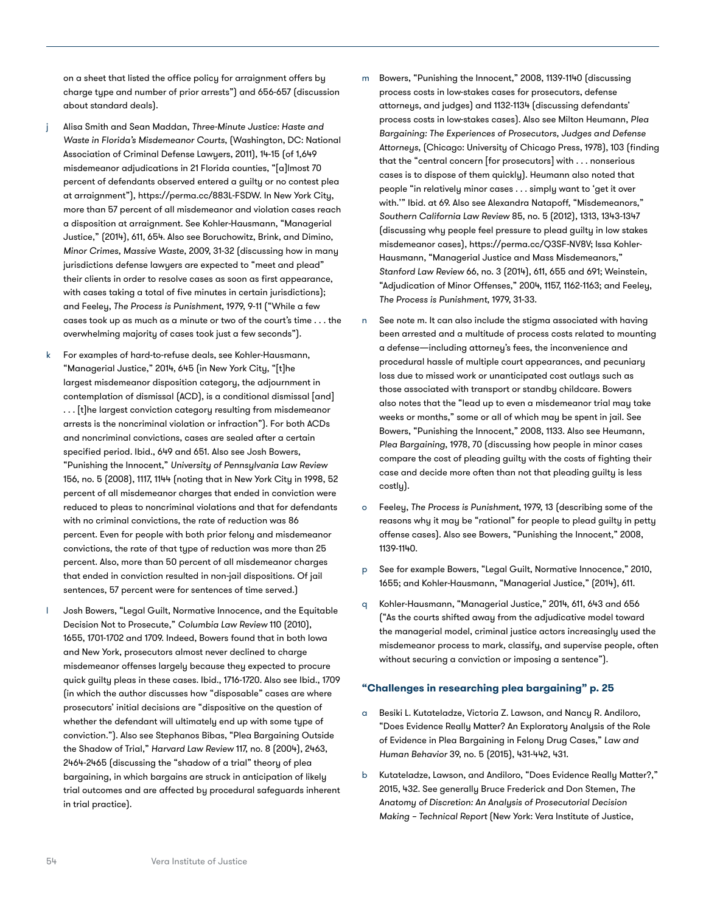on a sheet that listed the office policy for arraignment offers by charge type and number of prior arrests") and 656-657 (discussion about standard deals).

j Alisa Smith and Sean Maddan, *Three-Minute Justice: Haste and Waste in Florida's Misdemeanor Courts*, (Washington, DC: National Association of Criminal Defense Lawyers, 2011), 14-15 (of 1,649 misdemeanor adjudications in 21 Florida counties, "[a]lmost 70 percent of defendants observed entered a guilty or no contest plea at arraignment"), https://perma.cc/883L-FSDW. In New York City, more than 57 percent of all misdemeanor and violation cases reach a disposition at arraignment. See Kohler-Hausmann, "Managerial Justice," (2014), 611, 654. Also see Boruchowitz, Brink, and Dimino, *Minor Crimes, Massive Waste*, 2009, 31-32 (discussing how in many jurisdictions defense lawyers are expected to "meet and plead" their clients in order to resolve cases as soon as first appearance, with cases taking a total of five minutes in certain jurisdictions); and Feeley, *The Process is Punishment*, 1979, 9-11 ("While a few cases took up as much as a minute or two of the court's time . . . the overwhelming majority of cases took just a few seconds").

k For examples of hard-to-refuse deals, see Kohler-Hausmann, "Managerial Justice," 2014, 645 (in New York City, "[t]he largest misdemeanor disposition category, the adjournment in contemplation of dismissal (ACD), is a conditional dismissal [and] . . . [t]he largest conviction category resulting from misdemeanor arrests is the noncriminal violation or infraction"). For both ACDs and noncriminal convictions, cases are sealed after a certain specified period. Ibid., 649 and 651. Also see Josh Bowers, "Punishing the Innocent," *University of Pennsylvania Law Review* 156, no. 5 (2008), 1117, 1144 (noting that in New York City in 1998, 52 percent of all misdemeanor charges that ended in conviction were reduced to pleas to noncriminal violations and that for defendants with no criminal convictions, the rate of reduction was 86 percent. Even for people with both prior felony and misdemeanor convictions, the rate of that type of reduction was more than 25 percent. Also, more than 50 percent of all misdemeanor charges that ended in conviction resulted in non-jail dispositions. Of jail sentences, 57 percent were for sentences of time served.)

l Josh Bowers, "Legal Guilt, Normative Innocence, and the Equitable Decision Not to Prosecute," *Columbia Law Review* 110 (2010), 1655, 1701-1702 and 1709. Indeed, Bowers found that in both Iowa and New York, prosecutors almost never declined to charge misdemeanor offenses largely because they expected to procure quick guilty pleas in these cases. Ibid., 1716-1720. Also see Ibid., 1709 (in which the author discusses how "disposable" cases are where prosecutors' initial decisions are "dispositive on the question of whether the defendant will ultimately end up with some type of conviction."). Also see Stephanos Bibas, "Plea Bargaining Outside the Shadow of Trial," *Harvard Law Review* 117, no. 8 (2004), 2463, 2464-2465 (discussing the "shadow of a trial" theory of plea bargaining, in which bargains are struck in anticipation of likely trial outcomes and are affected by procedural safeguards inherent in trial practice).

m Bowers, "Punishing the Innocent," 2008, 1139-1140 (discussing process costs in low-stakes cases for prosecutors, defense attorneys, and judges) and 1132-1134 (discussing defendants' process costs in low-stakes cases). Also see Milton Heumann, *Plea Bargaining: The Experiences of Prosecutors, Judges and Defense Attorneys*, (Chicago: University of Chicago Press, 1978), 103 (finding that the "central concern [for prosecutors] with . . . nonserious cases is to dispose of them quickly). Heumann also noted that people "in relatively minor cases . . . simply want to 'get it over with.'" Ibid. at 69. Also see Alexandra Natapoff, "Misdemeanors," *Southern California Law Review* 85, no. 5 (2012), 1313, 1343-1347 (discussing why people feel pressure to plead guilty in low stakes misdemeanor cases), https://perma.cc/Q3SF-NV8V; Issa Kohler-Hausmann, "Managerial Justice and Mass Misdemeanors," *Stanford Law Review* 66, no. 3 (2014), 611, 655 and 691; Weinstein, "Adjudication of Minor Offenses," 2004, 1157, 1162-1163; and Feeley, *The Process is Punishment*, 1979, 31-33.

n See note m. It can also include the stigma associated with having been arrested and a multitude of process costs related to mounting a defense—including attorney's fees, the inconvenience and procedural hassle of multiple court appearances, and pecuniary loss due to missed work or unanticipated cost outlays such as those associated with transport or standby childcare. Bowers also notes that the "lead up to even a misdemeanor trial may take weeks or months," some or all of which may be spent in jail. See Bowers, "Punishing the Innocent," 2008, 1133. Also see Heumann, *Plea Bargaining*, 1978, 70 (discussing how people in minor cases compare the cost of pleading guilty with the costs of fighting their case and decide more often than not that pleading guilty is less costly).

o Feeley, *The Process is Punishment*, 1979, 13 (describing some of the reasons why it may be "rational" for people to plead guilty in petty offense cases). Also see Bowers, "Punishing the Innocent," 2008, 1139-1140.

p See for example Bowers, "Legal Guilt, Normative Innocence," 2010, 1655; and Kohler-Hausmann, "Managerial Justice," (2014), 611.

q Kohler-Hausmann, "Managerial Justice," 2014, 611, 643 and 656 ("As the courts shifted away from the adjudicative model toward the managerial model, criminal justice actors increasingly used the misdemeanor process to mark, classify, and supervise people, often without securing a conviction or imposing a sentence").

### "Challenges in researching plea bargaining" p. 25

a Besiki L. Kutateladze, Victoria Z. Lawson, and Nancy R. Andiloro, "Does Evidence Really Matter? An Exploratory Analysis of the Role of Evidence in Plea Bargaining in Felony Drug Cases," *Law and Human Behavior* 39, no. 5 (2015), 431-442, 431.

b Kutateladze, Lawson, and Andiloro, "Does Evidence Really Matter?," 2015, 432. See generally Bruce Frederick and Don Stemen, *The Anatomy of Discretion: An Analysis of Prosecutorial Decision Making – Technical Report* (New York: Vera Institute of Justice,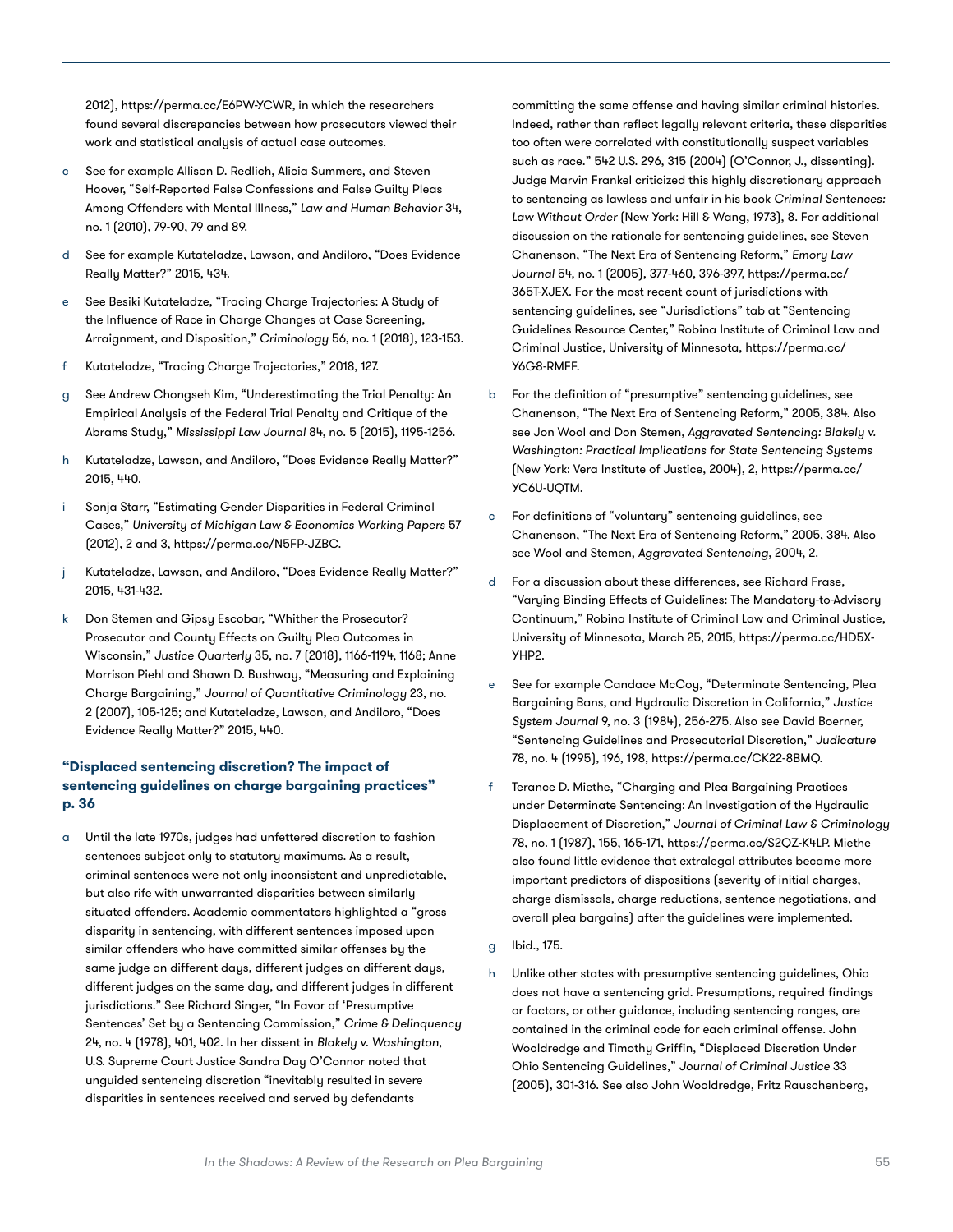2012), https://perma.cc/E6PW-YCWR, in which the researchers found several discrepancies between how prosecutors viewed their work and statistical analysis of actual case outcomes.

c See for example Allison D. Redlich, Alicia Summers, and Steven Hoover, "Self-Reported False Confessions and False Guilty Pleas Among Offenders with Mental Illness," *Law and Human Behavior* 34, no. 1 (2010), 79-90, 79 and 89.

d See for example Kutateladze, Lawson, and Andiloro, "Does Evidence Really Matter?" 2015, 434.

e See Besiki Kutateladze, "Tracing Charge Trajectories: A Study of the Influence of Race in Charge Changes at Case Screening, Arraignment, and Disposition," *Criminology* 56, no. 1 (2018), 123-153.

f Kutateladze, "Tracing Charge Trajectories," 2018, 127.

g See Andrew Chongseh Kim, "Underestimating the Trial Penalty: An Empirical Analysis of the Federal Trial Penalty and Critique of the Abrams Study," *Mississippi Law Journal* 84, no. 5 (2015), 1195-1256.

h Kutateladze, Lawson, and Andiloro, "Does Evidence Really Matter?" 2015, 440.

i Sonja Starr, "Estimating Gender Disparities in Federal Criminal Cases," *University of Michigan Law & Economics Working Papers* 57 (2012), 2 and 3, https://perma.cc/N5FP-JZBC.

j Kutateladze, Lawson, and Andiloro, "Does Evidence Really Matter?" 2015, 431-432.

k Don Stemen and Gipsy Escobar, "Whither the Prosecutor? Prosecutor and County Effects on Guilty Plea Outcomes in Wisconsin," *Justice Quarterly* 35, no. 7 (2018), 1166-1194, 1168; Anne Morrison Piehl and Shawn D. Bushway, "Measuring and Explaining Charge Bargaining," *Journal of Quantitative Criminology* 23, no. 2 (2007), 105-125; and Kutateladze, Lawson, and Andiloro, "Does Evidence Really Matter?" 2015, 440.

### "Displaced sentencing discretion? The impact of sentencing guidelines on charge bargaining practices" p. 36

a Until the late 1970s, judges had unfettered discretion to fashion sentences subject only to statutory maximums. As a result, criminal sentences were not only inconsistent and unpredictable, but also rife with unwarranted disparities between similarly situated offenders. Academic commentators highlighted a "gross disparity in sentencing, with different sentences imposed upon similar offenders who have committed similar offenses by the same judge on different days, different judges on different days, different judges on the same day, and different judges in different jurisdictions." See Richard Singer, "In Favor of 'Presumptive Sentences' Set by a Sentencing Commission," *Crime & Delinquency* 24, no. 4 (1978), 401, 402. In her dissent in *Blakely v. Washington*, U.S. Supreme Court Justice Sandra Day O'Connor noted that unguided sentencing discretion "inevitably resulted in severe disparities in sentences received and served by defendants committing the same offense and having similar criminal histories. Indeed, rather than reflect legally relevant criteria, these disparities too often were correlated with constitutionally suspect variables such as race." 542 U.S. 296, 315 (2004) (O'Connor, J., dissenting). Judge Marvin Frankel criticized this highly discretionary approach to sentencing as lawless and unfair in his book *Criminal Sentences: Law Without Order* (New York: Hill & Wang, 1973), 8. For additional discussion on the rationale for sentencing guidelines, see Steven Chanenson, "The Next Era of Sentencing Reform," *Emory Law Journal* 54, no. 1 (2005), 377-460, 396-397, https://perma.cc/365T-XJEX. For the most recent count of jurisdictions with sentencing guidelines, see "Jurisdictions" tab at "Sentencing Guidelines Resource Center," Robina Institute of Criminal Law and Criminal Justice, University of Minnesota, https://perma.cc/Y6G8-RMFF.

b For the definition of "presumptive" sentencing guidelines, see Chanenson, "The Next Era of Sentencing Reform," 2005, 384. Also see Jon Wool and Don Stemen, *Aggravated Sentencing: Blakely v. Washington: Practical Implications for State Sentencing Systems* (New York: Vera Institute of Justice, 2004), 2, https://perma.cc/YC6U-UQTM.

c For definitions of "voluntary" sentencing guidelines, see Chanenson, "The Next Era of Sentencing Reform," 2005, 384. Also see Wool and Stemen, *Aggravated Sentencing*, 2004, 2.

d For a discussion about these differences, see Richard Frase, "Varying Binding Effects of Guidelines: The Mandatory-to-Advisory Continuum," Robina Institute of Criminal Law and Criminal Justice, University of Minnesota, March 25, 2015, https://perma.cc/HD5X-YHP2.

e See for example Candace McCoy, "Determinate Sentencing, Plea Bargaining Bans, and Hydraulic Discretion in California," *Justice System Journal* 9, no. 3 (1984), 256-275. Also see David Boerner, "Sentencing Guidelines and Prosecutorial Discretion," *Judicature* 78, no. 4 (1995), 196, 198, https://perma.cc/CK22-8BMQ.

f Terance D. Miethe, "Charging and Plea Bargaining Practices under Determinate Sentencing: An Investigation of the Hydraulic Displacement of Discretion," *Journal of Criminal Law & Criminology* 78, no. 1 (1987), 155, 165-171, https://perma.cc/S2QZ-K4LP. Miethe also found little evidence that extralegal attributes became more important predictors of dispositions (severity of initial charges, charge dismissals, charge reductions, sentence negotiations, and overall plea bargains) after the guidelines were implemented.

g Ibid., 175.

h Unlike other states with presumptive sentencing guidelines, Ohio does not have a sentencing grid. Presumptions, required findings or factors, or other guidance, including sentencing ranges, are contained in the criminal code for each criminal offense. John Wooldredge and Timothy Griffin, "Displaced Discretion Under Ohio Sentencing Guidelines," *Journal of Criminal Justice* 33 (2005), 301-316. See also John Wooldredge, Fritz Rauschenberg,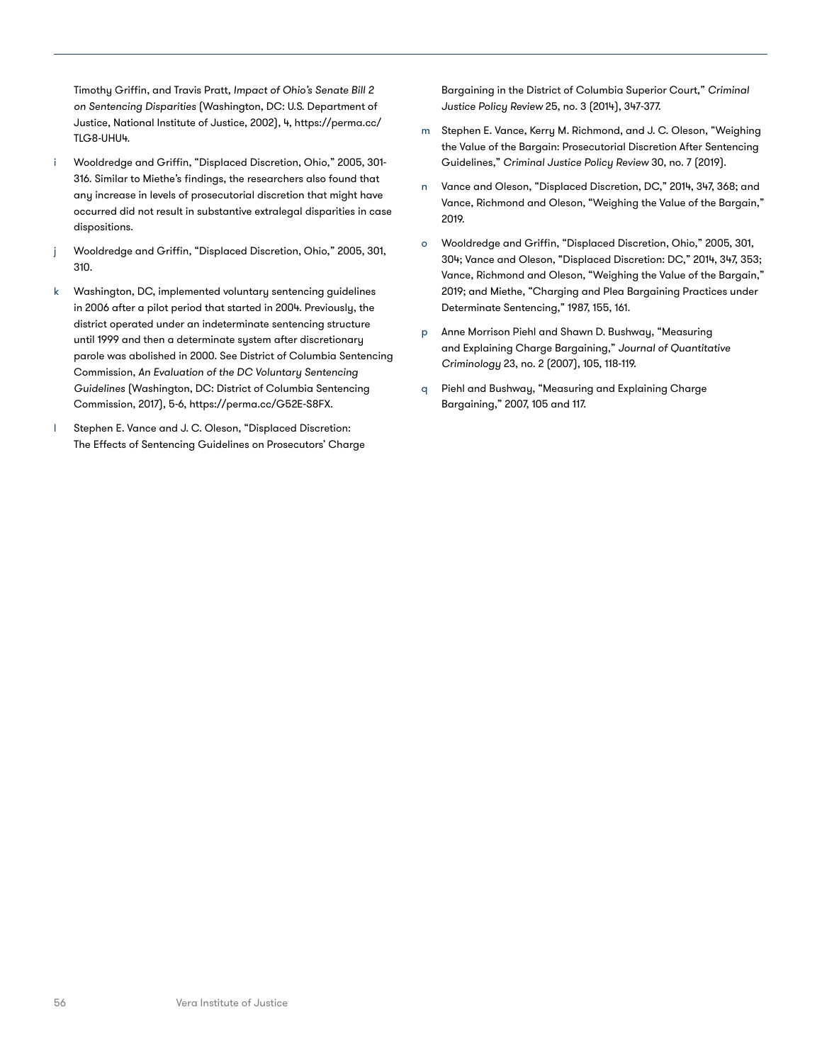Timothy Griffin, and Travis Pratt, *Impact of Ohio's Senate Bill 2 on Sentencing Disparities* (Washington, DC: U.S. Department of Justice, National Institute of Justice, 2002), 4, https://perma.cc/TLG8-UHU4.

i Wooldredge and Griffin, "Displaced Discretion, Ohio," 2005, 301-316. Similar to Miethe's findings, the researchers also found that any increase in levels of prosecutorial discretion that might have occurred did not result in substantive extralegal disparities in case dispositions.

j Wooldredge and Griffin, "Displaced Discretion, Ohio," 2005, 301, 310.

k Washington, DC, implemented voluntary sentencing guidelines in 2006 after a pilot period that started in 2004. Previously, the district operated under an indeterminate sentencing structure until 1999 and then a determinate system after discretionary parole was abolished in 2000. See District of Columbia Sentencing Commission, *An Evaluation of the DC Voluntary Sentencing Guidelines* (Washington, DC: District of Columbia Sentencing Commission, 2017), 5-6, https://perma.cc/G52E-S8FX.

l Stephen E. Vance and J. C. Oleson, "Displaced Discretion: The Effects of Sentencing Guidelines on Prosecutors' Charge Bargaining in the District of Columbia Superior Court," *Criminal Justice Policy Review* 25, no. 3 (2014), 347-377.

m Stephen E. Vance, Kerry M. Richmond, and J. C. Oleson, "Weighing the Value of the Bargain: Prosecutorial Discretion After Sentencing Guidelines," *Criminal Justice Policy Review* 30, no. 7 (2019).

n Vance and Oleson, "Displaced Discretion, DC," 2014, 347, 368; and Vance, Richmond and Oleson, "Weighing the Value of the Bargain," 2019.

o Wooldredge and Griffin, "Displaced Discretion, Ohio," 2005, 301, 304; Vance and Oleson, "Displaced Discretion: DC," 2014, 347, 353; Vance, Richmond and Oleson, "Weighing the Value of the Bargain," 2019; and Miethe, "Charging and Plea Bargaining Practices under Determinate Sentencing," 1987, 155, 161.

p Anne Morrison Piehl and Shawn D. Bushway, "Measuring and Explaining Charge Bargaining," *Journal of Quantitative Criminology* 23, no. 2 (2007), 105, 118-119.

q Piehl and Bushway, "Measuring and Explaining Charge Bargaining," 2007, 105 and 117.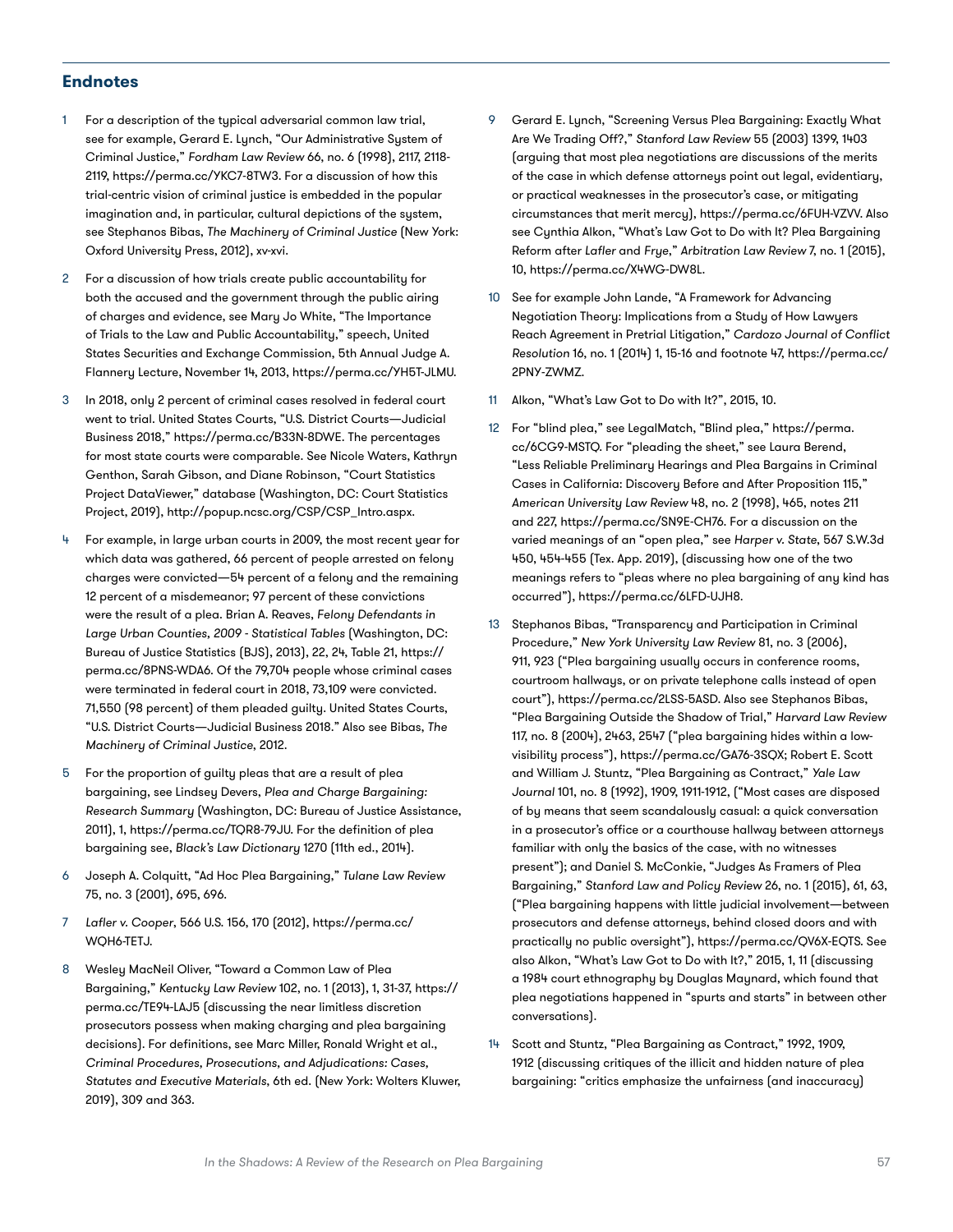## Endnotes

1. For a description of the typical adversarial common law trial, see for example, Gerard E. Lynch, "Our Administrative System of Criminal Justice," *Fordham Law Review* 66, no. 6 (1998), 2117, 2118-2119, https://perma.cc/YKC7-8TW3. For a discussion of how this trial-centric vision of criminal justice is embedded in the popular imagination and, in particular, cultural depictions of the system, see Stephanos Bibas, *The Machinery of Criminal Justice* (New York: Oxford University Press, 2012), xv-xvi.

2. For a discussion of how trials create public accountability for both the accused and the government through the public airing of charges and evidence, see Mary Jo White, "The Importance of Trials to the Law and Public Accountability," speech, United States Securities and Exchange Commission, 5th Annual Judge A. Flannery Lecture, November 14, 2013, https://perma.cc/YH5T-JLMU.

3. In 2018, only 2 percent of criminal cases resolved in federal court went to trial. United States Courts, "U.S. District Courts—Judicial Business 2018," https://perma.cc/B33N-8DWE. The percentages for most state courts were comparable. See Nicole Waters, Kathryn Genthon, Sarah Gibson, and Diane Robinson, "Court Statistics Project DataViewer," database (Washington, DC: Court Statistics Project, 2019), http://popup.ncsc.org/CSP/CSP_Intro.aspx.

4. For example, in large urban courts in 2009, the most recent year for which data was gathered, 66 percent of people arrested on felony charges were convicted—54 percent of a felony and the remaining 12 percent of a misdemeanor; 97 percent of these convictions were the result of a plea. Brian A. Reaves, *Felony Defendants in Large Urban Counties, 2009 - Statistical Tables* (Washington, DC: Bureau of Justice Statistics (BJS), 2013), 22, 24, Table 21, https://perma.cc/8PNS-WDA6. Of the 79,704 people whose criminal cases were terminated in federal court in 2018, 73,109 were convicted. 71,550 (98 percent) of them pleaded guilty. United States Courts, "U.S. District Courts—Judicial Business 2018." Also see Bibas, *The Machinery of Criminal Justice*, 2012.

5. For the proportion of guilty pleas that are a result of plea bargaining, see Lindsey Devers, *Plea and Charge Bargaining: Research Summary* (Washington, DC: Bureau of Justice Assistance, 2011), 1, https://perma.cc/TQR8-79JU. For the definition of plea bargaining see, *Black's Law Dictionary* 1270 (11th ed., 2014).

6. Joseph A. Colquitt, "Ad Hoc Plea Bargaining," *Tulane Law Review* 75, no. 3 (2001), 695, 696.

7. *Lafler v. Cooper*, 566 U.S. 156, 170 (2012), https://perma.cc/WQH6-TETJ.

8. Wesley MacNeil Oliver, "Toward a Common Law of Plea Bargaining," *Kentucky Law Review* 102, no. 1 (2013), 1, 31-37, https://perma.cc/TE94-LAJ5 (discussing the near limitless discretion prosecutors possess when making charging and plea bargaining decisions). For definitions, see Marc Miller, Ronald Wright et al., *Criminal Procedures, Prosecutions, and Adjudications: Cases, Statutes and Executive Materials*, 6th ed. (New York: Wolters Kluwer, 2019), 309 and 363.

9. Gerard E. Lynch, "Screening Versus Plea Bargaining: Exactly What Are We Trading Off?," *Stanford Law Review* 55 (2003) 1399, 1403 (arguing that most plea negotiations are discussions of the merits of the case in which defense attorneys point out legal, evidentiary, or practical weaknesses in the prosecutor's case, or mitigating circumstances that merit mercy), https://perma.cc/6FUH-VZVV. Also see Cynthia Alkon, "What's Law Got to Do with It? Plea Bargaining Reform after *Lafler* and *Frye*," *Arbitration Law Review* 7, no. 1 (2015), 10, https://perma.cc/X4WG-DW8L.

10. See for example John Lande, "A Framework for Advancing Negotiation Theory: Implications from a Study of How Lawyers Reach Agreement in Pretrial Litigation," *Cardozo Journal of Conflict Resolution* 16, no. 1 (2014) 1, 15-16 and footnote 47, https://perma.cc/2PNY-ZWMZ.

11. Alkon, "What's Law Got to Do with It?", 2015, 10.

12. For "blind plea," see LegalMatch, "Blind plea," https://perma.cc/6CG9-MSTQ. For "pleading the sheet," see Laura Berend, "Less Reliable Preliminary Hearings and Plea Bargains in Criminal Cases in California: Discovery Before and After Proposition 115," *American University Law Review* 48, no. 2 (1998), 465, notes 211 and 227, https://perma.cc/SN9E-CH76. For a discussion on the varied meanings of an "open plea," see *Harper v. State*, 567 S.W.3d 450, 454-455 (Tex. App. 2019), (discussing how one of the two meanings refers to "pleas where no plea bargaining of any kind has occurred"), https://perma.cc/6LFD-UJH8.

13. Stephanos Bibas, "Transparency and Participation in Criminal Procedure," *New York University Law Review* 81, no. 3 (2006), 911, 923 ("Plea bargaining usually occurs in conference rooms, courtroom hallways, or on private telephone calls instead of open court"), https://perma.cc/2LSS-5ASD. Also see Stephanos Bibas, "Plea Bargaining Outside the Shadow of Trial," *Harvard Law Review* 117, no. 8 (2004), 2463, 2547 ("plea bargaining hides within a low-visibility process"), https://perma.cc/GA76-3SQX; Robert E. Scott and William J. Stuntz, "Plea Bargaining as Contract," *Yale Law Journal* 101, no. 8 (1992), 1909, 1911-1912, ("Most cases are disposed of by means that seem scandalously casual: a quick conversation in a prosecutor's office or a courthouse hallway between attorneys familiar with only the basics of the case, with no witnesses present"); and Daniel S. McConkie, "Judges As Framers of Plea Bargaining," *Stanford Law and Policy Review* 26, no. 1 (2015), 61, 63, ("Plea bargaining happens with little judicial involvement—between prosecutors and defense attorneys, behind closed doors and with practically no public oversight"), https://perma.cc/QV6X-EQTS. See also Alkon, "What's Law Got to Do with It?," 2015, 1, 11 (discussing a 1984 court ethnography by Douglas Maynard, which found that plea negotiations happened in "spurts and starts" in between other conversations).

14. Scott and Stuntz, "Plea Bargaining as Contract," 1992, 1909, 1912 (discussing critiques of the illicit and hidden nature of plea bargaining: "critics emphasize the unfairness (and inaccuracy)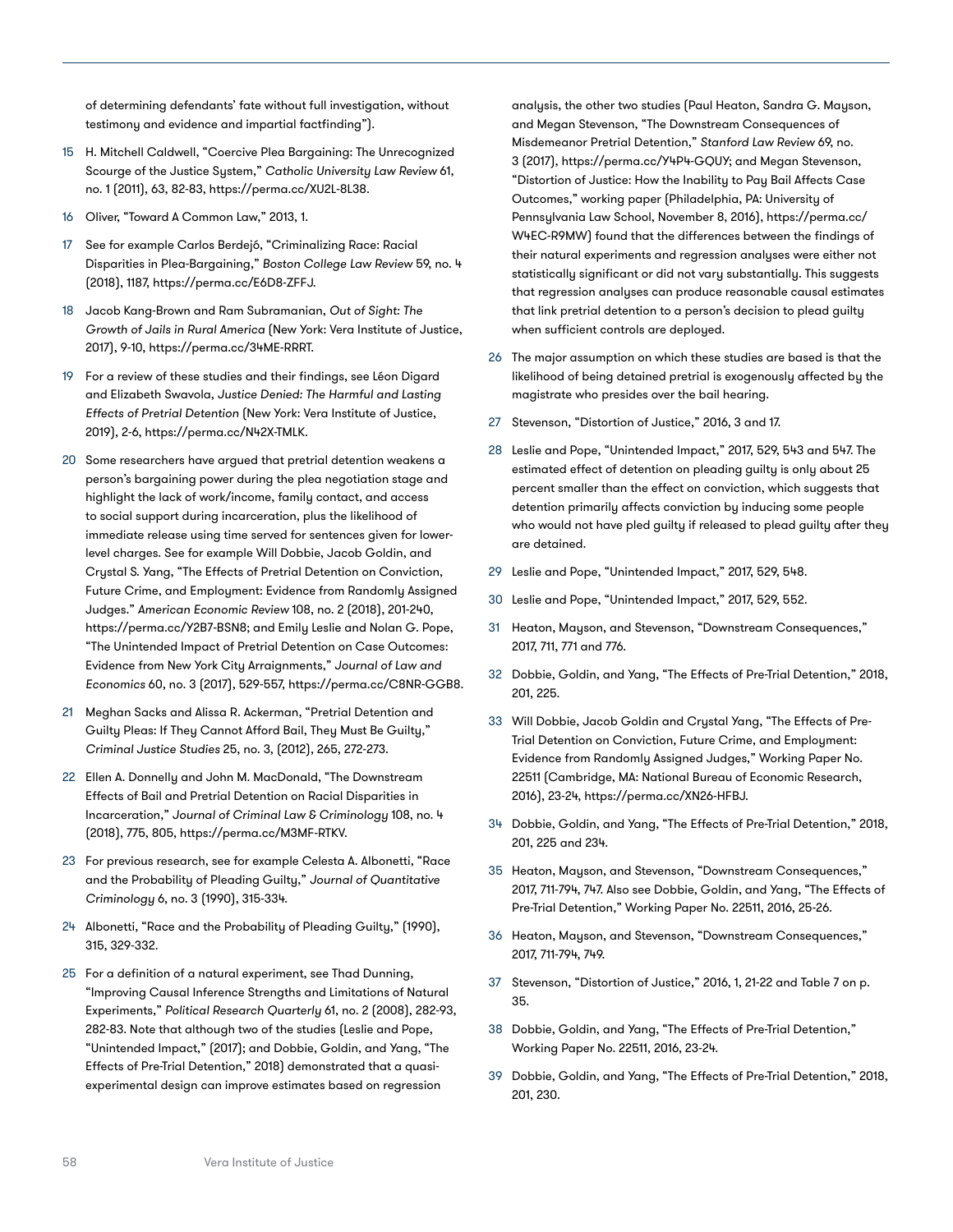of determining defendants' fate without full investigation, without testimony and evidence and impartial factfinding").

15 H. Mitchell Caldwell, "Coercive Plea Bargaining: The Unrecognized Scourge of the Justice System," *Catholic University Law Review* 61, no. 1 (2011), 63, 82-83, https://perma.cc/XU2L-8L38.

16 Oliver, "Toward A Common Law," 2013, 1.

17 See for example Carlos Berdejó, "Criminalizing Race: Racial Disparities in Plea-Bargaining," *Boston College Law Review* 59, no. 4 (2018), 1187, https://perma.cc/E6D8-ZFFJ.

18 Jacob Kang-Brown and Ram Subramanian, *Out of Sight: The Growth of Jails in Rural America* (New York: Vera Institute of Justice, 2017), 9-10, https://perma.cc/34ME-RRRT.

19 For a review of these studies and their findings, see Léon Digard and Elizabeth Swavola, *Justice Denied: The Harmful and Lasting Effects of Pretrial Detention* (New York: Vera Institute of Justice, 2019), 2-6, https://perma.cc/N42X-TMLK.

20 Some researchers have argued that pretrial detention weakens a person's bargaining power during the plea negotiation stage and highlight the lack of work/income, family contact, and access to social support during incarceration, plus the likelihood of immediate release using time served for sentences given for lower-level charges. See for example Will Dobbie, Jacob Goldin, and Crystal S. Yang, "The Effects of Pretrial Detention on Conviction, Future Crime, and Employment: Evidence from Randomly Assigned Judges." *American Economic Review* 108, no. 2 (2018), 201-240, https://perma.cc/Y2B7-BSN8; and Emily Leslie and Nolan G. Pope, "The Unintended Impact of Pretrial Detention on Case Outcomes: Evidence from New York City Arraignments," *Journal of Law and Economics* 60, no. 3 (2017), 529-557, https://perma.cc/C8NR-GGB8.

21 Meghan Sacks and Alissa R. Ackerman, "Pretrial Detention and Guilty Pleas: If They Cannot Afford Bail, They Must Be Guilty," *Criminal Justice Studies* 25, no. 3, (2012), 265, 272-273.

22 Ellen A. Donnelly and John M. MacDonald, "The Downstream Effects of Bail and Pretrial Detention on Racial Disparities in Incarceration," *Journal of Criminal Law & Criminology* 108, no. 4 (2018), 775, 805, https://perma.cc/M3MF-RTKV.

23 For previous research, see for example Celesta A. Albonetti, "Race and the Probability of Pleading Guilty," *Journal of Quantitative Criminology* 6, no. 3 (1990), 315-334.

24 Albonetti, "Race and the Probability of Pleading Guilty," (1990), 315, 329-332.

25 For a definition of a natural experiment, see Thad Dunning, "Improving Causal Inference Strengths and Limitations of Natural Experiments," *Political Research Quarterly* 61, no. 2 (2008), 282-93, 282-83. Note that although two of the studies (Leslie and Pope, "Unintended Impact," (2017); and Dobbie, Goldin, and Yang, "The Effects of Pre-Trial Detention," 2018) demonstrated that a quasi-experimental design can improve estimates based on regression analysis, the other two studies (Paul Heaton, Sandra G. Mayson, and Megan Stevenson, "The Downstream Consequences of Misdemeanor Pretrial Detention," *Stanford Law Review* 69, no. 3 (2017), https://perma.cc/Y4P4-GQUY; and Megan Stevenson, "Distortion of Justice: How the Inability to Pay Bail Affects Case Outcomes," working paper (Philadelphia, PA: University of Pennsylvania Law School, November 8, 2016), https://perma.cc/W4EC-R9MW) found that the differences between the findings of their natural experiments and regression analyses were either not statistically significant or did not vary substantially. This suggests that regression analyses can produce reasonable causal estimates that link pretrial detention to a person's decision to plead guilty when sufficient controls are deployed.

26 The major assumption on which these studies are based is that the likelihood of being detained pretrial is exogenously affected by the magistrate who presides over the bail hearing.

27 Stevenson, "Distortion of Justice," 2016, 3 and 17.

28 Leslie and Pope, "Unintended Impact," 2017, 529, 543 and 547. The estimated effect of detention on pleading guilty is only about 25 percent smaller than the effect on conviction, which suggests that detention primarily affects conviction by inducing some people who would not have pled guilty if released to plead guilty after they are detained.

29 Leslie and Pope, "Unintended Impact," 2017, 529, 548.

30 Leslie and Pope, "Unintended Impact," 2017, 529, 552.

31 Heaton, Mayson, and Stevenson, "Downstream Consequences," 2017, 711, 771 and 776.

32 Dobbie, Goldin, and Yang, "The Effects of Pre-Trial Detention," 2018, 201, 225.

33 Will Dobbie, Jacob Goldin and Crystal Yang, "The Effects of Pre-Trial Detention on Conviction, Future Crime, and Employment: Evidence from Randomly Assigned Judges," Working Paper No. 22511 (Cambridge, MA: National Bureau of Economic Research, 2016), 23-24, https://perma.cc/XN26-HFBJ.

34 Dobbie, Goldin, and Yang, "The Effects of Pre-Trial Detention," 2018, 201, 225 and 234.

35 Heaton, Mayson, and Stevenson, "Downstream Consequences," 2017, 711-794, 747. Also see Dobbie, Goldin, and Yang, "The Effects of Pre-Trial Detention," Working Paper No. 22511, 2016, 25-26.

36 Heaton, Mayson, and Stevenson, "Downstream Consequences," 2017, 711-794, 749.

37 Stevenson, "Distortion of Justice," 2016, 1, 21-22 and Table 7 on p. 35.

38 Dobbie, Goldin, and Yang, "The Effects of Pre-Trial Detention," Working Paper No. 22511, 2016, 23-24.

39 Dobbie, Goldin, and Yang, "The Effects of Pre-Trial Detention," 2018, 201, 230.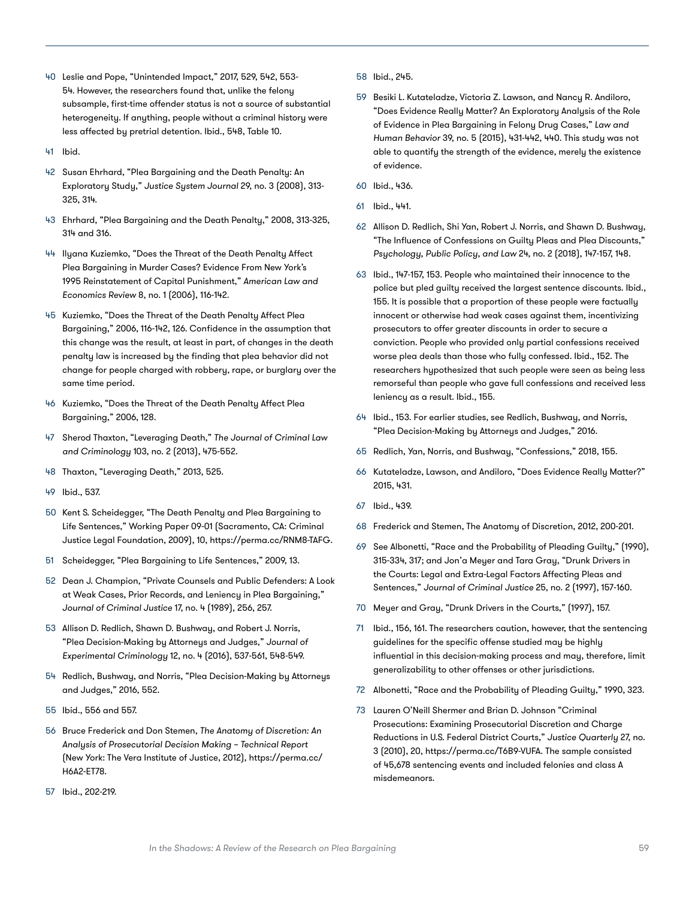40 Leslie and Pope, "Unintended Impact," 2017, 529, 542, 553-54. However, the researchers found that, unlike the felony subsample, first-time offender status is not a source of substantial heterogeneity. If anything, people without a criminal history were less affected by pretrial detention. Ibid., 548, Table 10.

41 Ibid.

42 Susan Ehrhard, "Plea Bargaining and the Death Penalty: An Exploratory Study," *Justice System Journal* 29, no. 3 (2008), 313-325, 314.

43 Ehrhard, "Plea Bargaining and the Death Penalty," 2008, 313-325, 314 and 316.

44 Ilyana Kuziemko, "Does the Threat of the Death Penalty Affect Plea Bargaining in Murder Cases? Evidence From New York's 1995 Reinstatement of Capital Punishment," *American Law and Economics Review* 8, no. 1 (2006), 116-142.

45 Kuziemko, "Does the Threat of the Death Penalty Affect Plea Bargaining," 2006, 116-142, 126. Confidence in the assumption that this change was the result, at least in part, of changes in the death penalty law is increased by the finding that plea behavior did not change for people charged with robbery, rape, or burglary over the same time period.

46 Kuziemko, "Does the Threat of the Death Penalty Affect Plea Bargaining," 2006, 128.

47 Sherod Thaxton, "Leveraging Death," *The Journal of Criminal Law and Criminology* 103, no. 2 (2013), 475-552.

48 Thaxton, "Leveraging Death," 2013, 525.

49 Ibid., 537.

50 Kent S. Scheidegger, "The Death Penalty and Plea Bargaining to Life Sentences," Working Paper 09-01 (Sacramento, CA: Criminal Justice Legal Foundation, 2009), 10, https://perma.cc/RNM8-TAFG.

51 Scheidegger, "Plea Bargaining to Life Sentences," 2009, 13.

52 Dean J. Champion, "Private Counsels and Public Defenders: A Look at Weak Cases, Prior Records, and Leniency in Plea Bargaining," *Journal of Criminal Justice* 17, no. 4 (1989), 256, 257.

53 Allison D. Redlich, Shawn D. Bushway, and Robert J. Norris, "Plea Decision-Making by Attorneys and Judges," *Journal of Experimental Criminology* 12, no. 4 (2016), 537-561, 548-549.

54 Redlich, Bushway, and Norris, "Plea Decision-Making by Attorneys and Judges," 2016, 552.

55 Ibid., 556 and 557.

56 Bruce Frederick and Don Stemen, *The Anatomy of Discretion: An Analysis of Prosecutorial Decision Making – Technical Report* (New York: The Vera Institute of Justice, 2012), https://perma.cc/H6A2-ET78.

57 Ibid., 202-219.

58 Ibid., 245.

59 Besiki L. Kutateladze, Victoria Z. Lawson, and Nancy R. Andiloro, "Does Evidence Really Matter? An Exploratory Analysis of the Role of Evidence in Plea Bargaining in Felony Drug Cases," *Law and Human Behavior* 39, no. 5 (2015), 431-442, 440. This study was not able to quantify the strength of the evidence, merely the existence of evidence.

60 Ibid., 436.

61 Ibid., 441.

62 Allison D. Redlich, Shi Yan, Robert J. Norris, and Shawn D. Bushway, "The Influence of Confessions on Guilty Pleas and Plea Discounts," *Psychology, Public Policy, and Law* 24, no. 2 (2018), 147-157, 148.

63 Ibid., 147-157, 153. People who maintained their innocence to the police but pled guilty received the largest sentence discounts. Ibid., 155. It is possible that a proportion of these people were factually innocent or otherwise had weak cases against them, incentivizing prosecutors to offer greater discounts in order to secure a conviction. People who provided only partial confessions received worse plea deals than those who fully confessed. Ibid., 152. The researchers hypothesized that such people were seen as being less remorseful than people who gave full confessions and received less leniency as a result. Ibid., 155.

64 Ibid., 153. For earlier studies, see Redlich, Bushway, and Norris, "Plea Decision-Making by Attorneys and Judges," 2016.

65 Redlich, Yan, Norris, and Bushway, "Confessions," 2018, 155.

66 Kutateladze, Lawson, and Andiloro, "Does Evidence Really Matter?" 2015, 431.

67 Ibid., 439.

68 Frederick and Stemen, The Anatomy of Discretion, 2012, 200-201.

69 See Albonetti, "Race and the Probability of Pleading Guilty," (1990), 315-334, 317; and Jon'a Meyer and Tara Gray, "Drunk Drivers in the Courts: Legal and Extra-Legal Factors Affecting Pleas and Sentences," *Journal of Criminal Justice* 25, no. 2 (1997), 157-160.

70 Meyer and Gray, "Drunk Drivers in the Courts," (1997), 157.

71 Ibid., 156, 161. The researchers caution, however, that the sentencing guidelines for the specific offense studied may be highly influential in this decision-making process and may, therefore, limit generalizability to other offenses or other jurisdictions.

72 Albonetti, "Race and the Probability of Pleading Guilty," 1990, 323.

73 Lauren O'Neill Shermer and Brian D. Johnson "Criminal Prosecutions: Examining Prosecutorial Discretion and Charge Reductions in U.S. Federal District Courts," *Justice Quarterly* 27, no. 3 (2010), 20, https://perma.cc/T6B9-VUFA. The sample consisted of 45,678 sentencing events and included felonies and class A misdemeanors.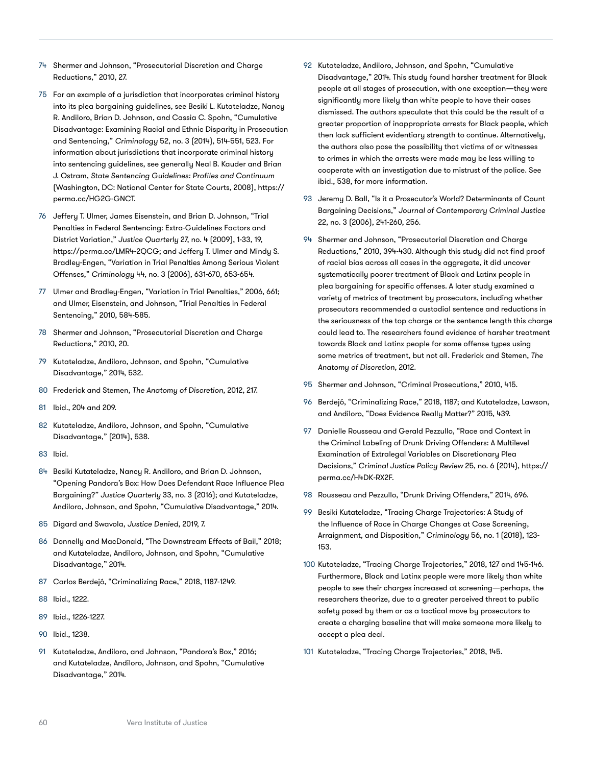74 Shermer and Johnson, "Prosecutorial Discretion and Charge Reductions," 2010, 27.

75 For an example of a jurisdiction that incorporates criminal history into its plea bargaining guidelines, see Besiki L. Kutateladze, Nancy R. Andiloro, Brian D. Johnson, and Cassia C. Spohn, "Cumulative Disadvantage: Examining Racial and Ethnic Disparity in Prosecution and Sentencing," *Criminology* 52, no. 3 (2014), 514-551, 523. For information about jurisdictions that incorporate criminal history into sentencing guidelines, see generally Neal B. Kauder and Brian J. Ostram, *State Sentencing Guidelines: Profiles and Continuum* (Washington, DC: National Center for State Courts, 2008), https://perma.cc/HG2G-GNCT.

76 Jeffery T. Ulmer, James Eisenstein, and Brian D. Johnson, "Trial Penalties in Federal Sentencing: Extra-Guidelines Factors and District Variation," *Justice Quarterly* 27, no. 4 (2009), 1-33, 19, https://perma.cc/LMR4-2QCG; and Jeffery T. Ulmer and Mindy S. Bradley-Engen, "Variation in Trial Penalties Among Serious Violent Offenses," *Criminology* 44, no. 3 (2006), 631-670, 653-654.

77 Ulmer and Bradley-Engen, "Variation in Trial Penalties," 2006, 661; and Ulmer, Eisenstein, and Johnson, "Trial Penalties in Federal Sentencing," 2010, 584-585.

78 Shermer and Johnson, "Prosecutorial Discretion and Charge Reductions," 2010, 20.

79 Kutateladze, Andiloro, Johnson, and Spohn, "Cumulative Disadvantage," 2014, 532.

80 Frederick and Stemen, *The Anatomy of Discretion*, 2012, 217.

81 Ibid., 204 and 209.

82 Kutateladze, Andiloro, Johnson, and Spohn, "Cumulative Disadvantage," (2014), 538.

83 Ibid.

84 Besiki Kutateladze, Nancy R. Andiloro, and Brian D. Johnson, "Opening Pandora's Box: How Does Defendant Race Influence Plea Bargaining?" *Justice Quarterly* 33, no. 3 (2016); and Kutateladze, Andiloro, Johnson, and Spohn, "Cumulative Disadvantage," 2014.

85 Digard and Swavola, *Justice Denied*, 2019, 7.

86 Donnelly and MacDonald, "The Downstream Effects of Bail," 2018; and Kutateladze, Andiloro, Johnson, and Spohn, "Cumulative Disadvantage," 2014.

87 Carlos Berdejó, "Criminalizing Race," 2018, 1187-1249.

88 Ibid., 1222.

89 Ibid., 1226-1227.

90 Ibid., 1238.

91 Kutateladze, Andiloro, and Johnson, "Pandora's Box," 2016; and Kutateladze, Andiloro, Johnson, and Spohn, "Cumulative Disadvantage," 2014.

92 Kutateladze, Andiloro, Johnson, and Spohn, "Cumulative Disadvantage," 2014. This study found harsher treatment for Black people at all stages of prosecution, with one exception—they were significantly more likely than white people to have their cases dismissed. The authors speculate that this could be the result of a greater proportion of inappropriate arrests for Black people, which then lack sufficient evidentiary strength to continue. Alternatively, the authors also pose the possibility that victims of or witnesses to crimes in which the arrests were made may be less willing to cooperate with an investigation due to mistrust of the police. See ibid., 538, for more information.

93 Jeremy D. Ball, "Is it a Prosecutor's World? Determinants of Count Bargaining Decisions," *Journal of Contemporary Criminal Justice* 22, no. 3 (2006), 241-260, 256.

94 Shermer and Johnson, "Prosecutorial Discretion and Charge Reductions," 2010, 394-430. Although this study did not find proof of racial bias across all cases in the aggregate, it did uncover systematically poorer treatment of Black and Latinx people in plea bargaining for specific offenses. A later study examined a variety of metrics of treatment by prosecutors, including whether prosecutors recommended a custodial sentence and reductions in the seriousness of the top charge or the sentence length this charge could lead to. The researchers found evidence of harsher treatment towards Black and Latinx people for some offense types using some metrics of treatment, but not all. Frederick and Stemen, *The Anatomy of Discretion*, 2012.

95 Shermer and Johnson, "Criminal Prosecutions," 2010, 415.

96 Berdejó, "Criminalizing Race," 2018, 1187; and Kutateladze, Lawson, and Andiloro, "Does Evidence Really Matter?" 2015, 439.

97 Danielle Rousseau and Gerald Pezzullo, "Race and Context in the Criminal Labeling of Drunk Driving Offenders: A Multilevel Examination of Extralegal Variables on Discretionary Plea Decisions," *Criminal Justice Policy Review* 25, no. 6 (2014), https://perma.cc/H4DK-RX2F.

98 Rousseau and Pezzullo, "Drunk Driving Offenders," 2014, 696.

99 Besiki Kutateladze, "Tracing Charge Trajectories: A Study of the Influence of Race in Charge Changes at Case Screening, Arraignment, and Disposition," *Criminology* 56, no. 1 (2018), 123-153.

100 Kutateladze, "Tracing Charge Trajectories," 2018, 127 and 145-146. Furthermore, Black and Latinx people were more likely than white people to see their charges increased at screening—perhaps, the researchers theorize, due to a greater perceived threat to public safety posed by them or as a tactical move by prosecutors to create a charging baseline that will make someone more likely to accept a plea deal.

101 Kutateladze, "Tracing Charge Trajectories," 2018, 145.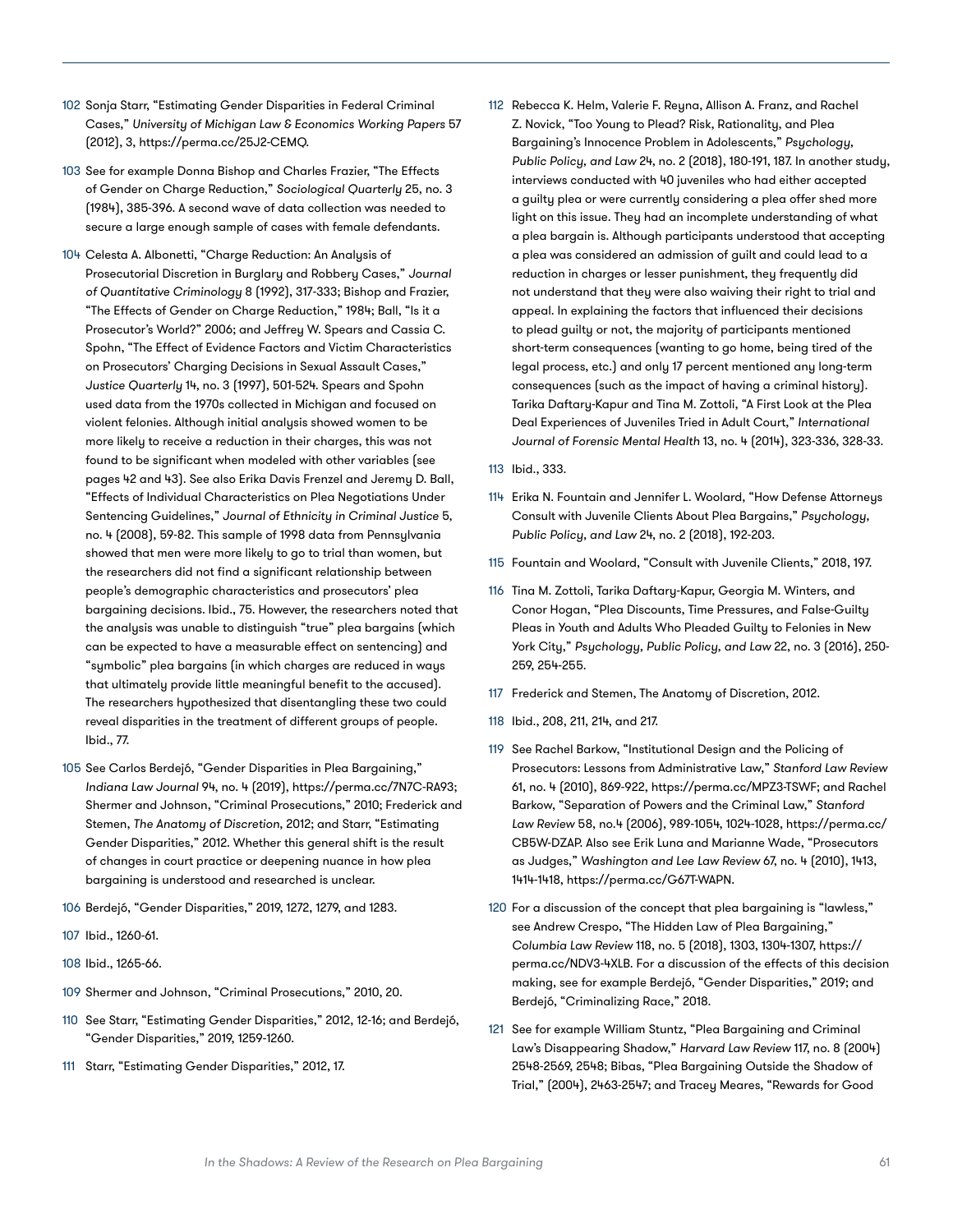102 Sonja Starr, "Estimating Gender Disparities in Federal Criminal Cases," *University of Michigan Law & Economics Working Papers* 57 (2012), 3, https://perma.cc/25J2-CEMQ.

103 See for example Donna Bishop and Charles Frazier, "The Effects of Gender on Charge Reduction," *Sociological Quarterly* 25, no. 3 (1984), 385-396. A second wave of data collection was needed to secure a large enough sample of cases with female defendants.

104 Celesta A. Albonetti, "Charge Reduction: An Analysis of Prosecutorial Discretion in Burglary and Robbery Cases," *Journal of Quantitative Criminology* 8 (1992), 317-333; Bishop and Frazier, "The Effects of Gender on Charge Reduction," 1984; Ball, "Is it a Prosecutor's World?" 2006; and Jeffrey W. Spears and Cassia C. Spohn, "The Effect of Evidence Factors and Victim Characteristics on Prosecutors' Charging Decisions in Sexual Assault Cases," *Justice Quarterly* 14, no. 3 (1997), 501-524. Spears and Spohn used data from the 1970s collected in Michigan and focused on violent felonies. Although initial analysis showed women to be more likely to receive a reduction in their charges, this was not found to be significant when modeled with other variables (see pages 42 and 43). See also Erika Davis Frenzel and Jeremy D. Ball, "Effects of Individual Characteristics on Plea Negotiations Under Sentencing Guidelines," *Journal of Ethnicity in Criminal Justice* 5, no. 4 (2008), 59-82. This sample of 1998 data from Pennsylvania showed that men were more likely to go to trial than women, but the researchers did not find a significant relationship between people's demographic characteristics and prosecutors' plea bargaining decisions. Ibid., 75. However, the researchers noted that the analysis was unable to distinguish "true" plea bargains (which can be expected to have a measurable effect on sentencing) and "symbolic" plea bargains (in which charges are reduced in ways that ultimately provide little meaningful benefit to the accused). The researchers hypothesized that disentangling these two could reveal disparities in the treatment of different groups of people. Ibid., 77.

105 See Carlos Berdejó, "Gender Disparities in Plea Bargaining," *Indiana Law Journal* 94, no. 4 (2019), https://perma.cc/7N7C-RA93; Shermer and Johnson, "Criminal Prosecutions," 2010; Frederick and Stemen, *The Anatomy of Discretion*, 2012; and Starr, "Estimating Gender Disparities," 2012. Whether this general shift is the result of changes in court practice or deepening nuance in how plea bargaining is understood and researched is unclear.

106 Berdejó, "Gender Disparities," 2019, 1272, 1279, and 1283.

107 Ibid., 1260-61.

108 Ibid., 1265-66.

109 Shermer and Johnson, "Criminal Prosecutions," 2010, 20.

110 See Starr, "Estimating Gender Disparities," 2012, 12-16; and Berdejó, "Gender Disparities," 2019, 1259-1260.

111 Starr, "Estimating Gender Disparities," 2012, 17.

112 Rebecca K. Helm, Valerie F. Reyna, Allison A. Franz, and Rachel Z. Novick, "Too Young to Plead? Risk, Rationality, and Plea Bargaining's Innocence Problem in Adolescents," *Psychology, Public Policy, and Law* 24, no. 2 (2018), 180-191, 187. In another study, interviews conducted with 40 juveniles who had either accepted a guilty plea or were currently considering a plea offer shed more light on this issue. They had an incomplete understanding of what a plea bargain is. Although participants understood that accepting a plea was considered an admission of guilt and could lead to a reduction in charges or lesser punishment, they frequently did not understand that they were also waiving their right to trial and appeal. In explaining the factors that influenced their decisions to plead guilty or not, the majority of participants mentioned short-term consequences (wanting to go home, being tired of the legal process, etc.) and only 17 percent mentioned any long-term consequences (such as the impact of having a criminal history). Tarika Daftary-Kapur and Tina M. Zottoli, "A First Look at the Plea Deal Experiences of Juveniles Tried in Adult Court," *International Journal of Forensic Mental Health* 13, no. 4 (2014), 323-336, 328-33.

113 Ibid., 333.

114 Erika N. Fountain and Jennifer L. Woolard, "How Defense Attorneys Consult with Juvenile Clients About Plea Bargains," *Psychology, Public Policy, and Law* 24, no. 2 (2018), 192-203.

115 Fountain and Woolard, "Consult with Juvenile Clients," 2018, 197.

116 Tina M. Zottoli, Tarika Daftary-Kapur, Georgia M. Winters, and Conor Hogan, "Plea Discounts, Time Pressures, and False-Guilty Pleas in Youth and Adults Who Pleaded Guilty to Felonies in New York City," *Psychology, Public Policy, and Law* 22, no. 3 (2016), 250-259, 254-255.

117 Frederick and Stemen, The Anatomy of Discretion, 2012.

118 Ibid., 208, 211, 214, and 217.

119 See Rachel Barkow, "Institutional Design and the Policing of Prosecutors: Lessons from Administrative Law," *Stanford Law Review* 61, no. 4 (2010), 869-922, https://perma.cc/MPZ3-TSWF; and Rachel Barkow, "Separation of Powers and the Criminal Law," *Stanford Law Review* 58, no.4 (2006), 989-1054, 1024-1028, https://perma.cc/CB5W-DZAP. Also see Erik Luna and Marianne Wade, "Prosecutors as Judges," *Washington and Lee Law Review* 67, no. 4 (2010), 1413, 1414-1418, https://perma.cc/G67T-WAPN.

120 For a discussion of the concept that plea bargaining is "lawless," see Andrew Crespo, "The Hidden Law of Plea Bargaining," *Columbia Law Review* 118, no. 5 (2018), 1303, 1304-1307, https://perma.cc/NDV3-4XLB. For a discussion of the effects of this decision making, see for example Berdejó, "Gender Disparities," 2019; and Berdejó, "Criminalizing Race," 2018.

121 See for example William Stuntz, "Plea Bargaining and Criminal Law's Disappearing Shadow," *Harvard Law Review* 117, no. 8 (2004) 2548-2569, 2548; Bibas, "Plea Bargaining Outside the Shadow of Trial," (2004), 2463-2547; and Tracey Meares, "Rewards for Good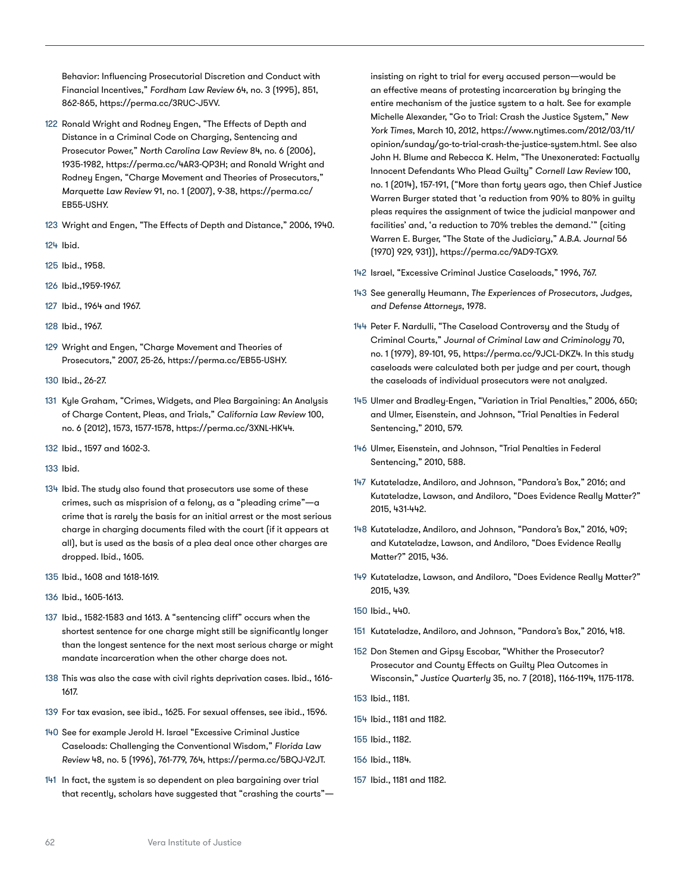Behavior: Influencing Prosecutorial Discretion and Conduct with Financial Incentives," *Fordham Law Review* 64, no. 3 (1995), 851, 862-865, https://perma.cc/3RUC-J5VV.

122 Ronald Wright and Rodney Engen, "The Effects of Depth and Distance in a Criminal Code on Charging, Sentencing and Prosecutor Power," *North Carolina Law Review* 84, no. 6 (2006), 1935-1982, https://perma.cc/4AR3-QP3H; and Ronald Wright and Rodney Engen, "Charge Movement and Theories of Prosecutors," *Marquette Law Review* 91, no. 1 (2007), 9-38, https://perma.cc/EB55-USHY.

123 Wright and Engen, "The Effects of Depth and Distance," 2006, 1940.

124 Ibid.

125 Ibid., 1958.

126 Ibid.,1959-1967.

127 Ibid., 1964 and 1967.

128 Ibid., 1967.

129 Wright and Engen, "Charge Movement and Theories of Prosecutors," 2007, 25-26, https://perma.cc/EB55-USHY.

130 Ibid., 26-27.

131 Kyle Graham, "Crimes, Widgets, and Plea Bargaining: An Analysis of Charge Content, Pleas, and Trials," *California Law Review* 100, no. 6 (2012), 1573, 1577-1578, https://perma.cc/3XNL-HK44.

132 Ibid., 1597 and 1602-3.

133 Ibid.

134 Ibid. The study also found that prosecutors use some of these crimes, such as misprision of a felony, as a "pleading crime"—a crime that is rarely the basis for an initial arrest or the most serious charge in charging documents filed with the court (if it appears at all), but is used as the basis of a plea deal once other charges are dropped. Ibid., 1605.

135 Ibid., 1608 and 1618-1619.

136 Ibid., 1605-1613.

137 Ibid., 1582-1583 and 1613. A "sentencing cliff" occurs when the shortest sentence for one charge might still be significantly longer than the longest sentence for the next most serious charge or might mandate incarceration when the other charge does not.

138 This was also the case with civil rights deprivation cases. Ibid., 1616-1617.

139 For tax evasion, see ibid., 1625. For sexual offenses, see ibid., 1596.

140 See for example Jerold H. Israel "Excessive Criminal Justice Caseloads: Challenging the Conventional Wisdom," *Florida Law Review* 48, no. 5 (1996), 761-779, 764, https://perma.cc/5BQJ-V2JT.

141 In fact, the system is so dependent on plea bargaining over trial that recently, scholars have suggested that "crashing the courts"—insisting on right to trial for every accused person—would be an effective means of protesting incarceration by bringing the entire mechanism of the justice system to a halt. See for example Michelle Alexander, "Go to Trial: Crash the Justice System," *New York Times*, March 10, 2012, https://www.nytimes.com/2012/03/11/opinion/sunday/go-to-trial-crash-the-justice-system.html. See also John H. Blume and Rebecca K. Helm, "The Unexonerated: Factually Innocent Defendants Who Plead Guilty" *Cornell Law Review* 100, no. 1 (2014), 157-191, ("More than forty years ago, then Chief Justice Warren Burger stated that 'a reduction from 90% to 80% in guilty pleas requires the assignment of twice the judicial manpower and facilities' and, 'a reduction to 70% trebles the demand.'" (citing Warren E. Burger, "The State of the Judiciary," *A.B.A. Journal* 56 (1970) 929, 931)), https://perma.cc/9AD9-TGX9.

142 Israel, "Excessive Criminal Justice Caseloads," 1996, 767.

143 See generally Heumann, *The Experiences of Prosecutors, Judges, and Defense Attorneys*, 1978.

144 Peter F. Nardulli, "The Caseload Controversy and the Study of Criminal Courts," *Journal of Criminal Law and Criminology* 70, no. 1 (1979), 89-101, 95, https://perma.cc/9JCL-DKZ4. In this study caseloads were calculated both per judge and per court, though the caseloads of individual prosecutors were not analyzed.

145 Ulmer and Bradley-Engen, "Variation in Trial Penalties," 2006, 650; and Ulmer, Eisenstein, and Johnson, "Trial Penalties in Federal Sentencing," 2010, 579.

146 Ulmer, Eisenstein, and Johnson, "Trial Penalties in Federal Sentencing," 2010, 588.

147 Kutateladze, Andiloro, and Johnson, "Pandora's Box," 2016; and Kutateladze, Lawson, and Andiloro, "Does Evidence Really Matter?" 2015, 431-442.

148 Kutateladze, Andiloro, and Johnson, "Pandora's Box," 2016, 409; and Kutateladze, Lawson, and Andiloro, "Does Evidence Really Matter?" 2015, 436.

149 Kutateladze, Lawson, and Andiloro, "Does Evidence Really Matter?" 2015, 439.

150 Ibid., 440.

151 Kutateladze, Andiloro, and Johnson, "Pandora's Box," 2016, 418.

152 Don Stemen and Gipsy Escobar, "Whither the Prosecutor? Prosecutor and County Effects on Guilty Plea Outcomes in Wisconsin," *Justice Quarterly* 35, no. 7 (2018), 1166-1194, 1175-1178.

153 Ibid., 1181.

154 Ibid., 1181 and 1182.

155 Ibid., 1182.

156 Ibid., 1184.

157 Ibid., 1181 and 1182.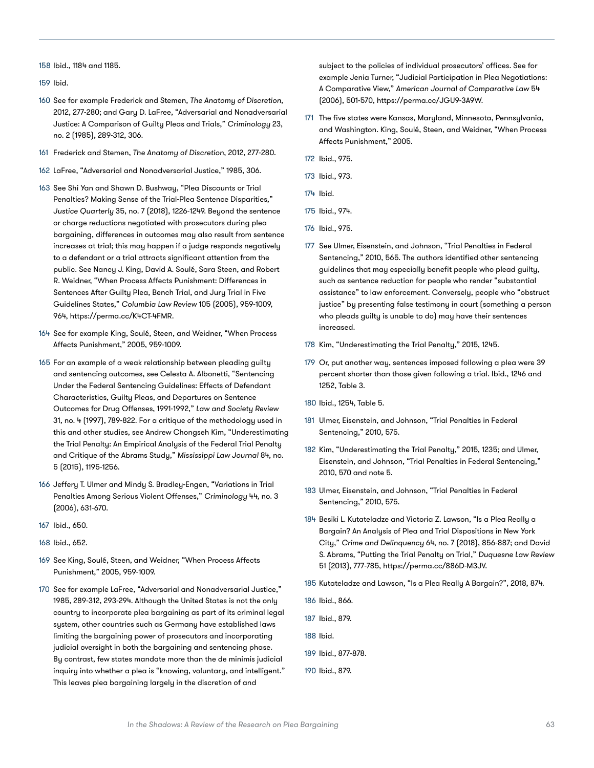158 Ibid., 1184 and 1185.

159 Ibid.

160 See for example Frederick and Stemen, *The Anatomy of Discretion*, 2012, 277-280; and Gary D. LaFree, "Adversarial and Nonadversarial Justice: A Comparison of Guilty Pleas and Trials," *Criminology* 23, no. 2 (1985), 289-312, 306.

161 Frederick and Stemen, *The Anatomy of Discretion*, 2012, 277-280.

162 LaFree, "Adversarial and Nonadversarial Justice," 1985, 306.

163 See Shi Yan and Shawn D. Bushway, "Plea Discounts or Trial Penalties? Making Sense of the Trial-Plea Sentence Disparities," *Justice Quarterly* 35, no. 7 (2018), 1226-1249. Beyond the sentence or charge reductions negotiated with prosecutors during plea bargaining, differences in outcomes may also result from sentence increases at trial; this may happen if a judge responds negatively to a defendant or a trial attracts significant attention from the public. See Nancy J. King, David A. Soulé, Sara Steen, and Robert R. Weidner, "When Process Affects Punishment: Differences in Sentences After Guilty Plea, Bench Trial, and Jury Trial in Five Guidelines States," *Columbia Law Review* 105 (2005), 959-1009, 964, https://perma.cc/K4CT-4FMR.

164 See for example King, Soulé, Steen, and Weidner, "When Process Affects Punishment," 2005, 959-1009.

165 For an example of a weak relationship between pleading guilty and sentencing outcomes, see Celesta A. Albonetti, "Sentencing Under the Federal Sentencing Guidelines: Effects of Defendant Characteristics, Guilty Pleas, and Departures on Sentence Outcomes for Drug Offenses, 1991-1992," *Law and Society Review* 31, no. 4 (1997), 789-822. For a critique of the methodology used in this and other studies, see Andrew Chongseh Kim, "Underestimating the Trial Penalty: An Empirical Analysis of the Federal Trial Penalty and Critique of the Abrams Study," *Mississippi Law Journal* 84, no. 5 (2015), 1195-1256.

166 Jeffery T. Ulmer and Mindy S. Bradley-Engen, "Variations in Trial Penalties Among Serious Violent Offenses," *Criminology* 44, no. 3 (2006), 631-670.

167 Ibid., 650.

168 Ibid., 652.

169 See King, Soulé, Steen, and Weidner, "When Process Affects Punishment," 2005, 959-1009.

170 See for example LaFree, "Adversarial and Nonadversarial Justice," 1985, 289-312, 293-294. Although the United States is not the only country to incorporate plea bargaining as part of its criminal legal system, other countries such as Germany have established laws limiting the bargaining power of prosecutors and incorporating judicial oversight in both the bargaining and sentencing phase. By contrast, few states mandate more than the de minimis judicial inquiry into whether a plea is "knowing, voluntary, and intelligent." This leaves plea bargaining largely in the discretion of and subject to the policies of individual prosecutors' offices. See for example Jenia Turner, "Judicial Participation in Plea Negotiations: A Comparative View," *American Journal of Comparative Law* 54 (2006), 501-570, https://perma.cc/JGU9-3A9W.

171 The five states were Kansas, Maryland, Minnesota, Pennsylvania, and Washington. King, Soulé, Steen, and Weidner, "When Process Affects Punishment," 2005.

172 Ibid., 975.

173 Ibid., 973.

174 Ibid.

175 Ibid., 974.

176 Ibid., 975.

177 See Ulmer, Eisenstein, and Johnson, "Trial Penalties in Federal Sentencing," 2010, 565. The authors identified other sentencing guidelines that may especially benefit people who plead guilty, such as sentence reduction for people who render "substantial assistance" to law enforcement. Conversely, people who "obstruct justice" by presenting false testimony in court (something a person who pleads guilty is unable to do) may have their sentences increased.

178 Kim, "Underestimating the Trial Penalty," 2015, 1245.

179 Or, put another way, sentences imposed following a plea were 39 percent shorter than those given following a trial. Ibid., 1246 and 1252, Table 3.

180 Ibid., 1254, Table 5.

181 Ulmer, Eisenstein, and Johnson, "Trial Penalties in Federal Sentencing," 2010, 575.

182 Kim, "Underestimating the Trial Penalty," 2015, 1235; and Ulmer, Eisenstein, and Johnson, "Trial Penalties in Federal Sentencing," 2010, 570 and note 5.

183 Ulmer, Eisenstein, and Johnson, "Trial Penalties in Federal Sentencing," 2010, 575.

184 Besiki L. Kutateladze and Victoria Z. Lawson, "Is a Plea Really a Bargain? An Analysis of Plea and Trial Dispositions in New York City," *Crime and Delinquency* 64, no. 7 (2018), 856-887; and David S. Abrams, "Putting the Trial Penalty on Trial," *Duquesne Law Review* 51 (2013), 777-785, https://perma.cc/886D-M3JV.

185 Kutateladze and Lawson, "Is a Plea Really A Bargain?", 2018, 874.

186 Ibid., 866.

187 Ibid., 879.

188 Ibid.

189 Ibid., 877-878.

190 Ibid., 879.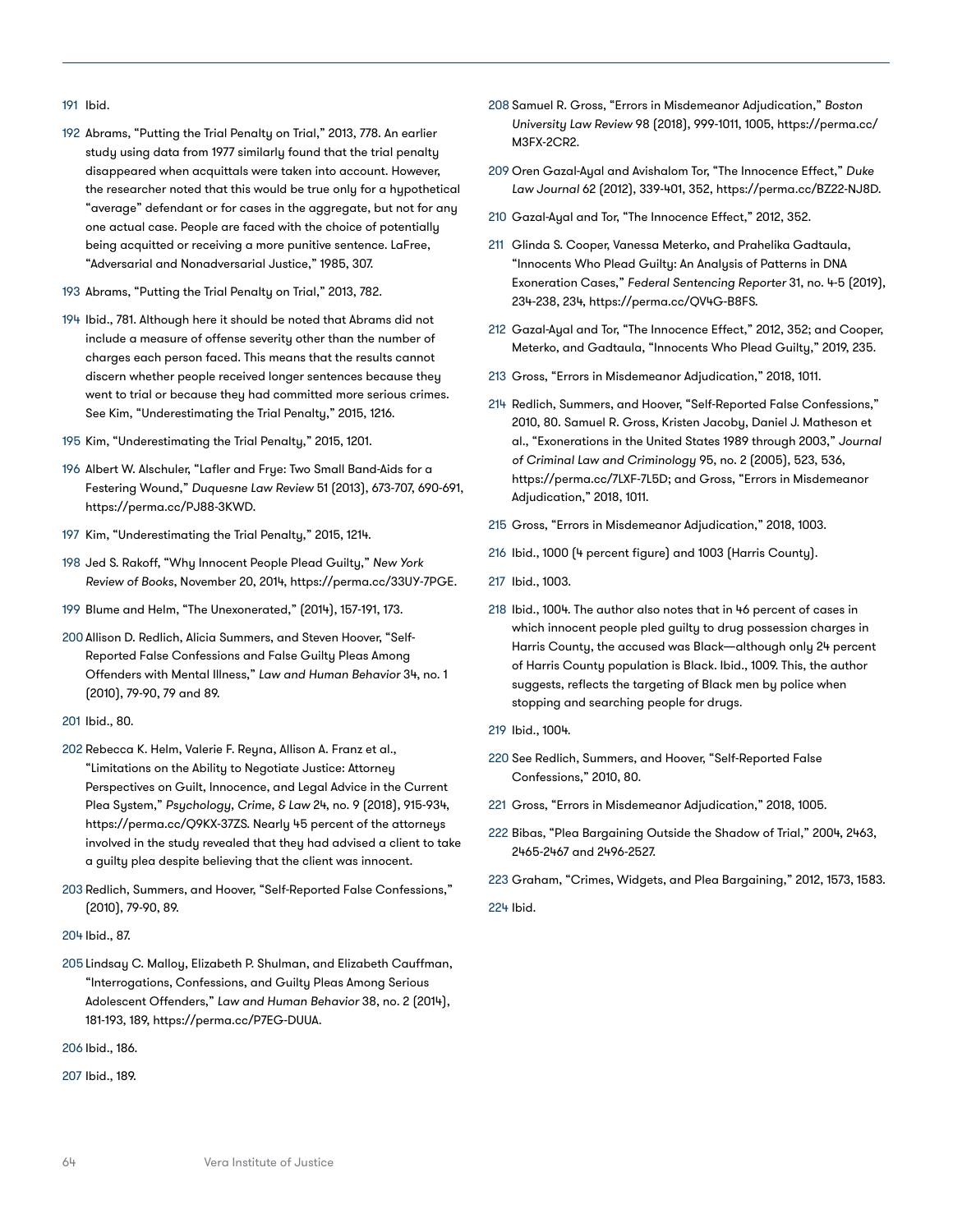191 Ibid.

192 Abrams, "Putting the Trial Penalty on Trial," 2013, 778. An earlier study using data from 1977 similarly found that the trial penalty disappeared when acquittals were taken into account. However, the researcher noted that this would be true only for a hypothetical "average" defendant or for cases in the aggregate, but not for any one actual case. People are faced with the choice of potentially being acquitted or receiving a more punitive sentence. LaFree, "Adversarial and Nonadversarial Justice," 1985, 307.

193 Abrams, "Putting the Trial Penalty on Trial," 2013, 782.

194 Ibid., 781. Although here it should be noted that Abrams did not include a measure of offense severity other than the number of charges each person faced. This means that the results cannot discern whether people received longer sentences because they went to trial or because they had committed more serious crimes. See Kim, "Underestimating the Trial Penalty," 2015, 1216.

195 Kim, "Underestimating the Trial Penalty," 2015, 1201.

196 Albert W. Alschuler, "Lafler and Frye: Two Small Band-Aids for a Festering Wound," *Duquesne Law Review* 51 (2013), 673-707, 690-691, https://perma.cc/PJ88-3KWD.

197 Kim, "Underestimating the Trial Penalty," 2015, 1214.

198 Jed S. Rakoff, "Why Innocent People Plead Guilty," *New York Review of Books*, November 20, 2014, https://perma.cc/33UY-7PGE.

199 Blume and Helm, "The Unexonerated," (2014), 157-191, 173.

200 Allison D. Redlich, Alicia Summers, and Steven Hoover, "Self-Reported False Confessions and False Guilty Pleas Among Offenders with Mental Illness," *Law and Human Behavior* 34, no. 1 (2010), 79-90, 79 and 89.

201 Ibid., 80.

202 Rebecca K. Helm, Valerie F. Reyna, Allison A. Franz et al., "Limitations on the Ability to Negotiate Justice: Attorney Perspectives on Guilt, Innocence, and Legal Advice in the Current Plea System," *Psychology, Crime, & Law* 24, no. 9 (2018), 915-934, https://perma.cc/Q9KX-37ZS. Nearly 45 percent of the attorneys involved in the study revealed that they had advised a client to take a guilty plea despite believing that the client was innocent.

203 Redlich, Summers, and Hoover, "Self-Reported False Confessions," (2010), 79-90, 89.

204 Ibid., 87.

205 Lindsay C. Malloy, Elizabeth P. Shulman, and Elizabeth Cauffman, "Interrogations, Confessions, and Guilty Pleas Among Serious Adolescent Offenders," *Law and Human Behavior* 38, no. 2 (2014), 181-193, 189, https://perma.cc/P7EG-DUUA.

206 Ibid., 186.

207 Ibid., 189.

208 Samuel R. Gross, "Errors in Misdemeanor Adjudication," *Boston University Law Review* 98 (2018), 999-1011, 1005, https://perma.cc/M3FX-2CR2.

209 Oren Gazal-Ayal and Avishalom Tor, "The Innocence Effect," *Duke Law Journal* 62 (2012), 339-401, 352, https://perma.cc/BZ22-NJ8D.

210 Gazal-Ayal and Tor, "The Innocence Effect," 2012, 352.

211 Glinda S. Cooper, Vanessa Meterko, and Prahelika Gadtaula, "Innocents Who Plead Guilty: An Analysis of Patterns in DNA Exoneration Cases," *Federal Sentencing Reporter* 31, no. 4-5 (2019), 234-238, 234, https://perma.cc/QV4G-B8FS.

212 Gazal-Ayal and Tor, "The Innocence Effect," 2012, 352; and Cooper, Meterko, and Gadtaula, "Innocents Who Plead Guilty," 2019, 235.

213 Gross, "Errors in Misdemeanor Adjudication," 2018, 1011.

214 Redlich, Summers, and Hoover, "Self-Reported False Confessions," 2010, 80. Samuel R. Gross, Kristen Jacoby, Daniel J. Matheson et al., "Exonerations in the United States 1989 through 2003," *Journal of Criminal Law and Criminology* 95, no. 2 (2005), 523, 536, https://perma.cc/7LXF-7L5D; and Gross, "Errors in Misdemeanor Adjudication," 2018, 1011.

215 Gross, "Errors in Misdemeanor Adjudication," 2018, 1003.

216 Ibid., 1000 (4 percent figure) and 1003 (Harris County).

217 Ibid., 1003.

218 Ibid., 1004. The author also notes that in 46 percent of cases in which innocent people pled guilty to drug possession charges in Harris County, the accused was Black—although only 24 percent of Harris County population is Black. Ibid., 1009. This, the author suggests, reflects the targeting of Black men by police when stopping and searching people for drugs.

219 Ibid., 1004.

220 See Redlich, Summers, and Hoover, "Self-Reported False Confessions," 2010, 80.

221 Gross, "Errors in Misdemeanor Adjudication," 2018, 1005.

222 Bibas, "Plea Bargaining Outside the Shadow of Trial," 2004, 2463, 2465-2467 and 2496-2527.

223 Graham, "Crimes, Widgets, and Plea Bargaining," 2012, 1573, 1583.

224 Ibid.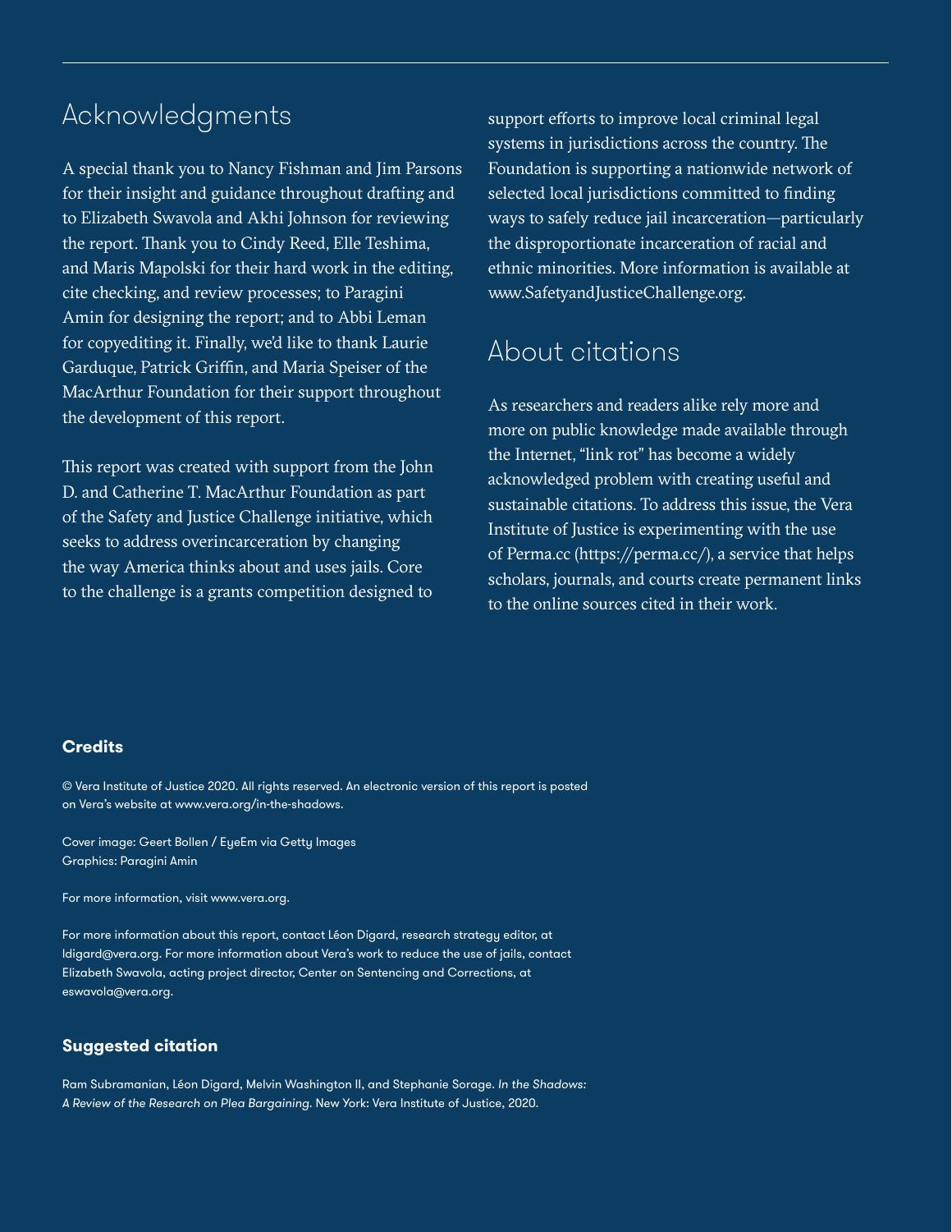## Acknowledgments

A special thank you to Nancy Fishman and Jim Parsons for their insight and guidance throughout drafting and to Elizabeth Swavola and Akhi Johnson for reviewing the report. Thank you to Cindy Reed, Elle Teshima, and Maris Mapolski for their hard work in the editing, cite checking, and review processes; to Paragini Amin for designing the report; and to Abbi Leman for copyediting it. Finally, we'd like to thank Laurie Garduque, Patrick Griffin, and Maria Speiser of the MacArthur Foundation for their support throughout the development of this report.

This report was created with support from the John D. and Catherine T. MacArthur Foundation as part of the Safety and Justice Challenge initiative, which seeks to address overincarceration by changing the way America thinks about and uses jails. Core to the challenge is a grants competition designed to support efforts to improve local criminal legal systems in jurisdictions across the country. The Foundation is supporting a nationwide network of selected local jurisdictions committed to finding ways to safely reduce jail incarceration—particularly the disproportionate incarceration of racial and ethnic minorities. More information is available at www.SafetyandJusticeChallenge.org.

## About citations

As researchers and readers alike rely more and more on public knowledge made available through the Internet, "link rot" has become a widely acknowledged problem with creating useful and sustainable citations. To address this issue, the Vera Institute of Justice is experimenting with the use of Perma.cc (https://perma.cc/), a service that helps scholars, journals, and courts create permanent links to the online sources cited in their work.

### Credits

© Vera Institute of Justice 2020. All rights reserved. An electronic version of this report is posted on Vera's website at www.vera.org/in-the-shadows.

Cover image: Geert Bollen / EyeEm via Getty Images
Graphics: Paragini Amin

For more information, visit www.vera.org.

For more information about this report, contact Léon Digard, research strategy editor, at ldigard@vera.org. For more information about Vera's work to reduce the use of jails, contact Elizabeth Swavola, acting project director, Center on Sentencing and Corrections, at eswavola@vera.org.

### Suggested citation

Ram Subramanian, Léon Digard, Melvin Washington II, and Stephanie Sorage. *In the Shadows: A Review of the Research on Plea Bargaining.* New York: Vera Institute of Justice, 2020.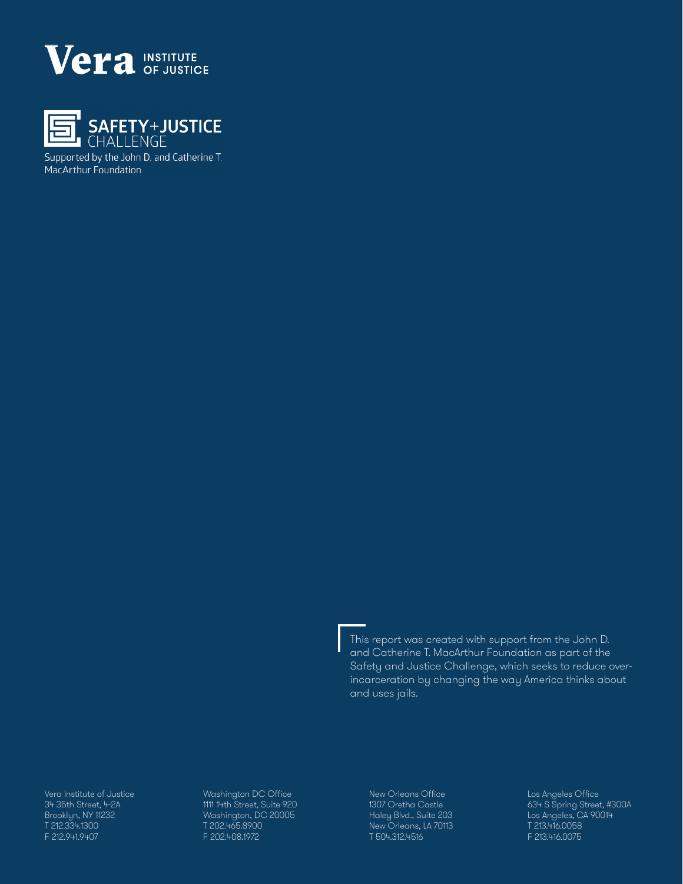Vera INSTITUTE OF JUSTICE

SAFETY+JUSTICE CHALLENGE

Supported by the John D. and Catherine T. MacArthur Foundation

This report was created with support from the John D. and Catherine T. MacArthur Foundation as part of the Safety and Justice Challenge, which seeks to reduce over-incarceration by changing the way America thinks about and uses jails.

Vera Institute of Justice
34 35th Street, 4-2A
Brooklyn, NY 11232
T 212.334.1300
F 212.941.9407

Washington DC Office
1111 14th Street, Suite 920
Washington, DC 20005
T 202.465.8900
F 202.408.1972

New Orleans Office
1307 Oretha Castle
Haley Blvd., Suite 203
New Orleans, LA 70113
T 504.312.4516

Los Angeles Office
634 S Spring Street, #300A
Los Angeles, CA 90014
T 213.416.0058
F 213.416.0075